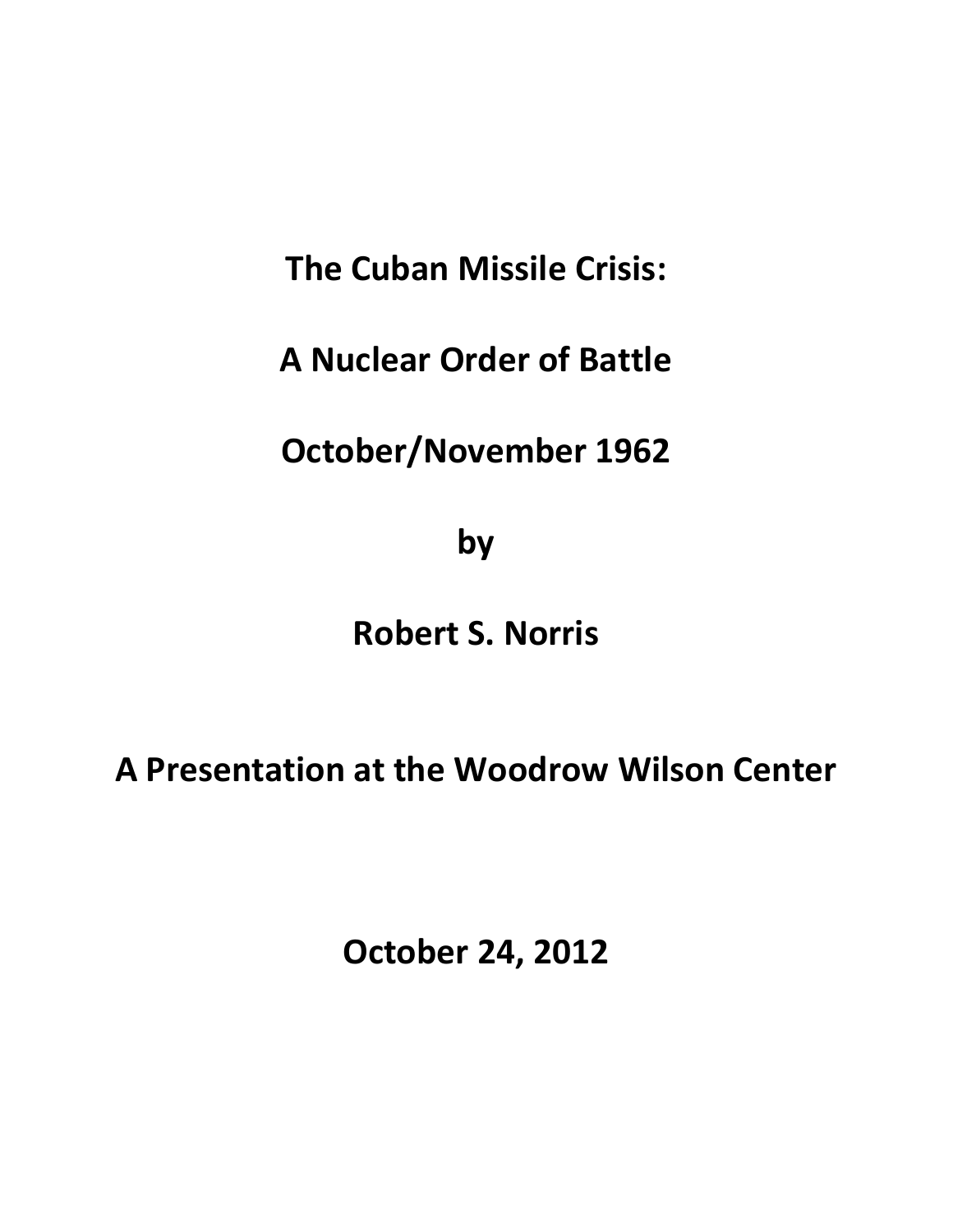# The Cuban Missile Crisis:

# A Nuclear Order of Battle

# October/November 1962

**by**

**Robert S. Norris**

**A Presentation at the Woodrow Wilson Center**

**October 24, 2012**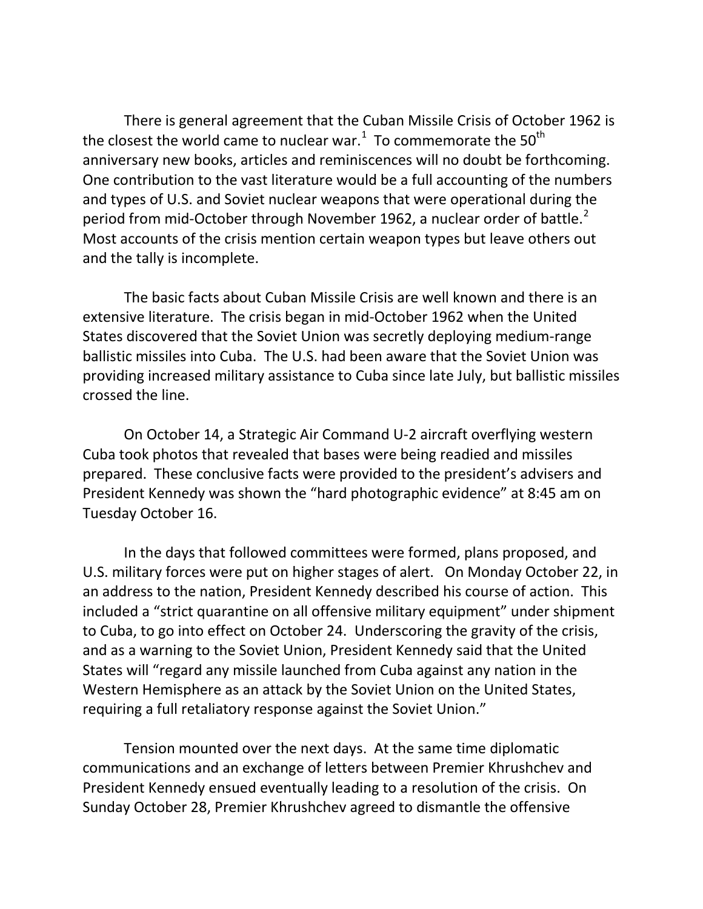There is general agreement that the Cuban Missile Crisis of October 1962 is the closest the world came to nuclear war.[1] To commemorate the 50th anniversary new books, articles and reminiscences will no doubt be forthcoming. One contribution to the vast literature would be a full accounting of the numbers and types of U.S. and Soviet nuclear weapons that were operational during the period from mid-October through November 1962, a nuclear order of battle.[2] Most accounts of the crisis mention certain weapon types but leave others out and the tally is incomplete.

The basic facts about Cuban Missile Crisis are well known and there is an extensive literature. The crisis began in mid-October 1962 when the United States discovered that the Soviet Union was secretly deploying medium-range ballistic missiles into Cuba. The U.S. had been aware that the Soviet Union was providing increased military assistance to Cuba since late July, but ballistic missiles crossed the line.

On October 14, a Strategic Air Command U-2 aircraft overflying western Cuba took photos that revealed that bases were being readied and missiles prepared. These conclusive facts were provided to the president's advisers and President Kennedy was shown the "hard photographic evidence" at 8:45 am on Tuesday October 16.

In the days that followed committees were formed, plans proposed, and U.S. military forces were put on higher stages of alert. On Monday October 22, in an address to the nation, President Kennedy described his course of action. This included a "strict quarantine on all offensive military equipment" under shipment to Cuba, to go into effect on October 24. Underscoring the gravity of the crisis, and as a warning to the Soviet Union, President Kennedy said that the United States will "regard any missile launched from Cuba against any nation in the Western Hemisphere as an attack by the Soviet Union on the United States, requiring a full retaliatory response against the Soviet Union."

Tension mounted over the next days. At the same time diplomatic communications and an exchange of letters between Premier Khrushchev and President Kennedy ensued eventually leading to a resolution of the crisis. On Sunday October 28, Premier Khrushchev agreed to dismantle the offensive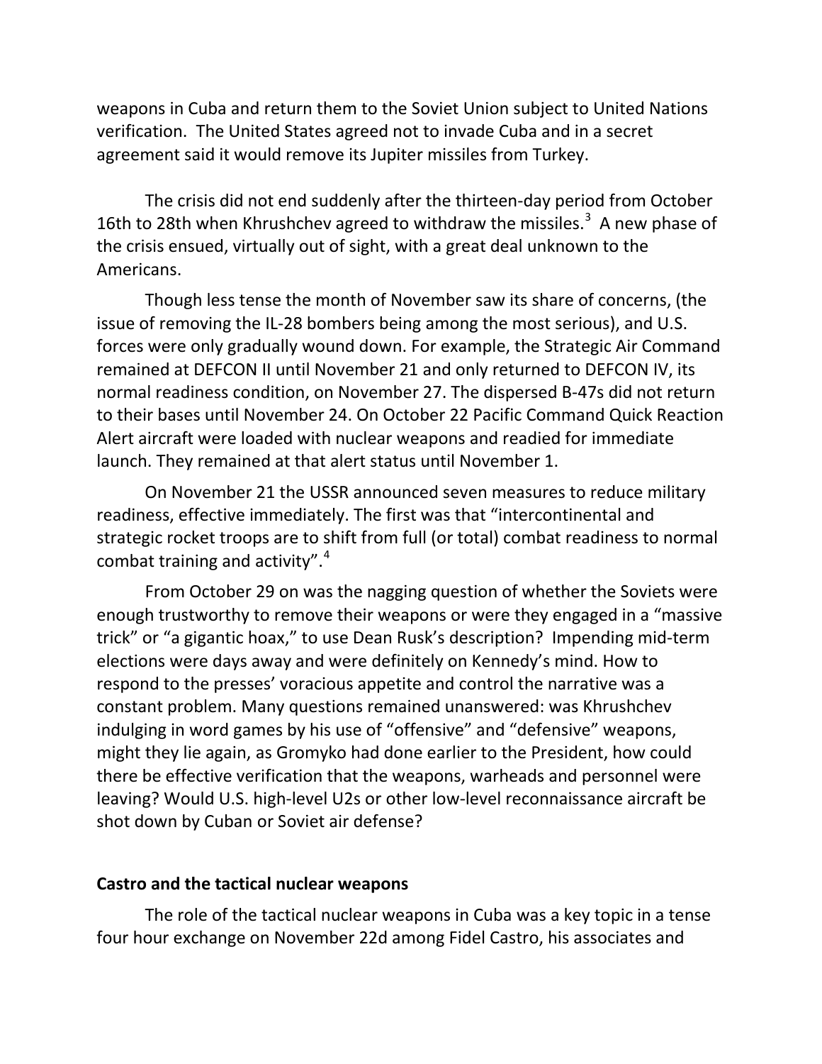weapons in Cuba and return them to the Soviet Union subject to United Nations verification. The United States agreed not to invade Cuba and in a secret agreement said it would remove its Jupiter missiles from Turkey.

The crisis did not end suddenly after the thirteen-day period from October 16th to 28th when Khrushchev agreed to withdraw the missiles.[3] A new phase of the crisis ensued, virtually out of sight, with a great deal unknown to the Americans.

Though less tense the month of November saw its share of concerns, (the issue of removing the IL-28 bombers being among the most serious), and U.S. forces were only gradually wound down. For example, the Strategic Air Command remained at DEFCON II until November 21 and only returned to DEFCON IV, its normal readiness condition, on November 27. The dispersed B-47s did not return to their bases until November 24. On October 22 Pacific Command Quick Reaction Alert aircraft were loaded with nuclear weapons and readied for immediate launch. They remained at that alert status until November 1.

On November 21 the USSR announced seven measures to reduce military readiness, effective immediately. The first was that "intercontinental and strategic rocket troops are to shift from full (or total) combat readiness to normal combat training and activity".[4]

From October 29 on was the nagging question of whether the Soviets were enough trustworthy to remove their weapons or were they engaged in a "massive trick" or "a gigantic hoax," to use Dean Rusk's description? Impending mid-term elections were days away and were definitely on Kennedy's mind. How to respond to the presses' voracious appetite and control the narrative was a constant problem. Many questions remained unanswered: was Khrushchev indulging in word games by his use of "offensive" and "defensive" weapons, might they lie again, as Gromyko had done earlier to the President, how could there be effective verification that the weapons, warheads and personnel were leaving? Would U.S. high-level U2s or other low-level reconnaissance aircraft be shot down by Cuban or Soviet air defense?

## Castro and the tactical nuclear weapons

The role of the tactical nuclear weapons in Cuba was a key topic in a tense four hour exchange on November 22d among Fidel Castro, his associates and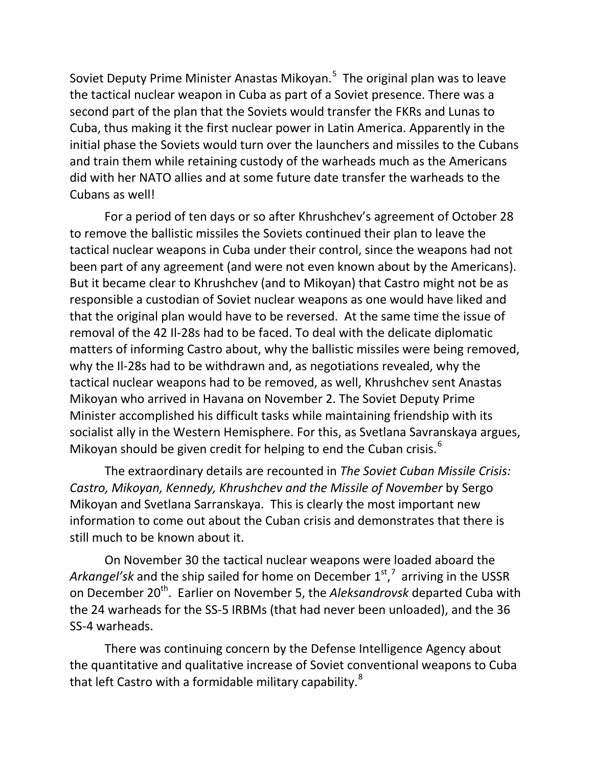Soviet Deputy Prime Minister Anastas Mikoyan.[5] The original plan was to leave the tactical nuclear weapon in Cuba as part of a Soviet presence. There was a second part of the plan that the Soviets would transfer the FKRs and Lunas to Cuba, thus making it the first nuclear power in Latin America. Apparently in the initial phase the Soviets would turn over the launchers and missiles to the Cubans and train them while retaining custody of the warheads much as the Americans did with her NATO allies and at some future date transfer the warheads to the Cubans as well!

For a period of ten days or so after Khrushchev's agreement of October 28 to remove the ballistic missiles the Soviets continued their plan to leave the tactical nuclear weapons in Cuba under their control, since the weapons had not been part of any agreement (and were not even known about by the Americans). But it became clear to Khrushchev (and to Mikoyan) that Castro might not be as responsible a custodian of Soviet nuclear weapons as one would have liked and that the original plan would have to be reversed. At the same time the issue of removal of the 42 Il-28s had to be faced. To deal with the delicate diplomatic matters of informing Castro about, why the ballistic missiles were being removed, why the Il-28s had to be withdrawn and, as negotiations revealed, why the tactical nuclear weapons had to be removed, as well, Khrushchev sent Anastas Mikoyan who arrived in Havana on November 2. The Soviet Deputy Prime Minister accomplished his difficult tasks while maintaining friendship with its socialist ally in the Western Hemisphere. For this, as Svetlana Savranskaya argues, Mikoyan should be given credit for helping to end the Cuban crisis.[6]

The extraordinary details are recounted in *The Soviet Cuban Missile Crisis: Castro, Mikoyan, Kennedy, Khrushchev and the Missile of November* by Sergo Mikoyan and Svetlana Sarranskaya. This is clearly the most important new information to come out about the Cuban crisis and demonstrates that there is still much to be known about it.

On November 30 the tactical nuclear weapons were loaded aboard the *Arkangel'sk* and the ship sailed for home on December 1st,[7] arriving in the USSR on December 20th. Earlier on November 5, the *Aleksandrovsk* departed Cuba with the 24 warheads for the SS-5 IRBMs (that had never been unloaded), and the 36 SS-4 warheads.

There was continuing concern by the Defense Intelligence Agency about the quantitative and qualitative increase of Soviet conventional weapons to Cuba that left Castro with a formidable military capability.[8]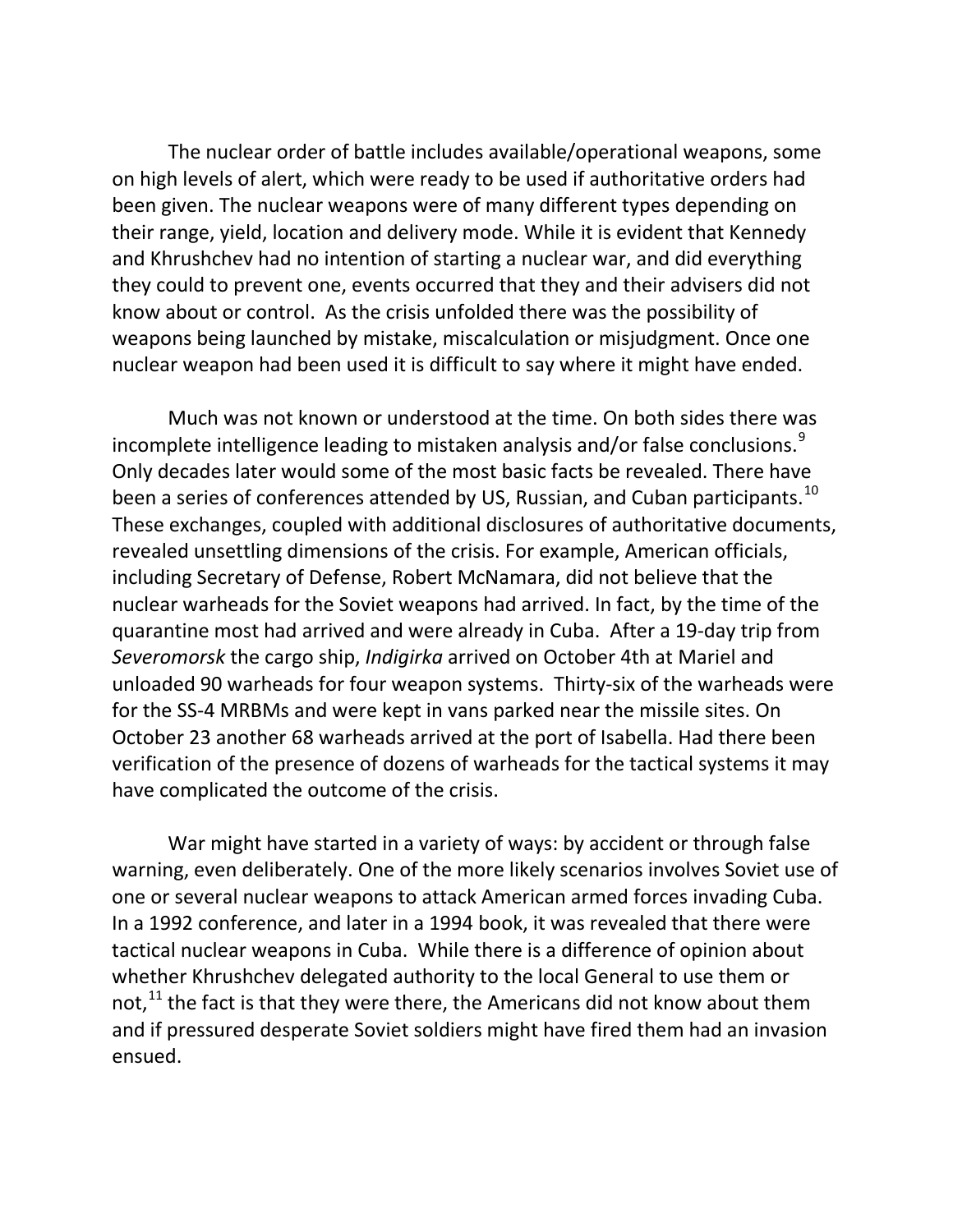The nuclear order of battle includes available/operational weapons, some on high levels of alert, which were ready to be used if authoritative orders had been given. The nuclear weapons were of many different types depending on their range, yield, location and delivery mode. While it is evident that Kennedy and Khrushchev had no intention of starting a nuclear war, and did everything they could to prevent one, events occurred that they and their advisers did not know about or control. As the crisis unfolded there was the possibility of weapons being launched by mistake, miscalculation or misjudgment. Once one nuclear weapon had been used it is difficult to say where it might have ended.

Much was not known or understood at the time. On both sides there was incomplete intelligence leading to mistaken analysis and/or false conclusions.[9] Only decades later would some of the most basic facts be revealed. There have been a series of conferences attended by US, Russian, and Cuban participants.[10] These exchanges, coupled with additional disclosures of authoritative documents, revealed unsettling dimensions of the crisis. For example, American officials, including Secretary of Defense, Robert McNamara, did not believe that the nuclear warheads for the Soviet weapons had arrived. In fact, by the time of the quarantine most had arrived and were already in Cuba. After a 19-day trip from *Severomorsk* the cargo ship, *Indigirka* arrived on October 4th at Mariel and unloaded 90 warheads for four weapon systems. Thirty-six of the warheads were for the SS-4 MRBMs and were kept in vans parked near the missile sites. On October 23 another 68 warheads arrived at the port of Isabella. Had there been verification of the presence of dozens of warheads for the tactical systems it may have complicated the outcome of the crisis.

War might have started in a variety of ways: by accident or through false warning, even deliberately. One of the more likely scenarios involves Soviet use of one or several nuclear weapons to attack American armed forces invading Cuba. In a 1992 conference, and later in a 1994 book, it was revealed that there were tactical nuclear weapons in Cuba. While there is a difference of opinion about whether Khrushchev delegated authority to the local General to use them or not,[11] the fact is that they were there, the Americans did not know about them and if pressured desperate Soviet soldiers might have fired them had an invasion ensued.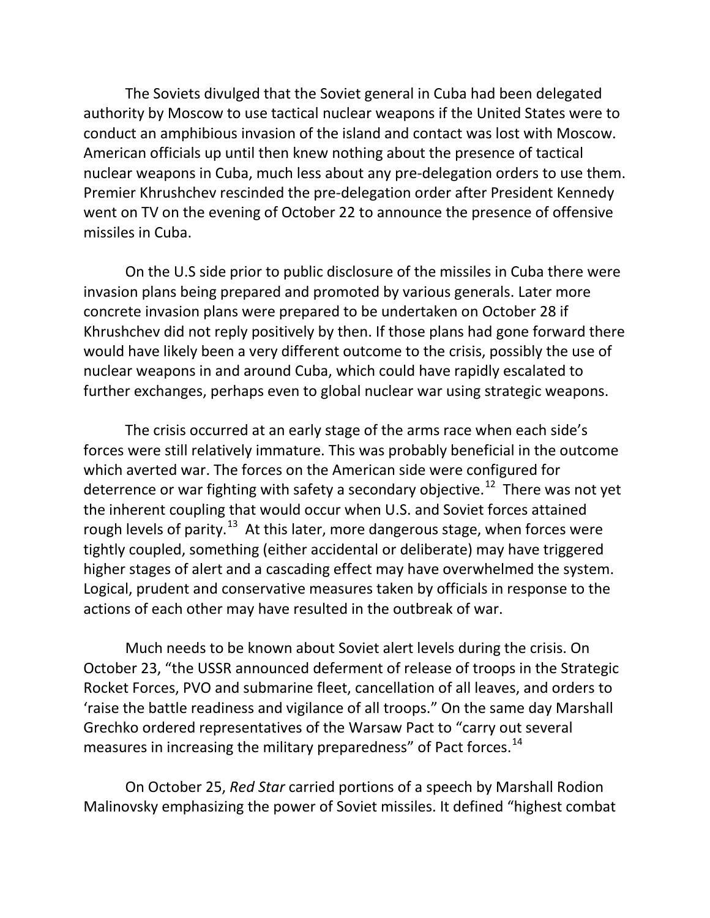The Soviets divulged that the Soviet general in Cuba had been delegated authority by Moscow to use tactical nuclear weapons if the United States were to conduct an amphibious invasion of the island and contact was lost with Moscow. American officials up until then knew nothing about the presence of tactical nuclear weapons in Cuba, much less about any pre-delegation orders to use them. Premier Khrushchev rescinded the pre-delegation order after President Kennedy went on TV on the evening of October 22 to announce the presence of offensive missiles in Cuba.

On the U.S side prior to public disclosure of the missiles in Cuba there were invasion plans being prepared and promoted by various generals. Later more concrete invasion plans were prepared to be undertaken on October 28 if Khrushchev did not reply positively by then. If those plans had gone forward there would have likely been a very different outcome to the crisis, possibly the use of nuclear weapons in and around Cuba, which could have rapidly escalated to further exchanges, perhaps even to global nuclear war using strategic weapons.

The crisis occurred at an early stage of the arms race when each side's forces were still relatively immature. This was probably beneficial in the outcome which averted war. The forces on the American side were configured for deterrence or war fighting with safety a secondary objective.[12] There was not yet the inherent coupling that would occur when U.S. and Soviet forces attained rough levels of parity.[13] At this later, more dangerous stage, when forces were tightly coupled, something (either accidental or deliberate) may have triggered higher stages of alert and a cascading effect may have overwhelmed the system. Logical, prudent and conservative measures taken by officials in response to the actions of each other may have resulted in the outbreak of war.

Much needs to be known about Soviet alert levels during the crisis. On October 23, "the USSR announced deferment of release of troops in the Strategic Rocket Forces, PVO and submarine fleet, cancellation of all leaves, and orders to 'raise the battle readiness and vigilance of all troops." On the same day Marshall Grechko ordered representatives of the Warsaw Pact to "carry out several measures in increasing the military preparedness" of Pact forces.[14]

On October 25, *Red Star* carried portions of a speech by Marshall Rodion Malinovsky emphasizing the power of Soviet missiles. It defined "highest combat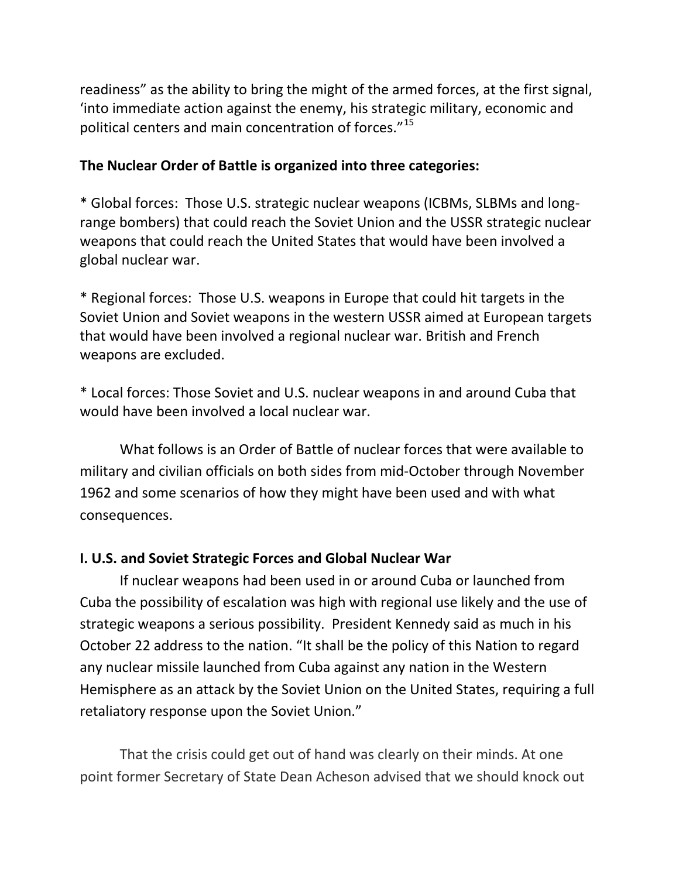readiness" as the ability to bring the might of the armed forces, at the first signal, 'into immediate action against the enemy, his strategic military, economic and political centers and main concentration of forces."[15]

**The Nuclear Order of Battle is organized into three categories:**

* Global forces: Those U.S. strategic nuclear weapons (ICBMs, SLBMs and long-range bombers) that could reach the Soviet Union and the USSR strategic nuclear weapons that could reach the United States that would have been involved a global nuclear war.

* Regional forces: Those U.S. weapons in Europe that could hit targets in the Soviet Union and Soviet weapons in the western USSR aimed at European targets that would have been involved a regional nuclear war. British and French weapons are excluded.

* Local forces: Those Soviet and U.S. nuclear weapons in and around Cuba that would have been involved a local nuclear war.

What follows is an Order of Battle of nuclear forces that were available to military and civilian officials on both sides from mid-October through November 1962 and some scenarios of how they might have been used and with what consequences.

## I. U.S. and Soviet Strategic Forces and Global Nuclear War

If nuclear weapons had been used in or around Cuba or launched from Cuba the possibility of escalation was high with regional use likely and the use of strategic weapons a serious possibility. President Kennedy said as much in his October 22 address to the nation. "It shall be the policy of this Nation to regard any nuclear missile launched from Cuba against any nation in the Western Hemisphere as an attack by the Soviet Union on the United States, requiring a full retaliatory response upon the Soviet Union."

That the crisis could get out of hand was clearly on their minds. At one point former Secretary of State Dean Acheson advised that we should knock out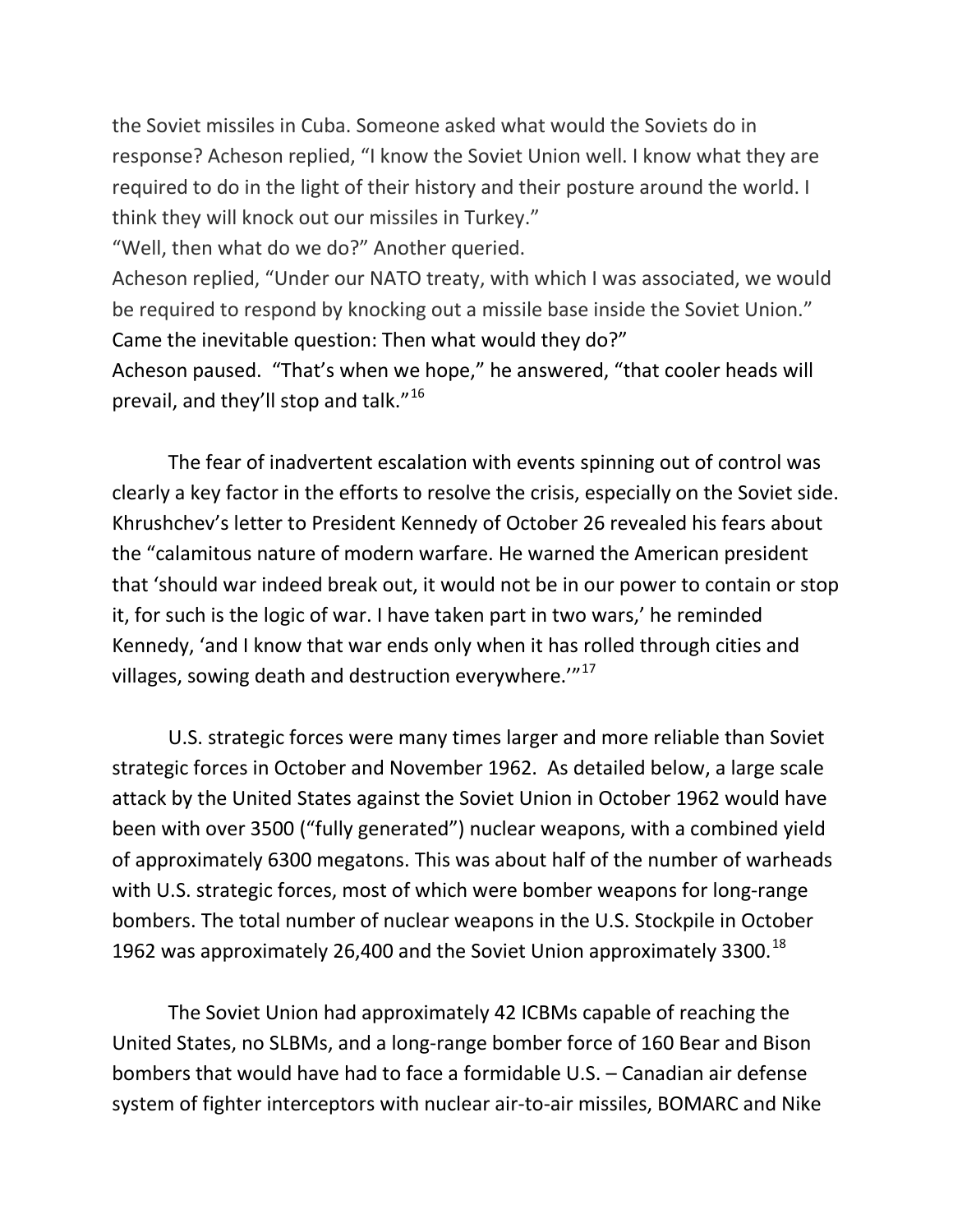the Soviet missiles in Cuba. Someone asked what would the Soviets do in response? Acheson replied, "I know the Soviet Union well. I know what they are required to do in the light of their history and their posture around the world. I think they will knock out our missiles in Turkey."

"Well, then what do we do?" Another queried.

Acheson replied, "Under our NATO treaty, with which I was associated, we would be required to respond by knocking out a missile base inside the Soviet Union."

Came the inevitable question: Then what would they do?"

Acheson paused. "That's when we hope," he answered, "that cooler heads will prevail, and they'll stop and talk."[16]

The fear of inadvertent escalation with events spinning out of control was clearly a key factor in the efforts to resolve the crisis, especially on the Soviet side. Khrushchev's letter to President Kennedy of October 26 revealed his fears about the "calamitous nature of modern warfare. He warned the American president that 'should war indeed break out, it would not be in our power to contain or stop it, for such is the logic of war. I have taken part in two wars,' he reminded Kennedy, 'and I know that war ends only when it has rolled through cities and villages, sowing death and destruction everywhere.'"[17]

U.S. strategic forces were many times larger and more reliable than Soviet strategic forces in October and November 1962. As detailed below, a large scale attack by the United States against the Soviet Union in October 1962 would have been with over 3500 ("fully generated") nuclear weapons, with a combined yield of approximately 6300 megatons. This was about half of the number of warheads with U.S. strategic forces, most of which were bomber weapons for long-range bombers. The total number of nuclear weapons in the U.S. Stockpile in October 1962 was approximately 26,400 and the Soviet Union approximately 3300.[18]

The Soviet Union had approximately 42 ICBMs capable of reaching the United States, no SLBMs, and a long-range bomber force of 160 Bear and Bison bombers that would have had to face a formidable U.S. – Canadian air defense system of fighter interceptors with nuclear air-to-air missiles, BOMARC and Nike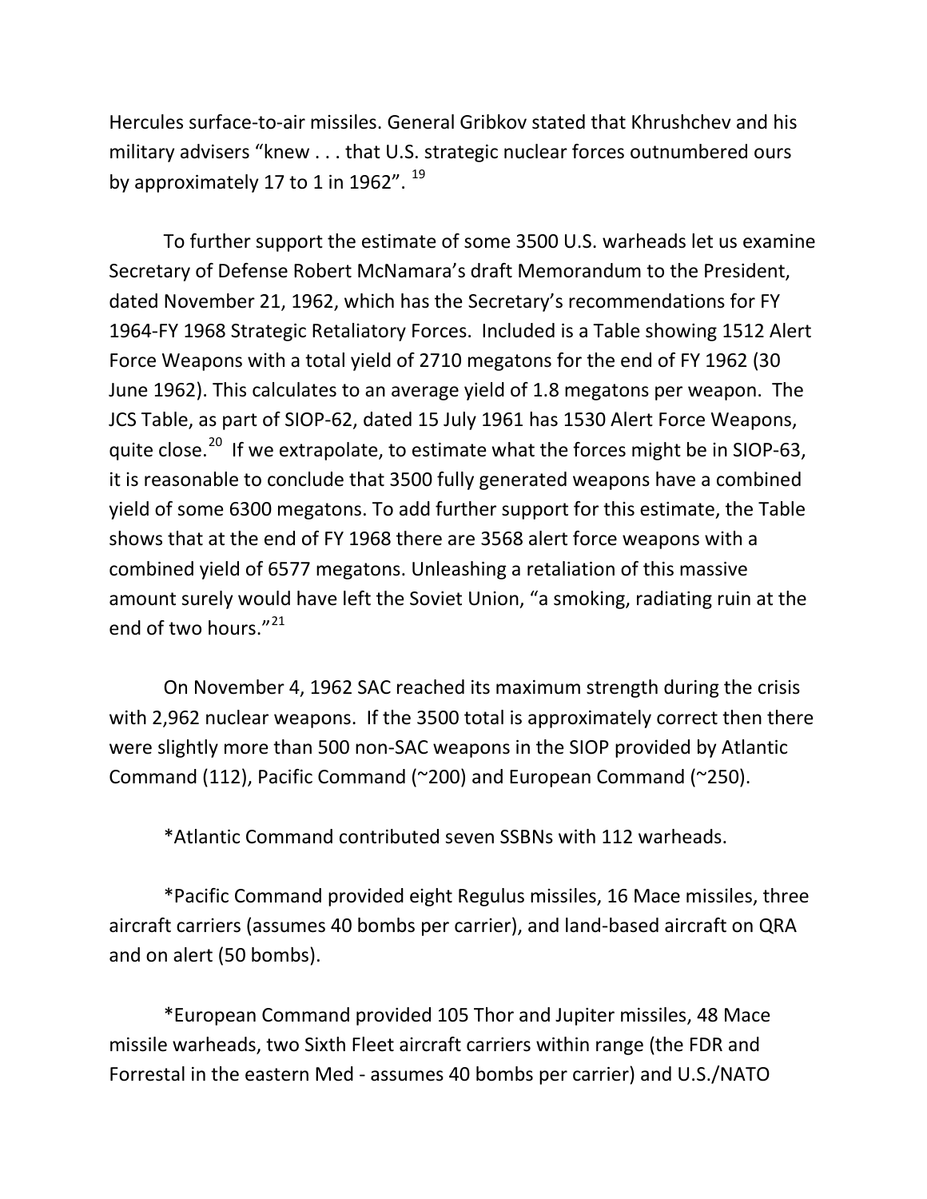Hercules surface-to-air missiles. General Gribkov stated that Khrushchev and his military advisers "knew . . . that U.S. strategic nuclear forces outnumbered ours by approximately 17 to 1 in 1962". [19]

To further support the estimate of some 3500 U.S. warheads let us examine Secretary of Defense Robert McNamara's draft Memorandum to the President, dated November 21, 1962, which has the Secretary's recommendations for FY 1964-FY 1968 Strategic Retaliatory Forces. Included is a Table showing 1512 Alert Force Weapons with a total yield of 2710 megatons for the end of FY 1962 (30 June 1962). This calculates to an average yield of 1.8 megatons per weapon. The JCS Table, as part of SIOP-62, dated 15 July 1961 has 1530 Alert Force Weapons, quite close.[20] If we extrapolate, to estimate what the forces might be in SIOP-63, it is reasonable to conclude that 3500 fully generated weapons have a combined yield of some 6300 megatons. To add further support for this estimate, the Table shows that at the end of FY 1968 there are 3568 alert force weapons with a combined yield of 6577 megatons. Unleashing a retaliation of this massive amount surely would have left the Soviet Union, "a smoking, radiating ruin at the end of two hours."[21]

On November 4, 1962 SAC reached its maximum strength during the crisis with 2,962 nuclear weapons. If the 3500 total is approximately correct then there were slightly more than 500 non-SAC weapons in the SIOP provided by Atlantic Command (112), Pacific Command (~200) and European Command (~250).

*Atlantic Command contributed seven SSBNs with 112 warheads.

*Pacific Command provided eight Regulus missiles, 16 Mace missiles, three aircraft carriers (assumes 40 bombs per carrier), and land-based aircraft on QRA and on alert (50 bombs).

*European Command provided 105 Thor and Jupiter missiles, 48 Mace missile warheads, two Sixth Fleet aircraft carriers within range (the FDR and Forrestal in the eastern Med - assumes 40 bombs per carrier) and U.S./NATO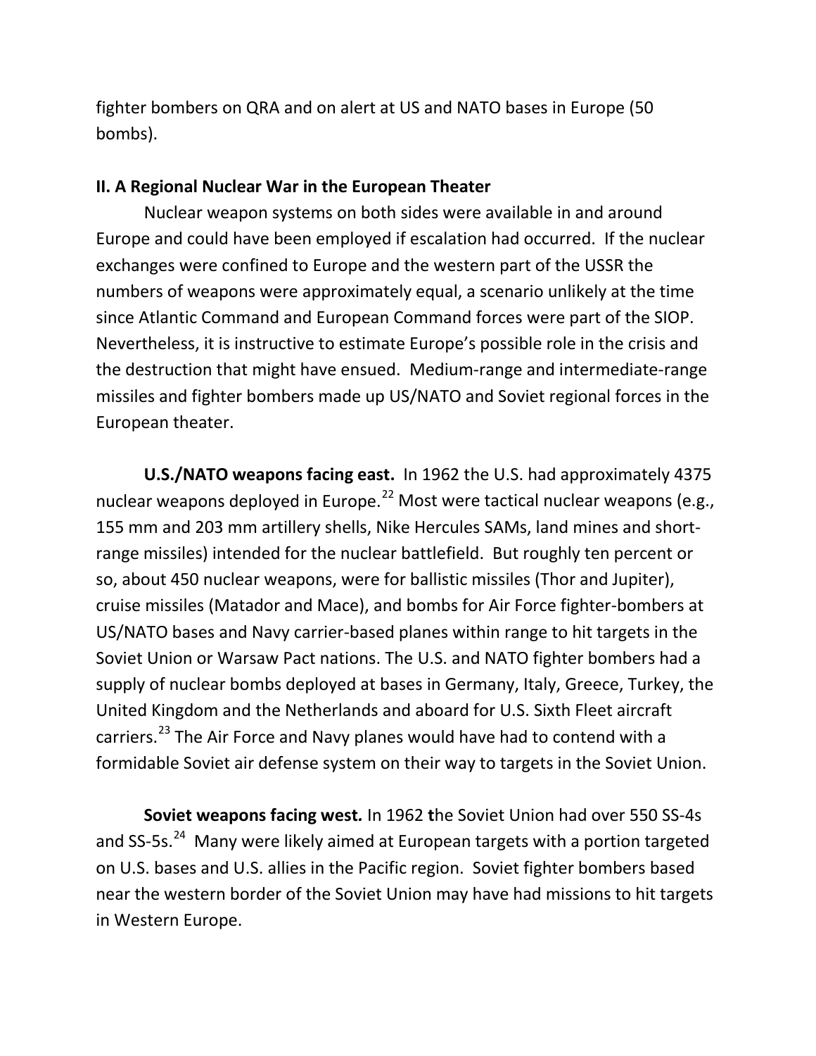fighter bombers on QRA and on alert at US and NATO bases in Europe (50 bombs).

## II. A Regional Nuclear War in the European Theater

Nuclear weapon systems on both sides were available in and around Europe and could have been employed if escalation had occurred. If the nuclear exchanges were confined to Europe and the western part of the USSR the numbers of weapons were approximately equal, a scenario unlikely at the time since Atlantic Command and European Command forces were part of the SIOP. Nevertheless, it is instructive to estimate Europe's possible role in the crisis and the destruction that might have ensued. Medium-range and intermediate-range missiles and fighter bombers made up US/NATO and Soviet regional forces in the European theater.

**U.S./NATO weapons facing east.** In 1962 the U.S. had approximately 4375 nuclear weapons deployed in Europe.[22] Most were tactical nuclear weapons (e.g., 155 mm and 203 mm artillery shells, Nike Hercules SAMs, land mines and short-range missiles) intended for the nuclear battlefield. But roughly ten percent or so, about 450 nuclear weapons, were for ballistic missiles (Thor and Jupiter), cruise missiles (Matador and Mace), and bombs for Air Force fighter-bombers at US/NATO bases and Navy carrier-based planes within range to hit targets in the Soviet Union or Warsaw Pact nations. The U.S. and NATO fighter bombers had a supply of nuclear bombs deployed at bases in Germany, Italy, Greece, Turkey, the United Kingdom and the Netherlands and aboard for U.S. Sixth Fleet aircraft carriers.[23] The Air Force and Navy planes would have had to contend with a formidable Soviet air defense system on their way to targets in the Soviet Union.

**Soviet weapons facing west.** In 1962 **t**he Soviet Union had over 550 SS-4s and SS-5s.[24] Many were likely aimed at European targets with a portion targeted on U.S. bases and U.S. allies in the Pacific region. Soviet fighter bombers based near the western border of the Soviet Union may have had missions to hit targets in Western Europe.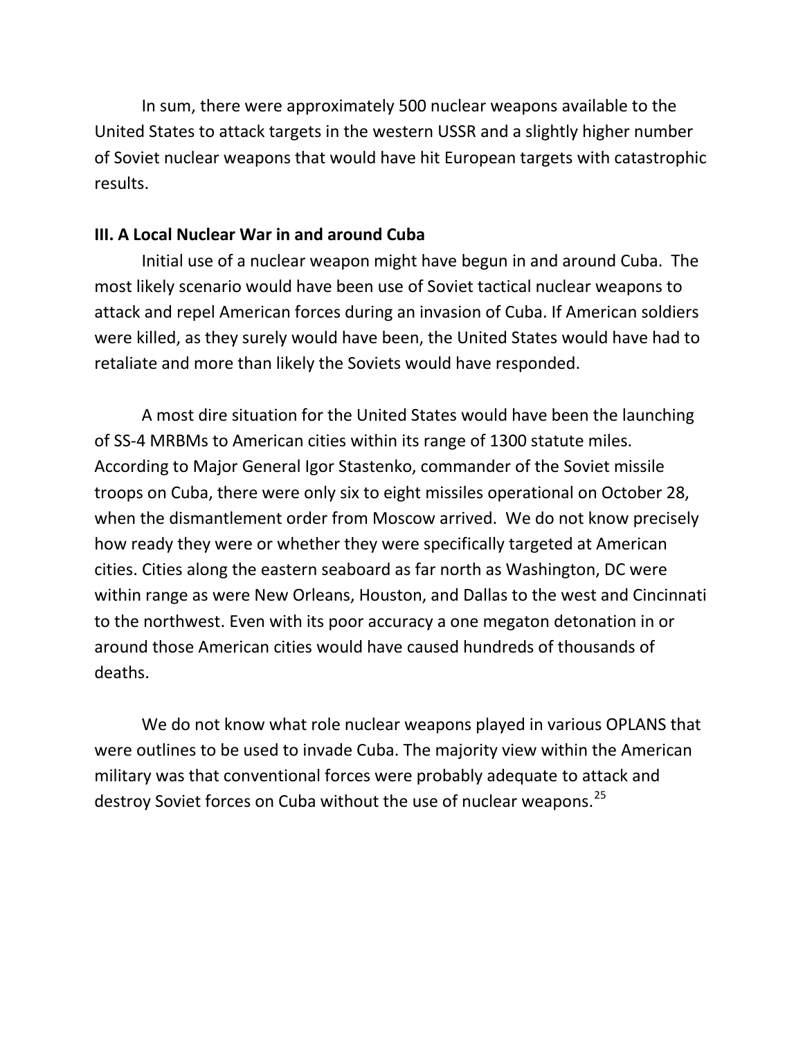In sum, there were approximately 500 nuclear weapons available to the United States to attack targets in the western USSR and a slightly higher number of Soviet nuclear weapons that would have hit European targets with catastrophic results.

**III. A Local Nuclear War in and around Cuba**

Initial use of a nuclear weapon might have begun in and around Cuba. The most likely scenario would have been use of Soviet tactical nuclear weapons to attack and repel American forces during an invasion of Cuba. If American soldiers were killed, as they surely would have been, the United States would have had to retaliate and more than likely the Soviets would have responded.

A most dire situation for the United States would have been the launching of SS-4 MRBMs to American cities within its range of 1300 statute miles. According to Major General Igor Stastenko, commander of the Soviet missile troops on Cuba, there were only six to eight missiles operational on October 28, when the dismantlement order from Moscow arrived. We do not know precisely how ready they were or whether they were specifically targeted at American cities. Cities along the eastern seaboard as far north as Washington, DC were within range as were New Orleans, Houston, and Dallas to the west and Cincinnati to the northwest. Even with its poor accuracy a one megaton detonation in or around those American cities would have caused hundreds of thousands of deaths.

We do not know what role nuclear weapons played in various OPLANS that were outlines to be used to invade Cuba. The majority view within the American military was that conventional forces were probably adequate to attack and destroy Soviet forces on Cuba without the use of nuclear weapons.[25]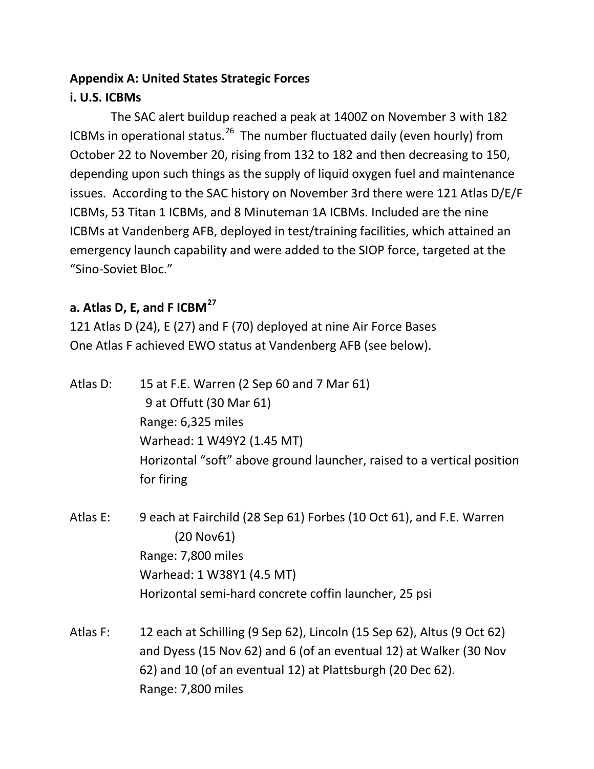**Appendix A: United States Strategic Forces**

**i. U.S. ICBMs**

The SAC alert buildup reached a peak at 1400Z on November 3 with 182 ICBMs in operational status.[26] The number fluctuated daily (even hourly) from October 22 to November 20, rising from 132 to 182 and then decreasing to 150, depending upon such things as the supply of liquid oxygen fuel and maintenance issues. According to the SAC history on November 3rd there were 121 Atlas D/E/F ICBMs, 53 Titan 1 ICBMs, and 8 Minuteman 1A ICBMs. Included are the nine ICBMs at Vandenberg AFB, deployed in test/training facilities, which attained an emergency launch capability and were added to the SIOP force, targeted at the "Sino-Soviet Bloc."

**a. Atlas D, E, and F ICBM[27]**

121 Atlas D (24), E (27) and F (70) deployed at nine Air Force Bases
One Atlas F achieved EWO status at Vandenberg AFB (see below).

Atlas D:
15 at F.E. Warren (2 Sep 60 and 7 Mar 61)
9 at Offutt (30 Mar 61)
Range: 6,325 miles
Warhead: 1 W49Y2 (1.45 MT)
Horizontal "soft" above ground launcher, raised to a vertical position for firing

Atlas E:
9 each at Fairchild (28 Sep 61) Forbes (10 Oct 61), and F.E. Warren (20 Nov61)
Range: 7,800 miles
Warhead: 1 W38Y1 (4.5 MT)
Horizontal semi-hard concrete coffin launcher, 25 psi

Atlas F:
12 each at Schilling (9 Sep 62), Lincoln (15 Sep 62), Altus (9 Oct 62) and Dyess (15 Nov 62) and 6 (of an eventual 12) at Walker (30 Nov 62) and 10 (of an eventual 12) at Plattsburgh (20 Dec 62).
Range: 7,800 miles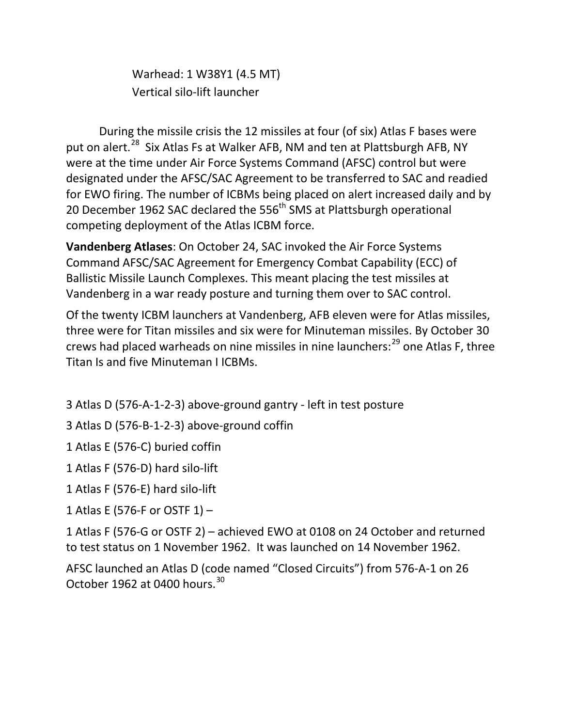Warhead: 1 W38Y1 (4.5 MT)
Vertical silo-lift launcher

During the missile crisis the 12 missiles at four (of six) Atlas F bases were put on alert.[28] Six Atlas Fs at Walker AFB, NM and ten at Plattsburgh AFB, NY were at the time under Air Force Systems Command (AFSC) control but were designated under the AFSC/SAC Agreement to be transferred to SAC and readied for EWO firing. The number of ICBMs being placed on alert increased daily and by 20 December 1962 SAC declared the 556th SMS at Plattsburgh operational competing deployment of the Atlas ICBM force.

**Vandenberg Atlases**: On October 24, SAC invoked the Air Force Systems Command AFSC/SAC Agreement for Emergency Combat Capability (ECC) of Ballistic Missile Launch Complexes. This meant placing the test missiles at Vandenberg in a war ready posture and turning them over to SAC control.

Of the twenty ICBM launchers at Vandenberg, AFB eleven were for Atlas missiles, three were for Titan missiles and six were for Minuteman missiles. By October 30 crews had placed warheads on nine missiles in nine launchers:[29] one Atlas F, three Titan Is and five Minuteman I ICBMs.

3 Atlas D (576-A-1-2-3) above-ground gantry - left in test posture

3 Atlas D (576-B-1-2-3) above-ground coffin

1 Atlas E (576-C) buried coffin

1 Atlas F (576-D) hard silo-lift

1 Atlas F (576-E) hard silo-lift

1 Atlas E (576-F or OSTF 1) –

1 Atlas F (576-G or OSTF 2) – achieved EWO at 0108 on 24 October and returned to test status on 1 November 1962. It was launched on 14 November 1962.

AFSC launched an Atlas D (code named "Closed Circuits") from 576-A-1 on 26 October 1962 at 0400 hours.[30]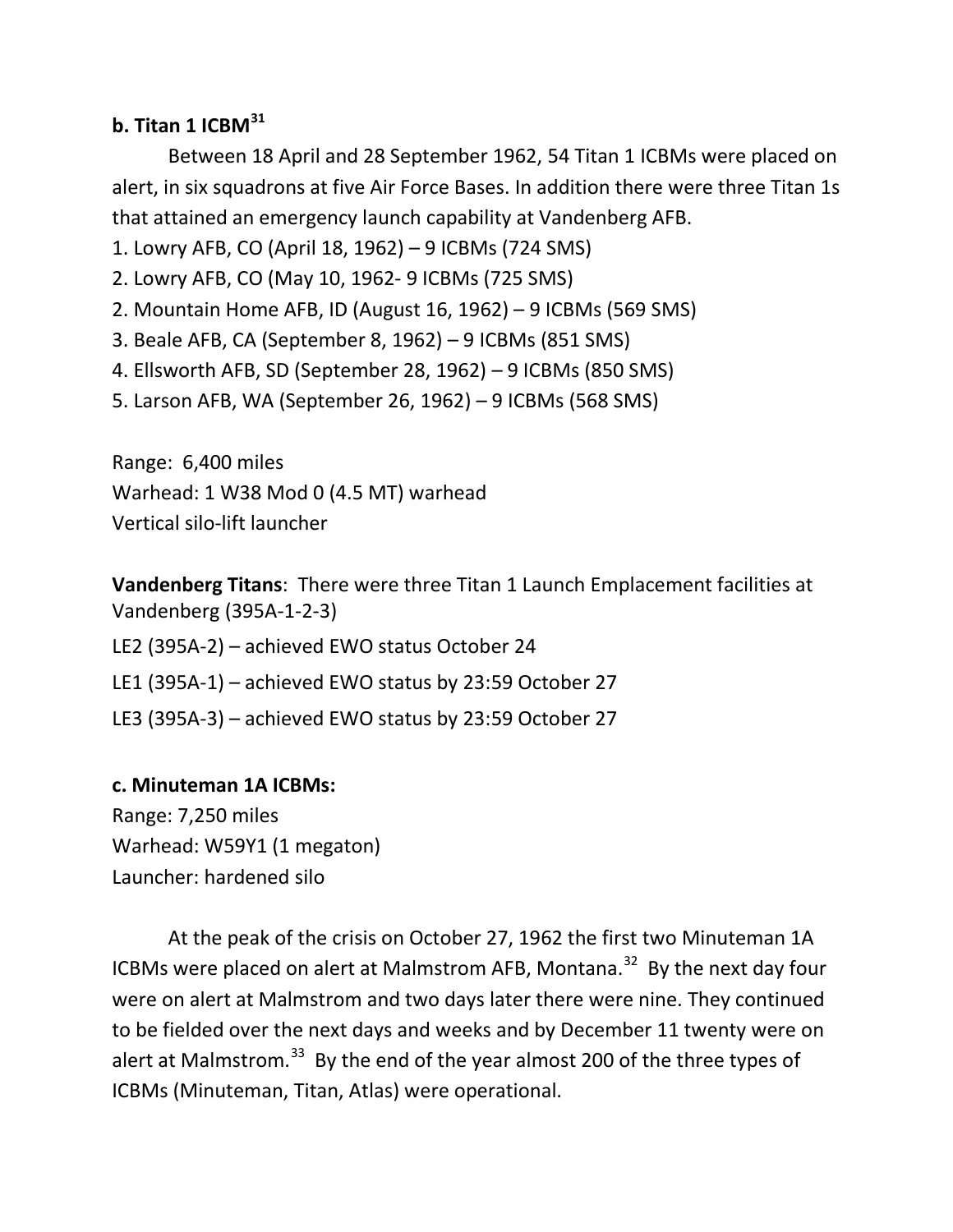**b. Titan 1 ICBM[31]**

Between 18 April and 28 September 1962, 54 Titan 1 ICBMs were placed on alert, in six squadrons at five Air Force Bases. In addition there were three Titan 1s that attained an emergency launch capability at Vandenberg AFB.

1. Lowry AFB, CO (April 18, 1962) – 9 ICBMs (724 SMS)
2. Lowry AFB, CO (May 10, 1962- 9 ICBMs (725 SMS)
2. Mountain Home AFB, ID (August 16, 1962) – 9 ICBMs (569 SMS)
3. Beale AFB, CA (September 8, 1962) – 9 ICBMs (851 SMS)
4. Ellsworth AFB, SD (September 28, 1962) – 9 ICBMs (850 SMS)
5. Larson AFB, WA (September 26, 1962) – 9 ICBMs (568 SMS)

Range: 6,400 miles
Warhead: 1 W38 Mod 0 (4.5 MT) warhead
Vertical silo-lift launcher

**Vandenberg Titans**: There were three Titan 1 Launch Emplacement facilities at Vandenberg (395A-1-2-3)

LE2 (395A-2) – achieved EWO status October 24

LE1 (395A-1) – achieved EWO status by 23:59 October 27

LE3 (395A-3) – achieved EWO status by 23:59 October 27

**c. Minuteman 1A ICBMs:**

Range: 7,250 miles
Warhead: W59Y1 (1 megaton)
Launcher: hardened silo

At the peak of the crisis on October 27, 1962 the first two Minuteman 1A ICBMs were placed on alert at Malmstrom AFB, Montana.[32] By the next day four were on alert at Malmstrom and two days later there were nine. They continued to be fielded over the next days and weeks and by December 11 twenty were on alert at Malmstrom.[33] By the end of the year almost 200 of the three types of ICBMs (Minuteman, Titan, Atlas) were operational.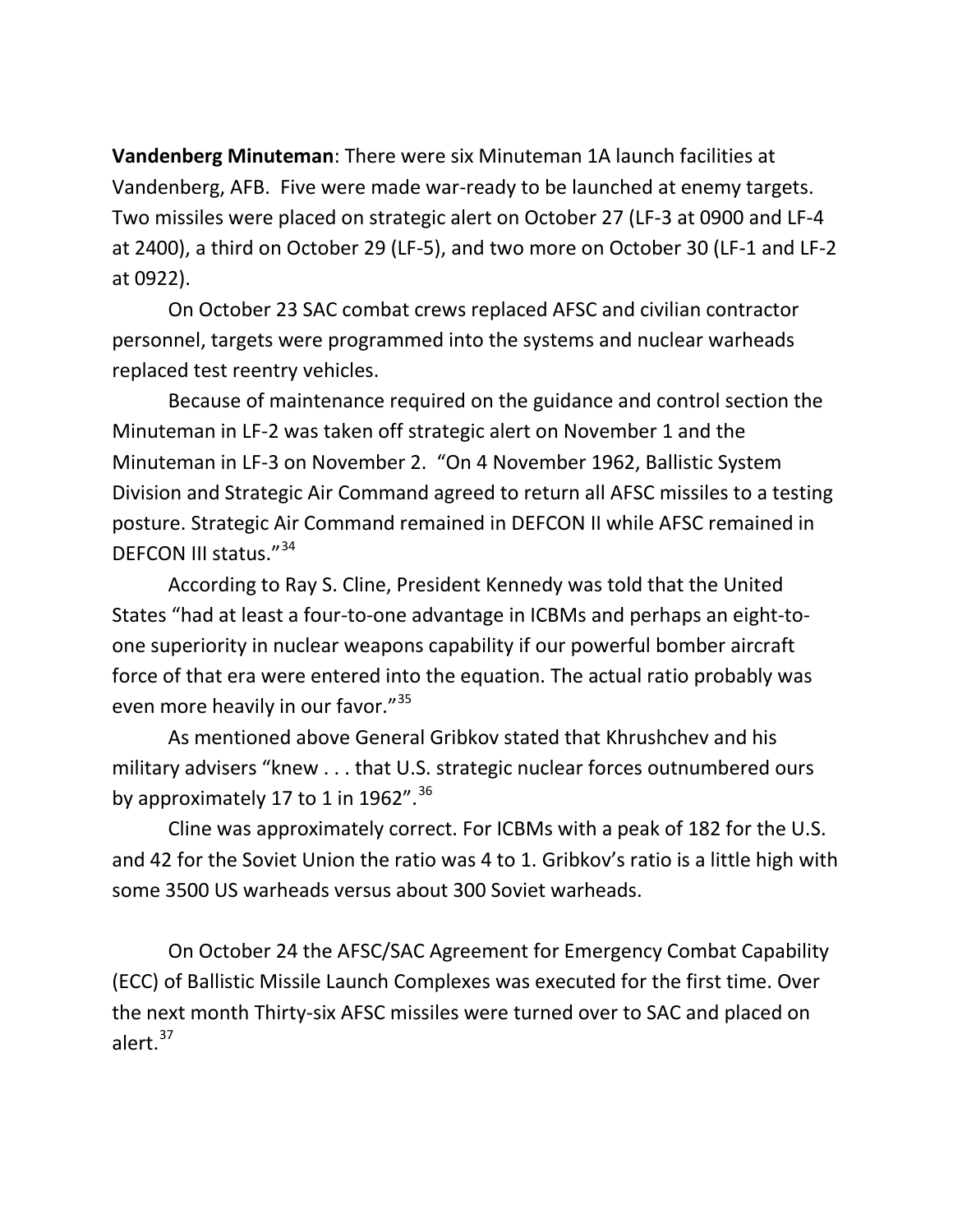**Vandenberg Minuteman**: There were six Minuteman 1A launch facilities at Vandenberg, AFB. Five were made war-ready to be launched at enemy targets. Two missiles were placed on strategic alert on October 27 (LF-3 at 0900 and LF-4 at 2400), a third on October 29 (LF-5), and two more on October 30 (LF-1 and LF-2 at 0922).

On October 23 SAC combat crews replaced AFSC and civilian contractor personnel, targets were programmed into the systems and nuclear warheads replaced test reentry vehicles.

Because of maintenance required on the guidance and control section the Minuteman in LF-2 was taken off strategic alert on November 1 and the Minuteman in LF-3 on November 2. "On 4 November 1962, Ballistic System Division and Strategic Air Command agreed to return all AFSC missiles to a testing posture. Strategic Air Command remained in DEFCON II while AFSC remained in DEFCON III status."[34]

According to Ray S. Cline, President Kennedy was told that the United States "had at least a four-to-one advantage in ICBMs and perhaps an eight-to-one superiority in nuclear weapons capability if our powerful bomber aircraft force of that era were entered into the equation. The actual ratio probably was even more heavily in our favor."[35]

As mentioned above General Gribkov stated that Khrushchev and his military advisers "knew . . . that U.S. strategic nuclear forces outnumbered ours by approximately 17 to 1 in 1962".[36]

Cline was approximately correct. For ICBMs with a peak of 182 for the U.S. and 42 for the Soviet Union the ratio was 4 to 1. Gribkov's ratio is a little high with some 3500 US warheads versus about 300 Soviet warheads.

On October 24 the AFSC/SAC Agreement for Emergency Combat Capability (ECC) of Ballistic Missile Launch Complexes was executed for the first time. Over the next month Thirty-six AFSC missiles were turned over to SAC and placed on alert.[37]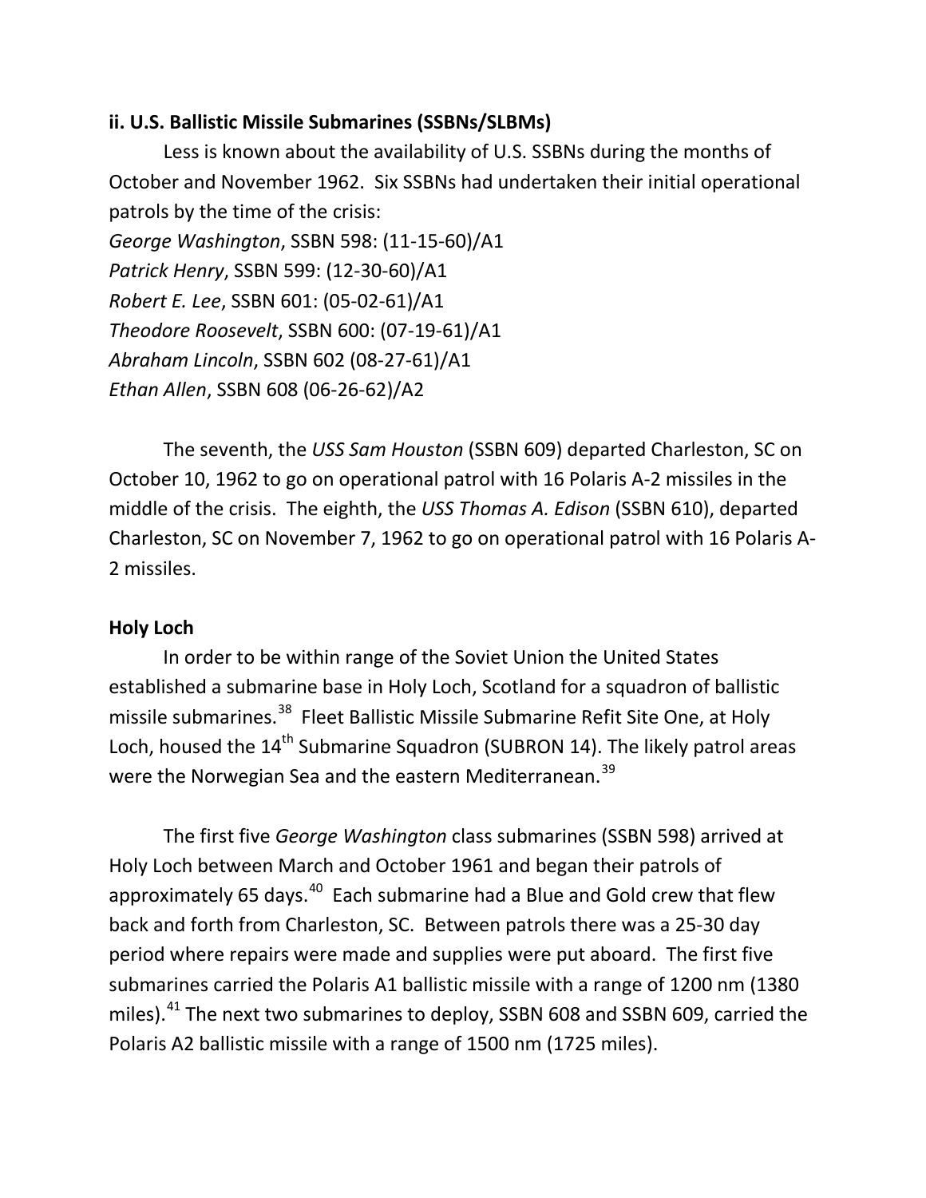### ii. U.S. Ballistic Missile Submarines (SSBNs/SLBMs)

Less is known about the availability of U.S. SSBNs during the months of October and November 1962. Six SSBNs had undertaken their initial operational patrols by the time of the crisis:

*George Washington*, SSBN 598: (11-15-60)/A1
*Patrick Henry*, SSBN 599: (12-30-60)/A1
*Robert E. Lee*, SSBN 601: (05-02-61)/A1
*Theodore Roosevelt*, SSBN 600: (07-19-61)/A1
*Abraham Lincoln*, SSBN 602 (08-27-61)/A1
*Ethan Allen*, SSBN 608 (06-26-62)/A2

The seventh, the *USS Sam Houston* (SSBN 609) departed Charleston, SC on October 10, 1962 to go on operational patrol with 16 Polaris A-2 missiles in the middle of the crisis. The eighth, the *USS Thomas A. Edison* (SSBN 610), departed Charleston, SC on November 7, 1962 to go on operational patrol with 16 Polaris A-2 missiles.

**Holy Loch**

In order to be within range of the Soviet Union the United States established a submarine base in Holy Loch, Scotland for a squadron of ballistic missile submarines.[38] Fleet Ballistic Missile Submarine Refit Site One, at Holy Loch, housed the 14th Submarine Squadron (SUBRON 14). The likely patrol areas were the Norwegian Sea and the eastern Mediterranean.[39]

The first five *George Washington* class submarines (SSBN 598) arrived at Holy Loch between March and October 1961 and began their patrols of approximately 65 days.[40] Each submarine had a Blue and Gold crew that flew back and forth from Charleston, SC. Between patrols there was a 25-30 day period where repairs were made and supplies were put aboard. The first five submarines carried the Polaris A1 ballistic missile with a range of 1200 nm (1380 miles).[41] The next two submarines to deploy, SSBN 608 and SSBN 609, carried the Polaris A2 ballistic missile with a range of 1500 nm (1725 miles).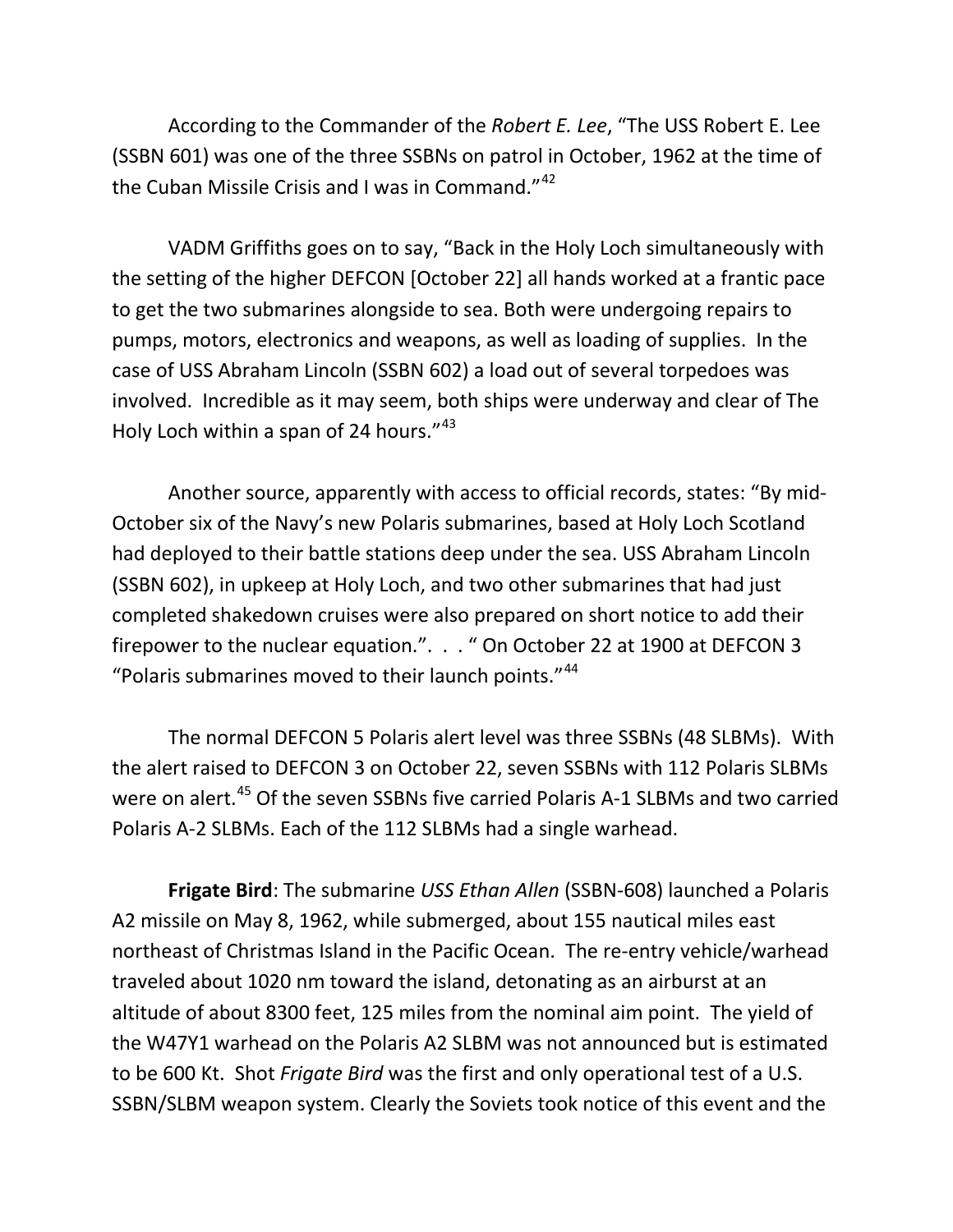According to the Commander of the *Robert E. Lee*, "The USS Robert E. Lee (SSBN 601) was one of the three SSBNs on patrol in October, 1962 at the time of the Cuban Missile Crisis and I was in Command."[42]

VADM Griffiths goes on to say, "Back in the Holy Loch simultaneously with the setting of the higher DEFCON [October 22] all hands worked at a frantic pace to get the two submarines alongside to sea. Both were undergoing repairs to pumps, motors, electronics and weapons, as well as loading of supplies. In the case of USS Abraham Lincoln (SSBN 602) a load out of several torpedoes was involved. Incredible as it may seem, both ships were underway and clear of The Holy Loch within a span of 24 hours."[43]

Another source, apparently with access to official records, states: "By mid-October six of the Navy's new Polaris submarines, based at Holy Loch Scotland had deployed to their battle stations deep under the sea. USS Abraham Lincoln (SSBN 602), in upkeep at Holy Loch, and two other submarines that had just completed shakedown cruises were also prepared on short notice to add their firepower to the nuclear equation.". . . " On October 22 at 1900 at DEFCON 3 "Polaris submarines moved to their launch points."[44]

The normal DEFCON 5 Polaris alert level was three SSBNs (48 SLBMs). With the alert raised to DEFCON 3 on October 22, seven SSBNs with 112 Polaris SLBMs were on alert.[45] Of the seven SSBNs five carried Polaris A-1 SLBMs and two carried Polaris A-2 SLBMs. Each of the 112 SLBMs had a single warhead.

**Frigate Bird**: The submarine *USS Ethan Allen* (SSBN-608) launched a Polaris A2 missile on May 8, 1962, while submerged, about 155 nautical miles east northeast of Christmas Island in the Pacific Ocean. The re-entry vehicle/warhead traveled about 1020 nm toward the island, detonating as an airburst at an altitude of about 8300 feet, 125 miles from the nominal aim point. The yield of the W47Y1 warhead on the Polaris A2 SLBM was not announced but is estimated to be 600 Kt. Shot *Frigate Bird* was the first and only operational test of a U.S. SSBN/SLBM weapon system. Clearly the Soviets took notice of this event and the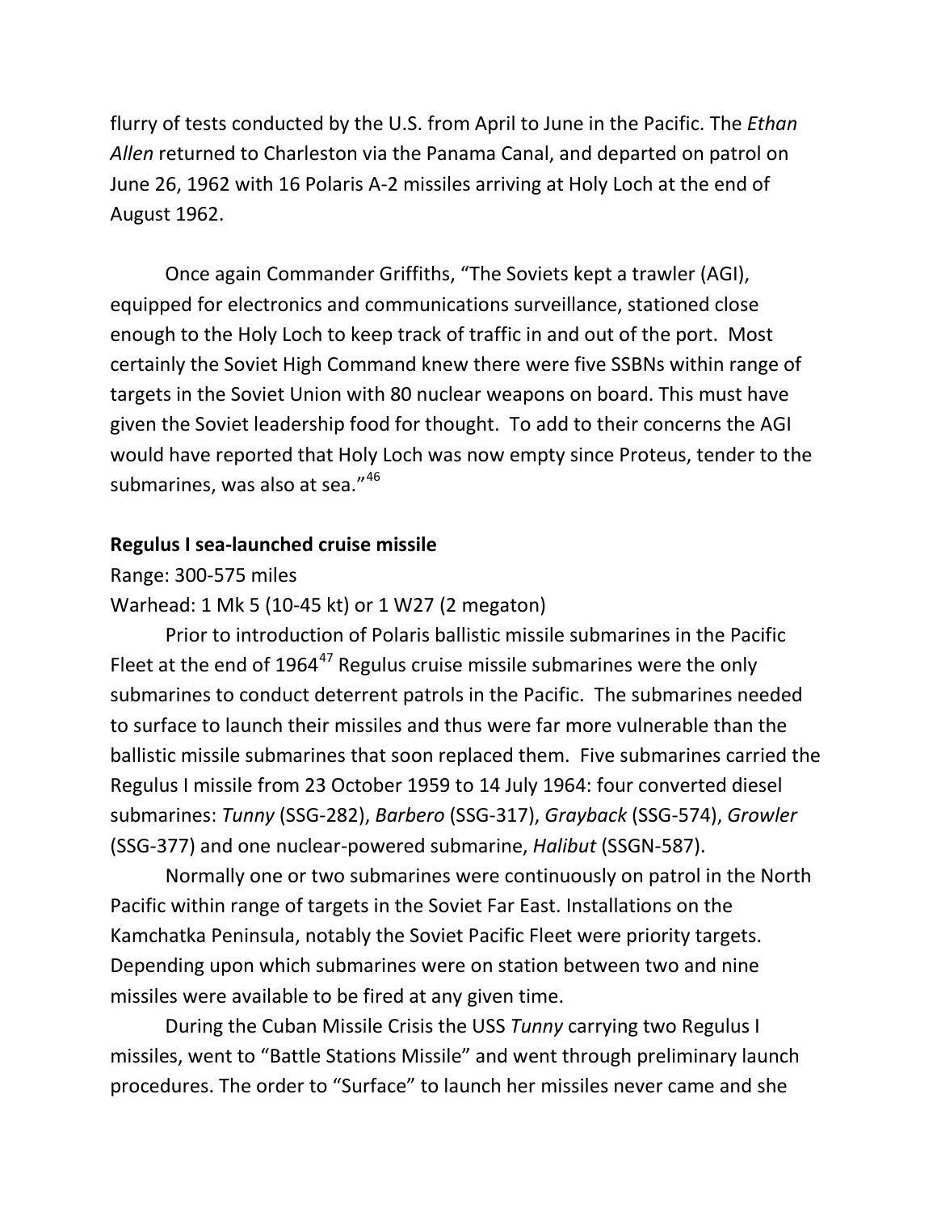flurry of tests conducted by the U.S. from April to June in the Pacific. The *Ethan Allen* returned to Charleston via the Panama Canal, and departed on patrol on June 26, 1962 with 16 Polaris A-2 missiles arriving at Holy Loch at the end of August 1962.

Once again Commander Griffiths, "The Soviets kept a trawler (AGI), equipped for electronics and communications surveillance, stationed close enough to the Holy Loch to keep track of traffic in and out of the port. Most certainly the Soviet High Command knew there were five SSBNs within range of targets in the Soviet Union with 80 nuclear weapons on board. This must have given the Soviet leadership food for thought. To add to their concerns the AGI would have reported that Holy Loch was now empty since Proteus, tender to the submarines, was also at sea."[46]

**Regulus I sea-launched cruise missile**

Range: 300-575 miles

Warhead: 1 Mk 5 (10-45 kt) or 1 W27 (2 megaton)

Prior to introduction of Polaris ballistic missile submarines in the Pacific Fleet at the end of 1964[47] Regulus cruise missile submarines were the only submarines to conduct deterrent patrols in the Pacific. The submarines needed to surface to launch their missiles and thus were far more vulnerable than the ballistic missile submarines that soon replaced them. Five submarines carried the Regulus I missile from 23 October 1959 to 14 July 1964: four converted diesel submarines: *Tunny* (SSG-282), *Barbero* (SSG-317), *Grayback* (SSG-574), *Growler* (SSG-377) and one nuclear-powered submarine, *Halibut* (SSGN-587).

Normally one or two submarines were continuously on patrol in the North Pacific within range of targets in the Soviet Far East. Installations on the Kamchatka Peninsula, notably the Soviet Pacific Fleet were priority targets. Depending upon which submarines were on station between two and nine missiles were available to be fired at any given time.

During the Cuban Missile Crisis the USS *Tunny* carrying two Regulus I missiles, went to "Battle Stations Missile" and went through preliminary launch procedures. The order to "Surface" to launch her missiles never came and she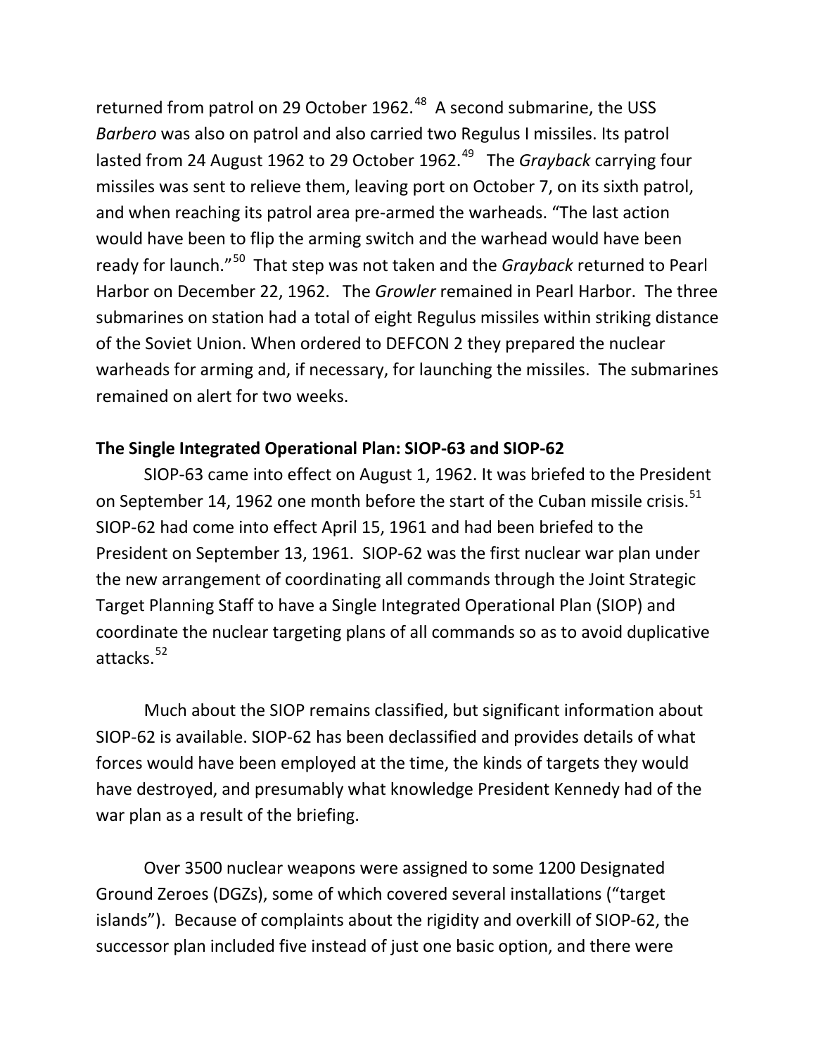returned from patrol on 29 October 1962.[48] A second submarine, the USS *Barbero* was also on patrol and also carried two Regulus I missiles. Its patrol lasted from 24 August 1962 to 29 October 1962.[49] The *Grayback* carrying four missiles was sent to relieve them, leaving port on October 7, on its sixth patrol, and when reaching its patrol area pre-armed the warheads. "The last action would have been to flip the arming switch and the warhead would have been ready for launch."[50] That step was not taken and the *Grayback* returned to Pearl Harbor on December 22, 1962. The *Growler* remained in Pearl Harbor. The three submarines on station had a total of eight Regulus missiles within striking distance of the Soviet Union. When ordered to DEFCON 2 they prepared the nuclear warheads for arming and, if necessary, for launching the missiles. The submarines remained on alert for two weeks.

**The Single Integrated Operational Plan: SIOP-63 and SIOP-62**

SIOP-63 came into effect on August 1, 1962. It was briefed to the President on September 14, 1962 one month before the start of the Cuban missile crisis.[51] SIOP-62 had come into effect April 15, 1961 and had been briefed to the President on September 13, 1961. SIOP-62 was the first nuclear war plan under the new arrangement of coordinating all commands through the Joint Strategic Target Planning Staff to have a Single Integrated Operational Plan (SIOP) and coordinate the nuclear targeting plans of all commands so as to avoid duplicative attacks.[52]

Much about the SIOP remains classified, but significant information about SIOP-62 is available. SIOP-62 has been declassified and provides details of what forces would have been employed at the time, the kinds of targets they would have destroyed, and presumably what knowledge President Kennedy had of the war plan as a result of the briefing.

Over 3500 nuclear weapons were assigned to some 1200 Designated Ground Zeroes (DGZs), some of which covered several installations ("target islands"). Because of complaints about the rigidity and overkill of SIOP-62, the successor plan included five instead of just one basic option, and there were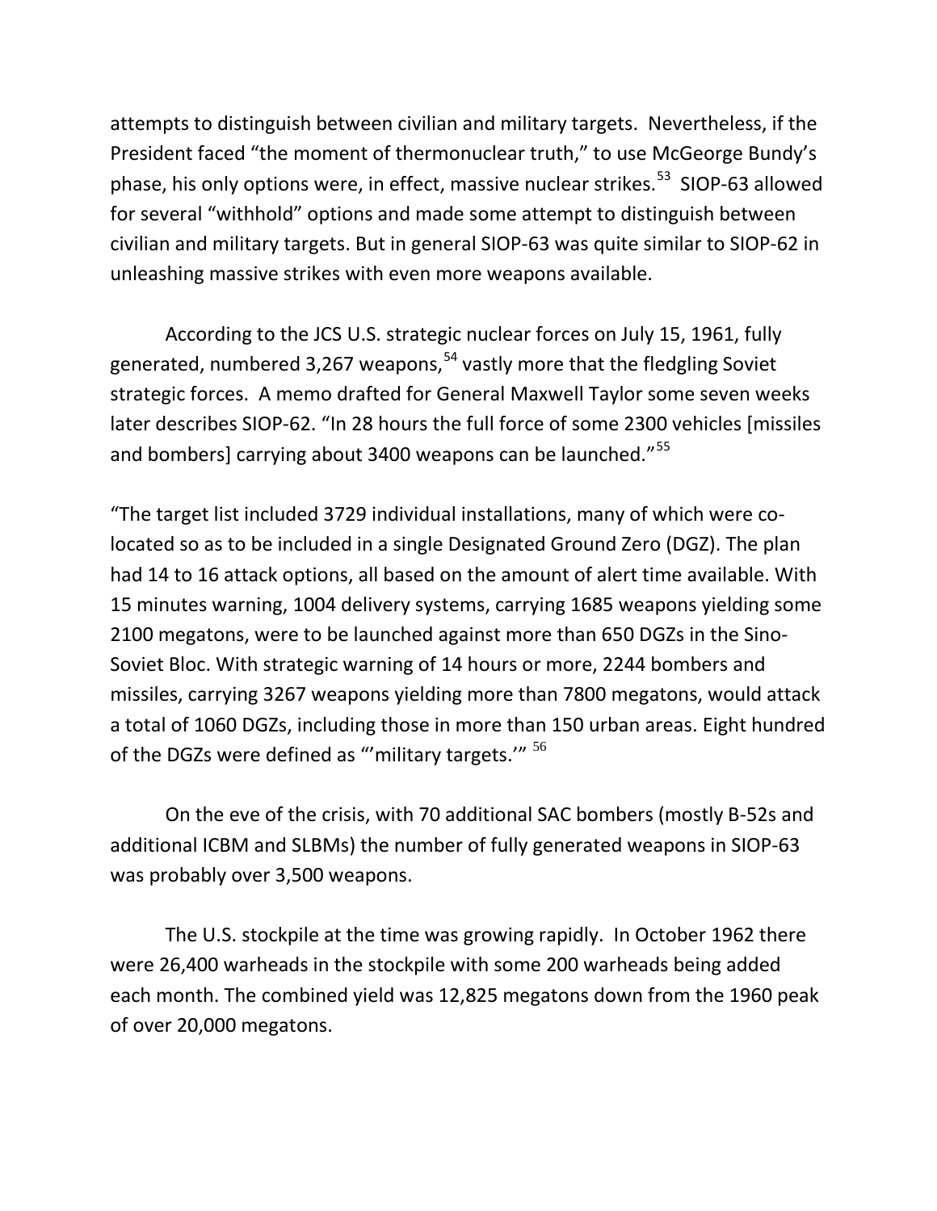attempts to distinguish between civilian and military targets. Nevertheless, if the President faced "the moment of thermonuclear truth," to use McGeorge Bundy's phase, his only options were, in effect, massive nuclear strikes.[53] SIOP-63 allowed for several "withhold" options and made some attempt to distinguish between civilian and military targets. But in general SIOP-63 was quite similar to SIOP-62 in unleashing massive strikes with even more weapons available.

According to the JCS U.S. strategic nuclear forces on July 15, 1961, fully generated, numbered 3,267 weapons,[54] vastly more that the fledgling Soviet strategic forces. A memo drafted for General Maxwell Taylor some seven weeks later describes SIOP-62. "In 28 hours the full force of some 2300 vehicles [missiles and bombers] carrying about 3400 weapons can be launched."[55]

"The target list included 3729 individual installations, many of which were co-located so as to be included in a single Designated Ground Zero (DGZ). The plan had 14 to 16 attack options, all based on the amount of alert time available. With 15 minutes warning, 1004 delivery systems, carrying 1685 weapons yielding some 2100 megatons, were to be launched against more than 650 DGZs in the Sino-Soviet Bloc. With strategic warning of 14 hours or more, 2244 bombers and missiles, carrying 3267 weapons yielding more than 7800 megatons, would attack a total of 1060 DGZs, including those in more than 150 urban areas. Eight hundred of the DGZs were defined as "'military targets.'" [56]

On the eve of the crisis, with 70 additional SAC bombers (mostly B-52s and additional ICBM and SLBMs) the number of fully generated weapons in SIOP-63 was probably over 3,500 weapons.

The U.S. stockpile at the time was growing rapidly. In October 1962 there were 26,400 warheads in the stockpile with some 200 warheads being added each month. The combined yield was 12,825 megatons down from the 1960 peak of over 20,000 megatons.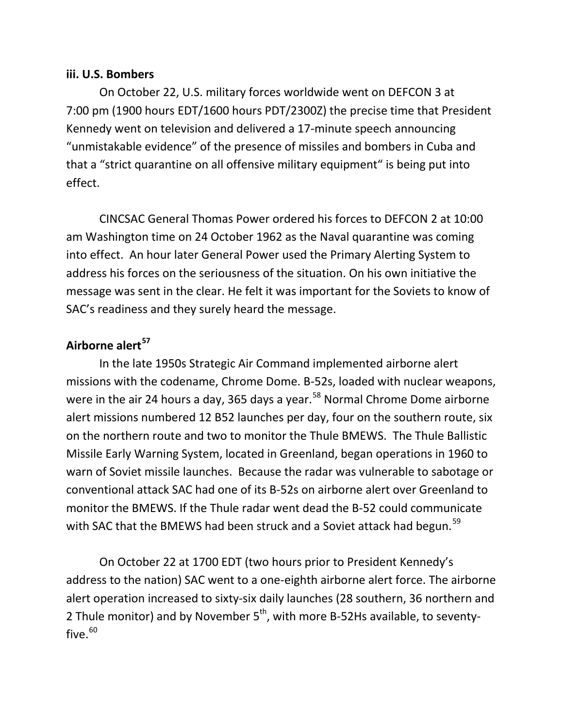### iii. U.S. Bombers

On October 22, U.S. military forces worldwide went on DEFCON 3 at 7:00 pm (1900 hours EDT/1600 hours PDT/2300Z) the precise time that President Kennedy went on television and delivered a 17-minute speech announcing "unmistakable evidence" of the presence of missiles and bombers in Cuba and that a "strict quarantine on all offensive military equipment" is being put into effect.

CINCSAC General Thomas Power ordered his forces to DEFCON 2 at 10:00 am Washington time on 24 October 1962 as the Naval quarantine was coming into effect. An hour later General Power used the Primary Alerting System to address his forces on the seriousness of the situation. On his own initiative the message was sent in the clear. He felt it was important for the Soviets to know of SAC's readiness and they surely heard the message.

### Airborne alert[57]

In the late 1950s Strategic Air Command implemented airborne alert missions with the codename, Chrome Dome. B-52s, loaded with nuclear weapons, were in the air 24 hours a day, 365 days a year.[58] Normal Chrome Dome airborne alert missions numbered 12 B52 launches per day, four on the southern route, six on the northern route and two to monitor the Thule BMEWS. The Thule Ballistic Missile Early Warning System, located in Greenland, began operations in 1960 to warn of Soviet missile launches. Because the radar was vulnerable to sabotage or conventional attack SAC had one of its B-52s on airborne alert over Greenland to monitor the BMEWS. If the Thule radar went dead the B-52 could communicate with SAC that the BMEWS had been struck and a Soviet attack had begun.[59]

On October 22 at 1700 EDT (two hours prior to President Kennedy's address to the nation) SAC went to a one-eighth airborne alert force. The airborne alert operation increased to sixty-six daily launches (28 southern, 36 northern and 2 Thule monitor) and by November 5th, with more B-52Hs available, to seventy-five.[60]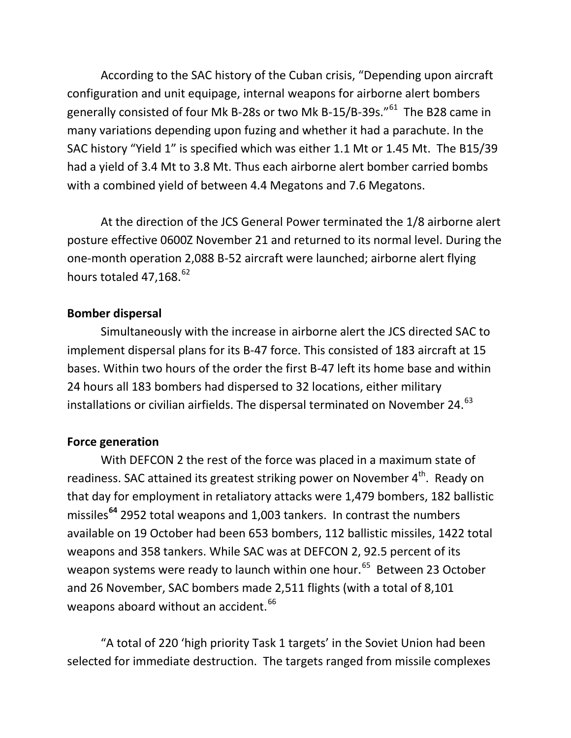According to the SAC history of the Cuban crisis, "Depending upon aircraft configuration and unit equipage, internal weapons for airborne alert bombers generally consisted of four Mk B-28s or two Mk B-15/B-39s."[61] The B28 came in many variations depending upon fuzing and whether it had a parachute. In the SAC history "Yield 1" is specified which was either 1.1 Mt or 1.45 Mt. The B15/39 had a yield of 3.4 Mt to 3.8 Mt. Thus each airborne alert bomber carried bombs with a combined yield of between 4.4 Megatons and 7.6 Megatons.

At the direction of the JCS General Power terminated the 1/8 airborne alert posture effective 0600Z November 21 and returned to its normal level. During the one-month operation 2,088 B-52 aircraft were launched; airborne alert flying hours totaled 47,168.[62]

**Bomber dispersal**

Simultaneously with the increase in airborne alert the JCS directed SAC to implement dispersal plans for its B-47 force. This consisted of 183 aircraft at 15 bases. Within two hours of the order the first B-47 left its home base and within 24 hours all 183 bombers had dispersed to 32 locations, either military installations or civilian airfields. The dispersal terminated on November 24.[63]

**Force generation**

With DEFCON 2 the rest of the force was placed in a maximum state of readiness. SAC attained its greatest striking power on November 4th. Ready on that day for employment in retaliatory attacks were 1,479 bombers, 182 ballistic missiles[64] 2952 total weapons and 1,003 tankers. In contrast the numbers available on 19 October had been 653 bombers, 112 ballistic missiles, 1422 total weapons and 358 tankers. While SAC was at DEFCON 2, 92.5 percent of its weapon systems were ready to launch within one hour.[65] Between 23 October and 26 November, SAC bombers made 2,511 flights (with a total of 8,101 weapons aboard without an accident.[66]

"A total of 220 'high priority Task 1 targets' in the Soviet Union had been selected for immediate destruction. The targets ranged from missile complexes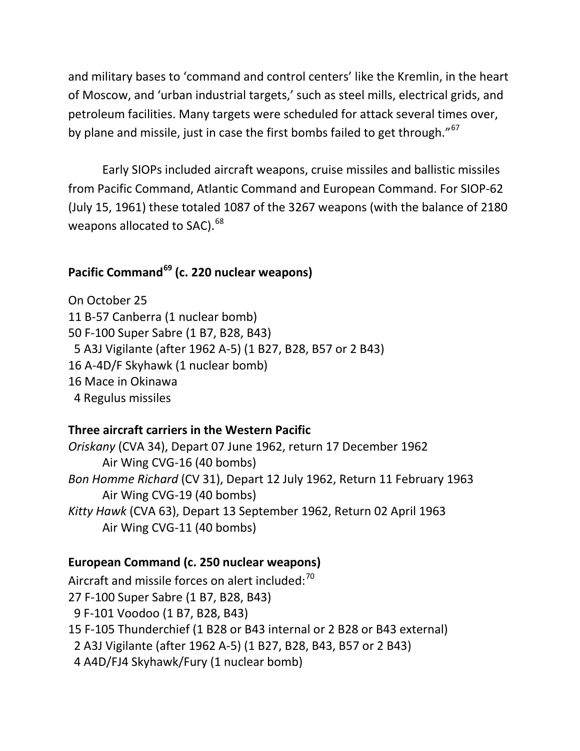and military bases to 'command and control centers' like the Kremlin, in the heart of Moscow, and 'urban industrial targets,' such as steel mills, electrical grids, and petroleum facilities. Many targets were scheduled for attack several times over, by plane and missile, just in case the first bombs failed to get through."[67]

Early SIOPs included aircraft weapons, cruise missiles and ballistic missiles from Pacific Command, Atlantic Command and European Command. For SIOP-62 (July 15, 1961) these totaled 1087 of the 3267 weapons (with the balance of 2180 weapons allocated to SAC).[68]

**Pacific Command[69] (c. 220 nuclear weapons)**

On October 25
11 B-57 Canberra (1 nuclear bomb)
50 F-100 Super Sabre (1 B7, B28, B43)
5 A3J Vigilante (after 1962 A-5) (1 B27, B28, B57 or 2 B43)
16 A-4D/F Skyhawk (1 nuclear bomb)
16 Mace in Okinawa
4 Regulus missiles

**Three aircraft carriers in the Western Pacific**

*Oriskany* (CVA 34), Depart 07 June 1962, return 17 December 1962
Air Wing CVG-16 (40 bombs)
*Bon Homme Richard* (CV 31), Depart 12 July 1962, Return 11 February 1963
Air Wing CVG-19 (40 bombs)
*Kitty Hawk* (CVA 63), Depart 13 September 1962, Return 02 April 1963
Air Wing CVG-11 (40 bombs)

**European Command (c. 250 nuclear weapons)**

Aircraft and missile forces on alert included:[70]
27 F-100 Super Sabre (1 B7, B28, B43)
9 F-101 Voodoo (1 B7, B28, B43)
15 F-105 Thunderchief (1 B28 or B43 internal or 2 B28 or B43 external)
2 A3J Vigilante (after 1962 A-5) (1 B27, B28, B43, B57 or 2 B43)
4 A4D/FJ4 Skyhawk/Fury (1 nuclear bomb)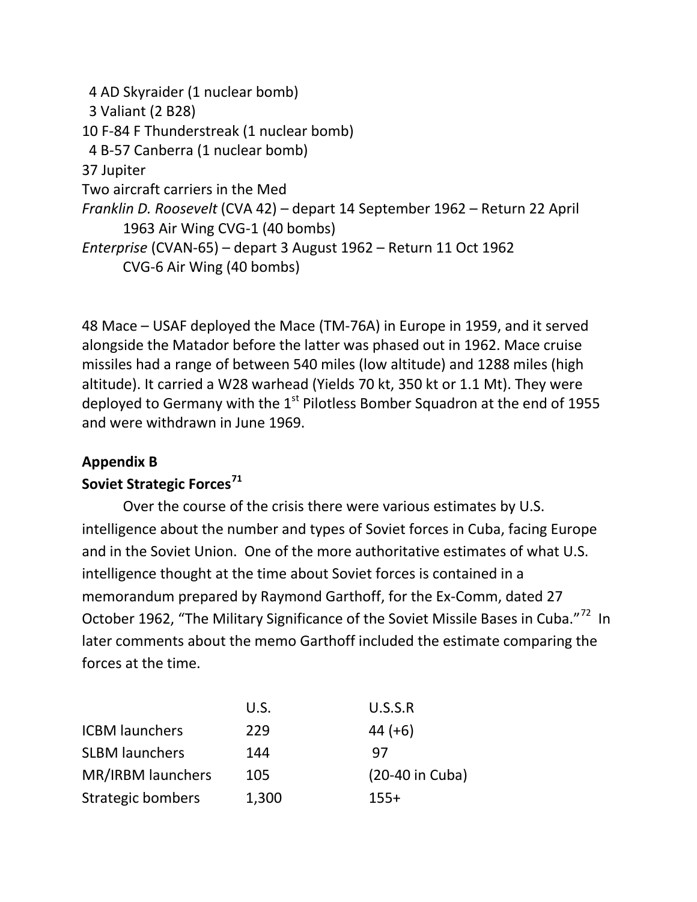4 AD Skyraider (1 nuclear bomb)  
3 Valiant (2 B28)  
10 F-84 F Thunderstreak (1 nuclear bomb)  
4 B-57 Canberra (1 nuclear bomb)  
37 Jupiter  
Two aircraft carriers in the Med  
*Franklin D. Roosevelt* (CVA 42) – depart 14 September 1962 – Return 22 April 1963 Air Wing CVG-1 (40 bombs)  
*Enterprise* (CVAN-65) – depart 3 August 1962 – Return 11 Oct 1962 CVG-6 Air Wing (40 bombs)

48 Mace – USAF deployed the Mace (TM-76A) in Europe in 1959, and it served alongside the Matador before the latter was phased out in 1962. Mace cruise missiles had a range of between 540 miles (low altitude) and 1288 miles (high altitude). It carried a W28 warhead (Yields 70 kt, 350 kt or 1.1 Mt). They were deployed to Germany with the 1st Pilotless Bomber Squadron at the end of 1955 and were withdrawn in June 1969.

**Appendix B**

**Soviet Strategic Forces[71]**

Over the course of the crisis there were various estimates by U.S. intelligence about the number and types of Soviet forces in Cuba, facing Europe and in the Soviet Union. One of the more authoritative estimates of what U.S. intelligence thought at the time about Soviet forces is contained in a memorandum prepared by Raymond Garthoff, for the Ex-Comm, dated 27 October 1962, "The Military Significance of the Soviet Missile Bases in Cuba."[72] In later comments about the memo Garthoff included the estimate comparing the forces at the time.

| | U.S. | U.S.S.R |
|---|---|---|
| ICBM launchers | 229 | 44 (+6) |
| SLBM launchers | 144 | 97 |
| MR/IRBM launchers | 105 | (20-40 in Cuba) |
| Strategic bombers | 1,300 | 155+ |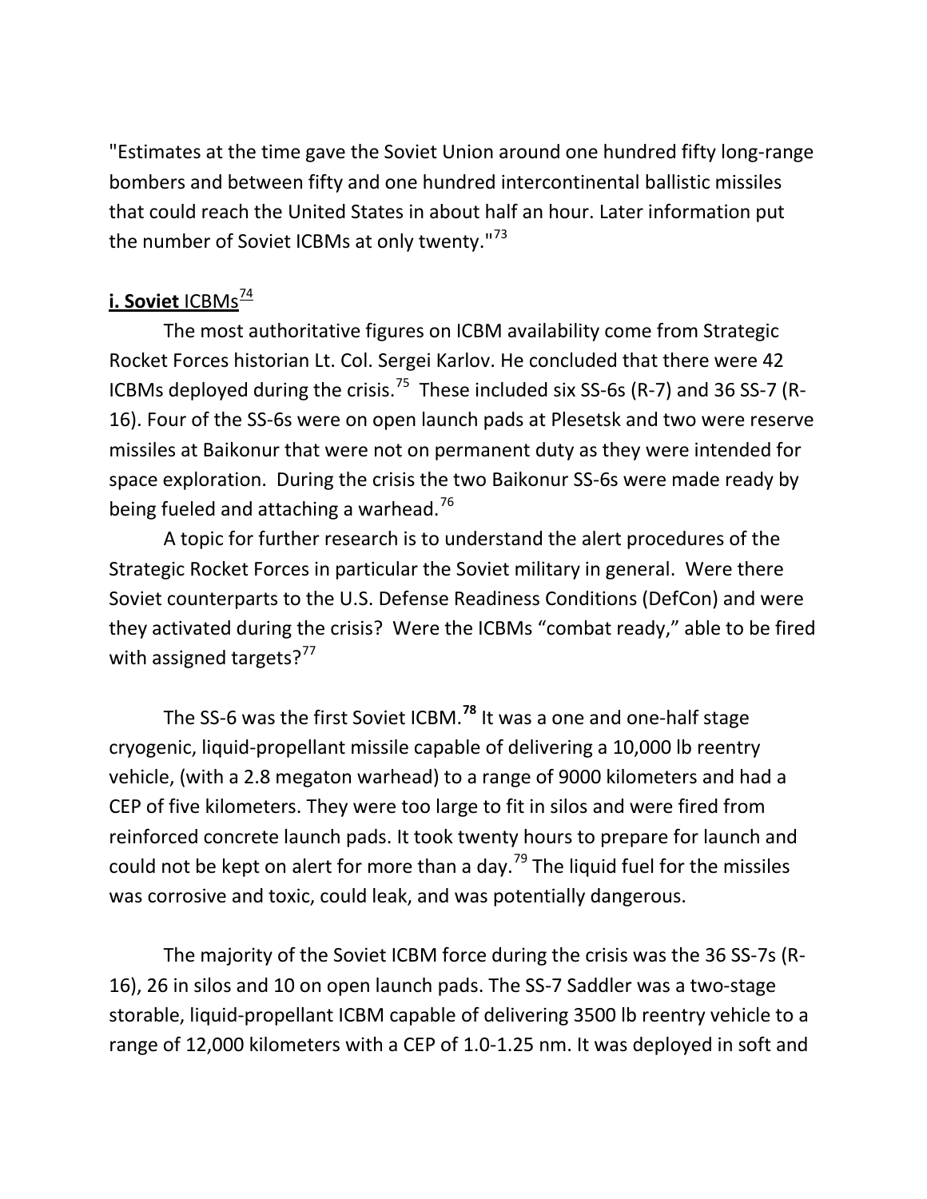"Estimates at the time gave the Soviet Union around one hundred fifty long-range bombers and between fifty and one hundred intercontinental ballistic missiles that could reach the United States in about half an hour. Later information put the number of Soviet ICBMs at only twenty."[73]

**i. Soviet** ICBMs[74]

The most authoritative figures on ICBM availability come from Strategic Rocket Forces historian Lt. Col. Sergei Karlov. He concluded that there were 42 ICBMs deployed during the crisis.[75] These included six SS-6s (R-7) and 36 SS-7 (R-16). Four of the SS-6s were on open launch pads at Plesetsk and two were reserve missiles at Baikonur that were not on permanent duty as they were intended for space exploration. During the crisis the two Baikonur SS-6s were made ready by being fueled and attaching a warhead.[76]

A topic for further research is to understand the alert procedures of the Strategic Rocket Forces in particular the Soviet military in general. Were there Soviet counterparts to the U.S. Defense Readiness Conditions (DefCon) and were they activated during the crisis? Were the ICBMs "combat ready," able to be fired with assigned targets?[77]

The SS-6 was the first Soviet ICBM.[78] It was a one and one-half stage cryogenic, liquid-propellant missile capable of delivering a 10,000 lb reentry vehicle, (with a 2.8 megaton warhead) to a range of 9000 kilometers and had a CEP of five kilometers. They were too large to fit in silos and were fired from reinforced concrete launch pads. It took twenty hours to prepare for launch and could not be kept on alert for more than a day.[79] The liquid fuel for the missiles was corrosive and toxic, could leak, and was potentially dangerous.

The majority of the Soviet ICBM force during the crisis was the 36 SS-7s (R-16), 26 in silos and 10 on open launch pads. The SS-7 Saddler was a two-stage storable, liquid-propellant ICBM capable of delivering 3500 lb reentry vehicle to a range of 12,000 kilometers with a CEP of 1.0-1.25 nm. It was deployed in soft and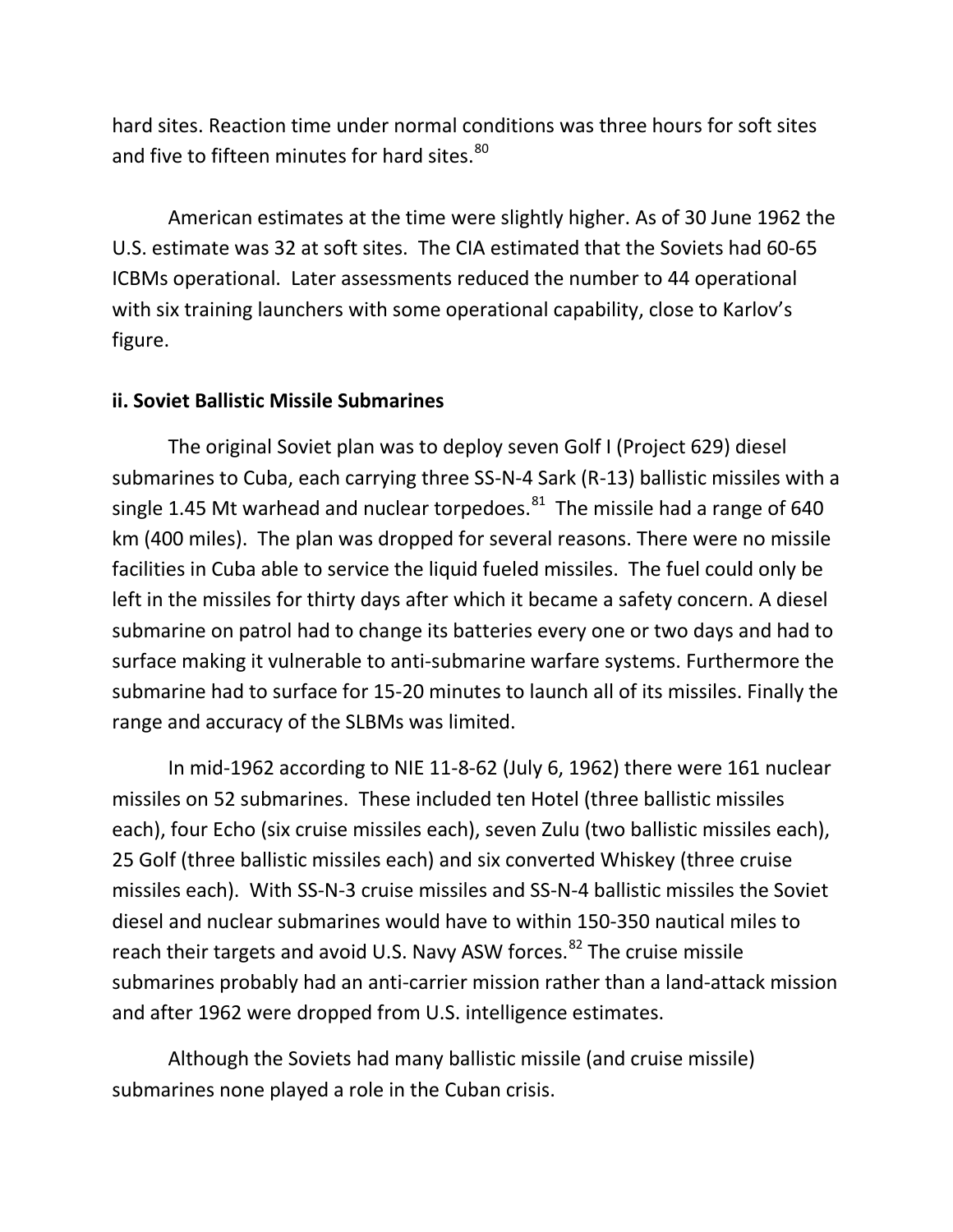hard sites. Reaction time under normal conditions was three hours for soft sites and five to fifteen minutes for hard sites.[80]

American estimates at the time were slightly higher. As of 30 June 1962 the U.S. estimate was 32 at soft sites. The CIA estimated that the Soviets had 60-65 ICBMs operational. Later assessments reduced the number to 44 operational with six training launchers with some operational capability, close to Karlov's figure.

**ii. Soviet Ballistic Missile Submarines**

The original Soviet plan was to deploy seven Golf I (Project 629) diesel submarines to Cuba, each carrying three SS-N-4 Sark (R-13) ballistic missiles with a single 1.45 Mt warhead and nuclear torpedoes.[81] The missile had a range of 640 km (400 miles). The plan was dropped for several reasons. There were no missile facilities in Cuba able to service the liquid fueled missiles. The fuel could only be left in the missiles for thirty days after which it became a safety concern. A diesel submarine on patrol had to change its batteries every one or two days and had to surface making it vulnerable to anti-submarine warfare systems. Furthermore the submarine had to surface for 15-20 minutes to launch all of its missiles. Finally the range and accuracy of the SLBMs was limited.

In mid-1962 according to NIE 11-8-62 (July 6, 1962) there were 161 nuclear missiles on 52 submarines. These included ten Hotel (three ballistic missiles each), four Echo (six cruise missiles each), seven Zulu (two ballistic missiles each), 25 Golf (three ballistic missiles each) and six converted Whiskey (three cruise missiles each). With SS-N-3 cruise missiles and SS-N-4 ballistic missiles the Soviet diesel and nuclear submarines would have to within 150-350 nautical miles to reach their targets and avoid U.S. Navy ASW forces.[82] The cruise missile submarines probably had an anti-carrier mission rather than a land-attack mission and after 1962 were dropped from U.S. intelligence estimates.

Although the Soviets had many ballistic missile (and cruise missile) submarines none played a role in the Cuban crisis.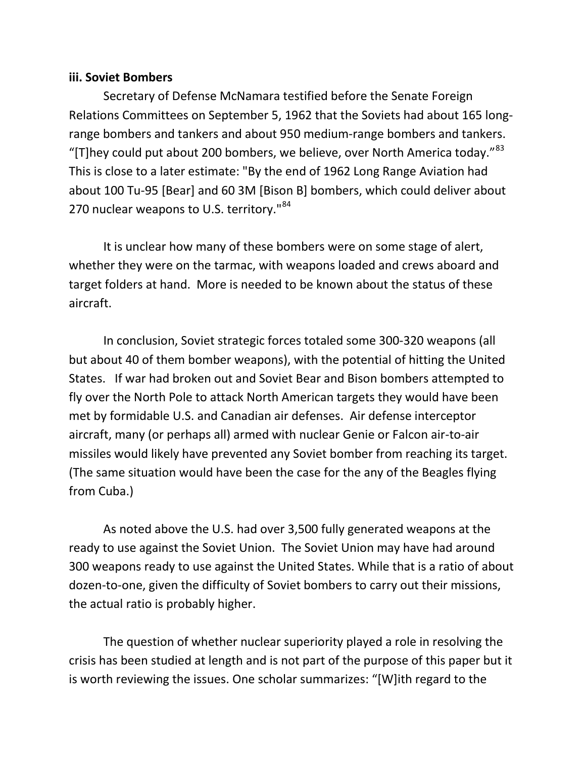**iii. Soviet Bombers**

Secretary of Defense McNamara testified before the Senate Foreign Relations Committees on September 5, 1962 that the Soviets had about 165 long-range bombers and tankers and about 950 medium-range bombers and tankers. "[T]hey could put about 200 bombers, we believe, over North America today."[83] This is close to a later estimate: "By the end of 1962 Long Range Aviation had about 100 Tu-95 [Bear] and 60 3M [Bison B] bombers, which could deliver about 270 nuclear weapons to U.S. territory."[84]

It is unclear how many of these bombers were on some stage of alert, whether they were on the tarmac, with weapons loaded and crews aboard and target folders at hand. More is needed to be known about the status of these aircraft.

In conclusion, Soviet strategic forces totaled some 300-320 weapons (all but about 40 of them bomber weapons), with the potential of hitting the United States. If war had broken out and Soviet Bear and Bison bombers attempted to fly over the North Pole to attack North American targets they would have been met by formidable U.S. and Canadian air defenses. Air defense interceptor aircraft, many (or perhaps all) armed with nuclear Genie or Falcon air-to-air missiles would likely have prevented any Soviet bomber from reaching its target. (The same situation would have been the case for the any of the Beagles flying from Cuba.)

As noted above the U.S. had over 3,500 fully generated weapons at the ready to use against the Soviet Union. The Soviet Union may have had around 300 weapons ready to use against the United States. While that is a ratio of about dozen-to-one, given the difficulty of Soviet bombers to carry out their missions, the actual ratio is probably higher.

The question of whether nuclear superiority played a role in resolving the crisis has been studied at length and is not part of the purpose of this paper but it is worth reviewing the issues. One scholar summarizes: "[W]ith regard to the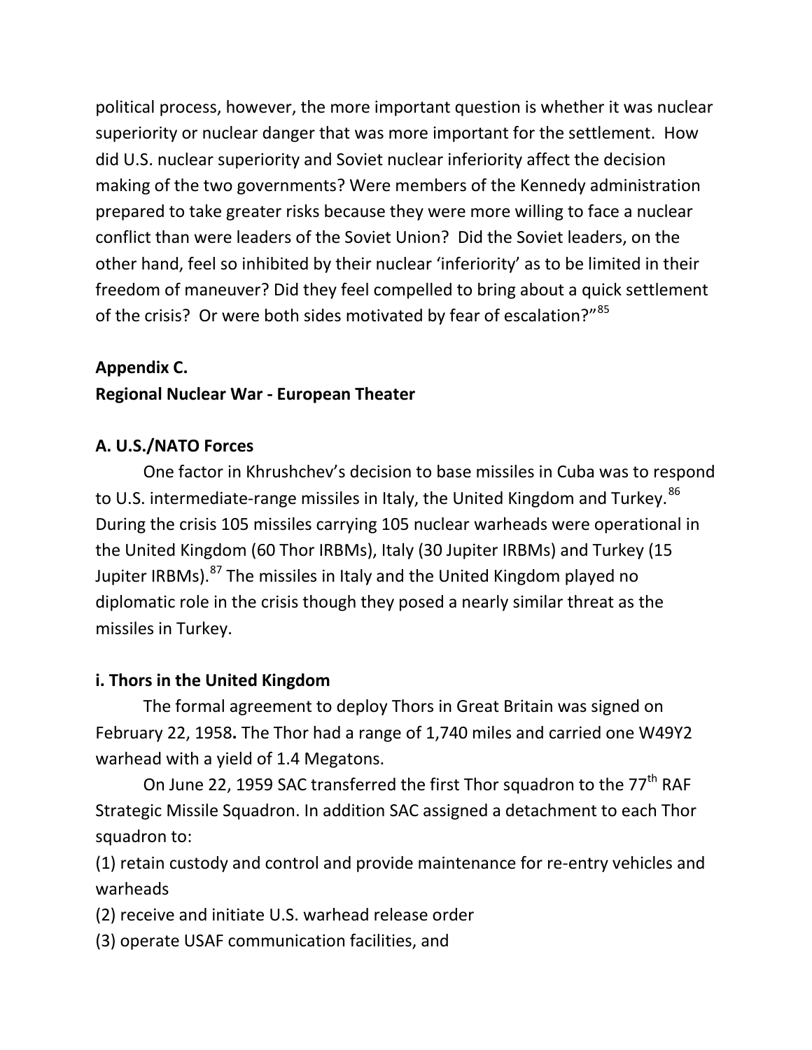political process, however, the more important question is whether it was nuclear superiority or nuclear danger that was more important for the settlement. How did U.S. nuclear superiority and Soviet nuclear inferiority affect the decision making of the two governments? Were members of the Kennedy administration prepared to take greater risks because they were more willing to face a nuclear conflict than were leaders of the Soviet Union? Did the Soviet leaders, on the other hand, feel so inhibited by their nuclear 'inferiority' as to be limited in their freedom of maneuver? Did they feel compelled to bring about a quick settlement of the crisis? Or were both sides motivated by fear of escalation?"[85]

## Appendix C.
## Regional Nuclear War - European Theater

### A. U.S./NATO Forces

One factor in Khrushchev's decision to base missiles in Cuba was to respond to U.S. intermediate-range missiles in Italy, the United Kingdom and Turkey.[86] During the crisis 105 missiles carrying 105 nuclear warheads were operational in the United Kingdom (60 Thor IRBMs), Italy (30 Jupiter IRBMs) and Turkey (15 Jupiter IRBMs).[87] The missiles in Italy and the United Kingdom played no diplomatic role in the crisis though they posed a nearly similar threat as the missiles in Turkey.

### i. Thors in the United Kingdom

The formal agreement to deploy Thors in Great Britain was signed on February 22, 1958**.** The Thor had a range of 1,740 miles and carried one W49Y2 warhead with a yield of 1.4 Megatons.

On June 22, 1959 SAC transferred the first Thor squadron to the 77th RAF Strategic Missile Squadron. In addition SAC assigned a detachment to each Thor squadron to:

(1) retain custody and control and provide maintenance for re-entry vehicles and warheads
(2) receive and initiate U.S. warhead release order
(3) operate USAF communication facilities, and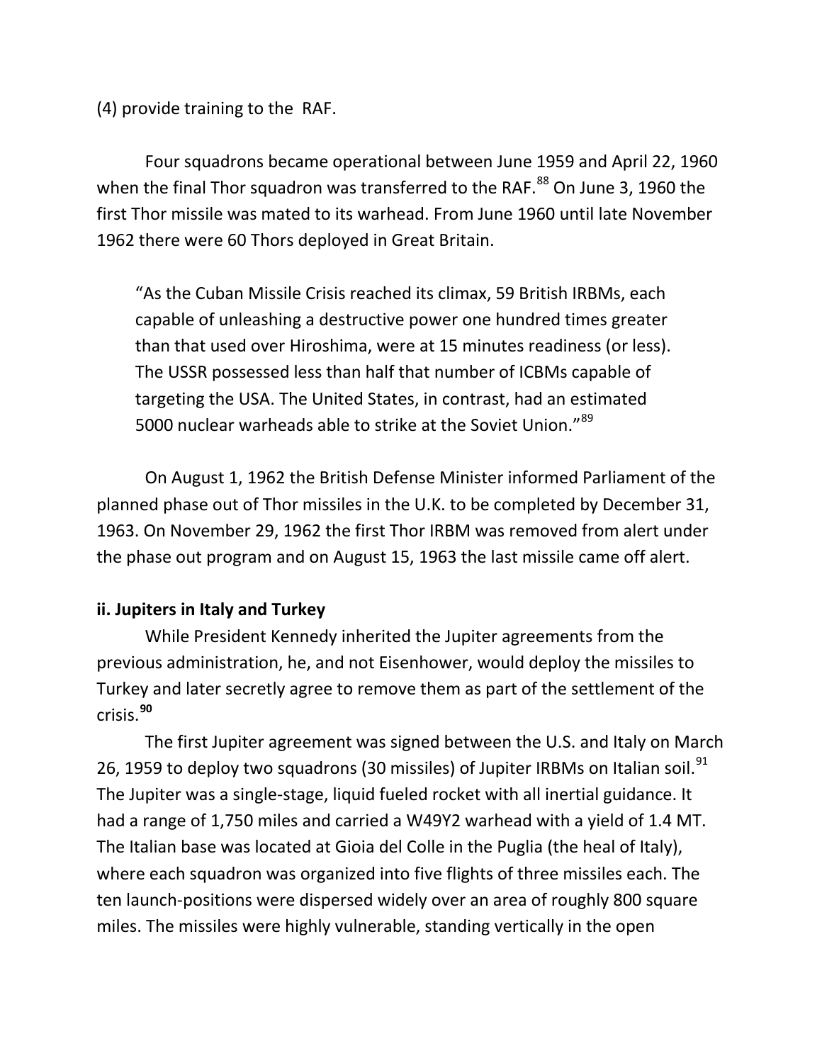(4) provide training to the  RAF.

Four squadrons became operational between June 1959 and April 22, 1960 when the final Thor squadron was transferred to the RAF.[88] On June 3, 1960 the first Thor missile was mated to its warhead. From June 1960 until late November 1962 there were 60 Thors deployed in Great Britain.

> "As the Cuban Missile Crisis reached its climax, 59 British IRBMs, each capable of unleashing a destructive power one hundred times greater than that used over Hiroshima, were at 15 minutes readiness (or less). The USSR possessed less than half that number of ICBMs capable of targeting the USA. The United States, in contrast, had an estimated 5000 nuclear warheads able to strike at the Soviet Union."[89]

On August 1, 1962 the British Defense Minister informed Parliament of the planned phase out of Thor missiles in the U.K. to be completed by December 31, 1963. On November 29, 1962 the first Thor IRBM was removed from alert under the phase out program and on August 15, 1963 the last missile came off alert.

**ii. Jupiters in Italy and Turkey**

While President Kennedy inherited the Jupiter agreements from the previous administration, he, and not Eisenhower, would deploy the missiles to Turkey and later secretly agree to remove them as part of the settlement of the crisis.[90]

The first Jupiter agreement was signed between the U.S. and Italy on March 26, 1959 to deploy two squadrons (30 missiles) of Jupiter IRBMs on Italian soil.[91] The Jupiter was a single-stage, liquid fueled rocket with all inertial guidance. It had a range of 1,750 miles and carried a W49Y2 warhead with a yield of 1.4 MT. The Italian base was located at Gioia del Colle in the Puglia (the heal of Italy), where each squadron was organized into five flights of three missiles each. The ten launch-positions were dispersed widely over an area of roughly 800 square miles. The missiles were highly vulnerable, standing vertically in the open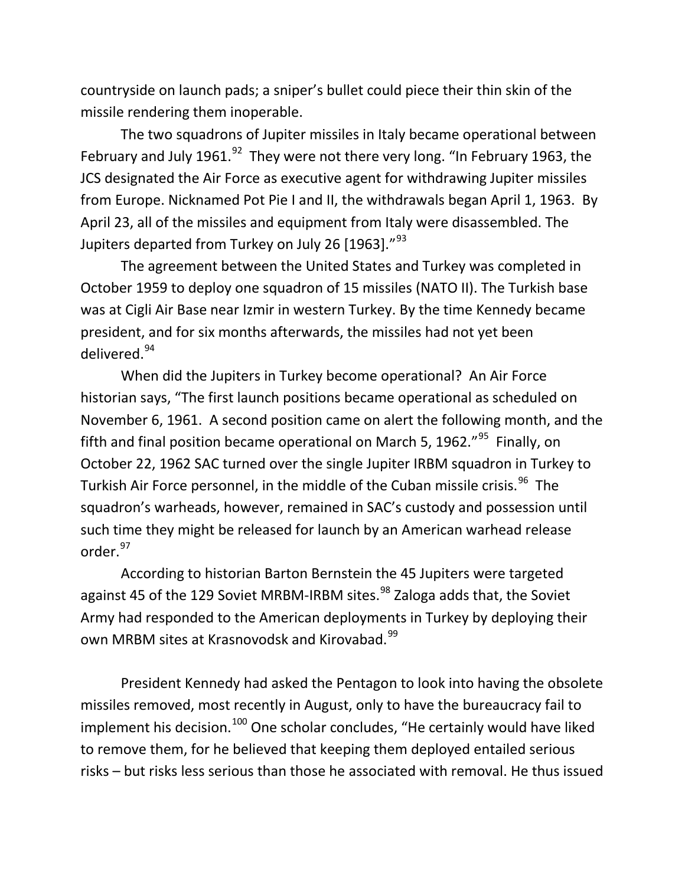countryside on launch pads; a sniper's bullet could piece their thin skin of the missile rendering them inoperable.

The two squadrons of Jupiter missiles in Italy became operational between February and July 1961.[92] They were not there very long. "In February 1963, the JCS designated the Air Force as executive agent for withdrawing Jupiter missiles from Europe. Nicknamed Pot Pie I and II, the withdrawals began April 1, 1963. By April 23, all of the missiles and equipment from Italy were disassembled. The Jupiters departed from Turkey on July 26 [1963]."[93]

The agreement between the United States and Turkey was completed in October 1959 to deploy one squadron of 15 missiles (NATO II). The Turkish base was at Cigli Air Base near Izmir in western Turkey. By the time Kennedy became president, and for six months afterwards, the missiles had not yet been delivered.[94]

When did the Jupiters in Turkey become operational? An Air Force historian says, "The first launch positions became operational as scheduled on November 6, 1961. A second position came on alert the following month, and the fifth and final position became operational on March 5, 1962."[95] Finally, on October 22, 1962 SAC turned over the single Jupiter IRBM squadron in Turkey to Turkish Air Force personnel, in the middle of the Cuban missile crisis.[96] The squadron's warheads, however, remained in SAC's custody and possession until such time they might be released for launch by an American warhead release order.[97]

According to historian Barton Bernstein the 45 Jupiters were targeted against 45 of the 129 Soviet MRBM-IRBM sites.[98] Zaloga adds that, the Soviet Army had responded to the American deployments in Turkey by deploying their own MRBM sites at Krasnovodsk and Kirovabad.[99]

President Kennedy had asked the Pentagon to look into having the obsolete missiles removed, most recently in August, only to have the bureaucracy fail to implement his decision.[100] One scholar concludes, "He certainly would have liked to remove them, for he believed that keeping them deployed entailed serious risks – but risks less serious than those he associated with removal. He thus issued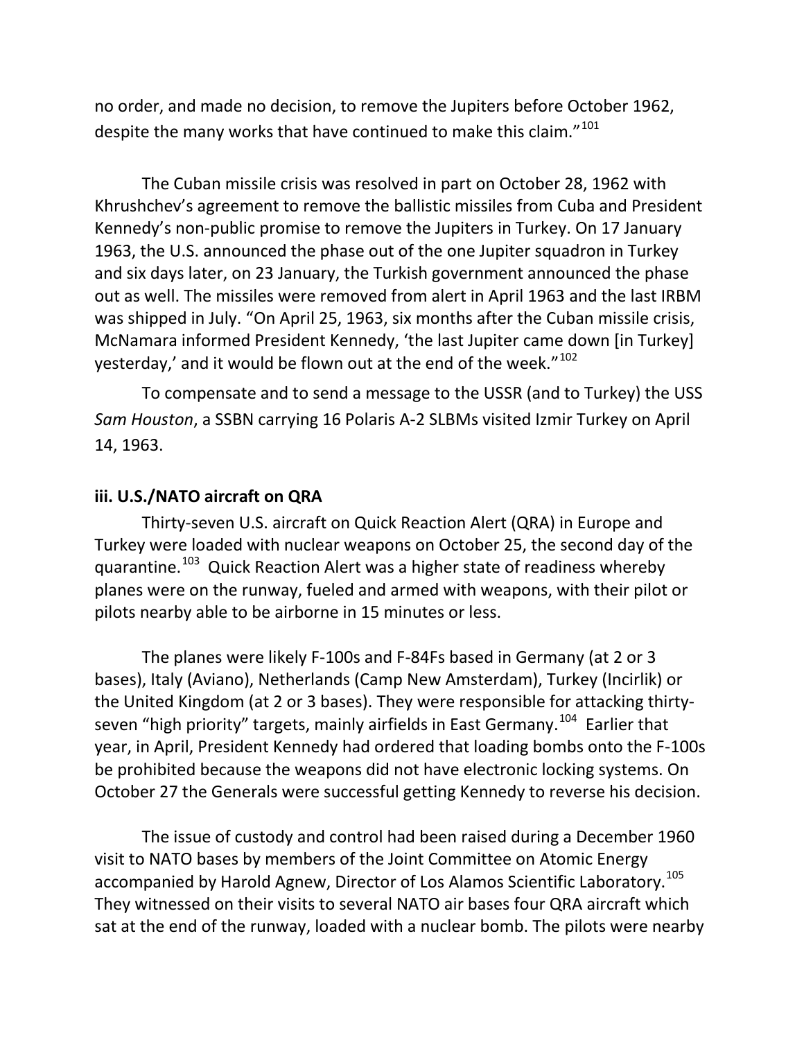no order, and made no decision, to remove the Jupiters before October 1962, despite the many works that have continued to make this claim."[101]

The Cuban missile crisis was resolved in part on October 28, 1962 with Khrushchev's agreement to remove the ballistic missiles from Cuba and President Kennedy's non-public promise to remove the Jupiters in Turkey. On 17 January 1963, the U.S. announced the phase out of the one Jupiter squadron in Turkey and six days later, on 23 January, the Turkish government announced the phase out as well. The missiles were removed from alert in April 1963 and the last IRBM was shipped in July. "On April 25, 1963, six months after the Cuban missile crisis, McNamara informed President Kennedy, 'the last Jupiter came down [in Turkey] yesterday,' and it would be flown out at the end of the week."[102]

To compensate and to send a message to the USSR (and to Turkey) the USS *Sam Houston*, a SSBN carrying 16 Polaris A-2 SLBMs visited Izmir Turkey on April 14, 1963.

### iii. U.S./NATO aircraft on QRA

Thirty-seven U.S. aircraft on Quick Reaction Alert (QRA) in Europe and Turkey were loaded with nuclear weapons on October 25, the second day of the quarantine.[103] Quick Reaction Alert was a higher state of readiness whereby planes were on the runway, fueled and armed with weapons, with their pilot or pilots nearby able to be airborne in 15 minutes or less.

The planes were likely F-100s and F-84Fs based in Germany (at 2 or 3 bases), Italy (Aviano), Netherlands (Camp New Amsterdam), Turkey (Incirlik) or the United Kingdom (at 2 or 3 bases). They were responsible for attacking thirty-seven "high priority" targets, mainly airfields in East Germany.[104] Earlier that year, in April, President Kennedy had ordered that loading bombs onto the F-100s be prohibited because the weapons did not have electronic locking systems. On October 27 the Generals were successful getting Kennedy to reverse his decision.

The issue of custody and control had been raised during a December 1960 visit to NATO bases by members of the Joint Committee on Atomic Energy accompanied by Harold Agnew, Director of Los Alamos Scientific Laboratory.[105] They witnessed on their visits to several NATO air bases four QRA aircraft which sat at the end of the runway, loaded with a nuclear bomb. The pilots were nearby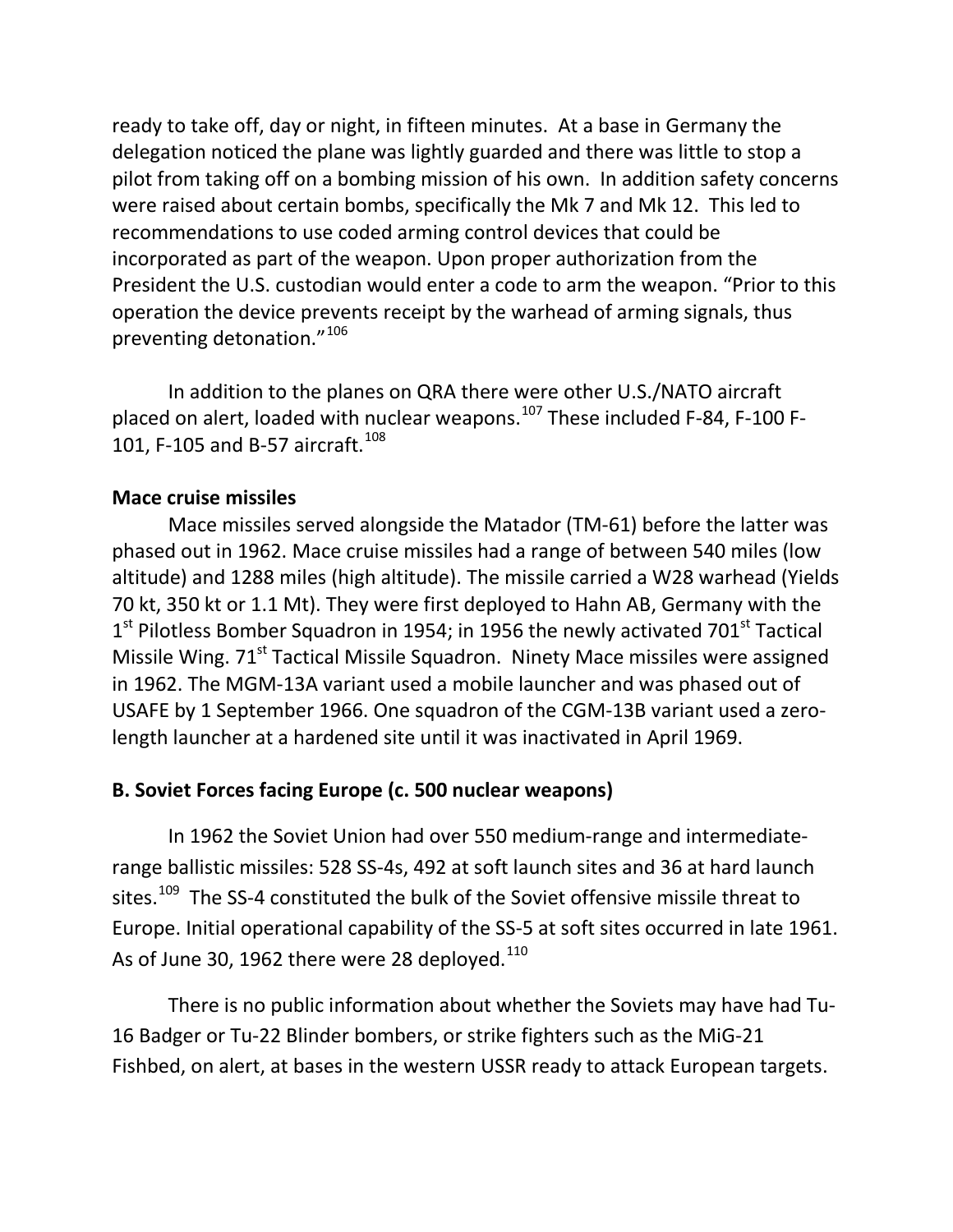ready to take off, day or night, in fifteen minutes. At a base in Germany the delegation noticed the plane was lightly guarded and there was little to stop a pilot from taking off on a bombing mission of his own. In addition safety concerns were raised about certain bombs, specifically the Mk 7 and Mk 12. This led to recommendations to use coded arming control devices that could be incorporated as part of the weapon. Upon proper authorization from the President the U.S. custodian would enter a code to arm the weapon. "Prior to this operation the device prevents receipt by the warhead of arming signals, thus preventing detonation."[106]

In addition to the planes on QRA there were other U.S./NATO aircraft placed on alert, loaded with nuclear weapons.[107] These included F-84, F-100 F-101, F-105 and B-57 aircraft.[108]

**Mace cruise missiles**

Mace missiles served alongside the Matador (TM-61) before the latter was phased out in 1962. Mace cruise missiles had a range of between 540 miles (low altitude) and 1288 miles (high altitude). The missile carried a W28 warhead (Yields 70 kt, 350 kt or 1.1 Mt). They were first deployed to Hahn AB, Germany with the 1st Pilotless Bomber Squadron in 1954; in 1956 the newly activated 701st Tactical Missile Wing. 71st Tactical Missile Squadron. Ninety Mace missiles were assigned in 1962. The MGM-13A variant used a mobile launcher and was phased out of USAFE by 1 September 1966. One squadron of the CGM-13B variant used a zero-length launcher at a hardened site until it was inactivated in April 1969.

**B. Soviet Forces facing Europe (c. 500 nuclear weapons)**

In 1962 the Soviet Union had over 550 medium-range and intermediate-range ballistic missiles: 528 SS-4s, 492 at soft launch sites and 36 at hard launch sites.[109] The SS-4 constituted the bulk of the Soviet offensive missile threat to Europe. Initial operational capability of the SS-5 at soft sites occurred in late 1961. As of June 30, 1962 there were 28 deployed.[110]

There is no public information about whether the Soviets may have had Tu-16 Badger or Tu-22 Blinder bombers, or strike fighters such as the MiG-21 Fishbed, on alert, at bases in the western USSR ready to attack European targets.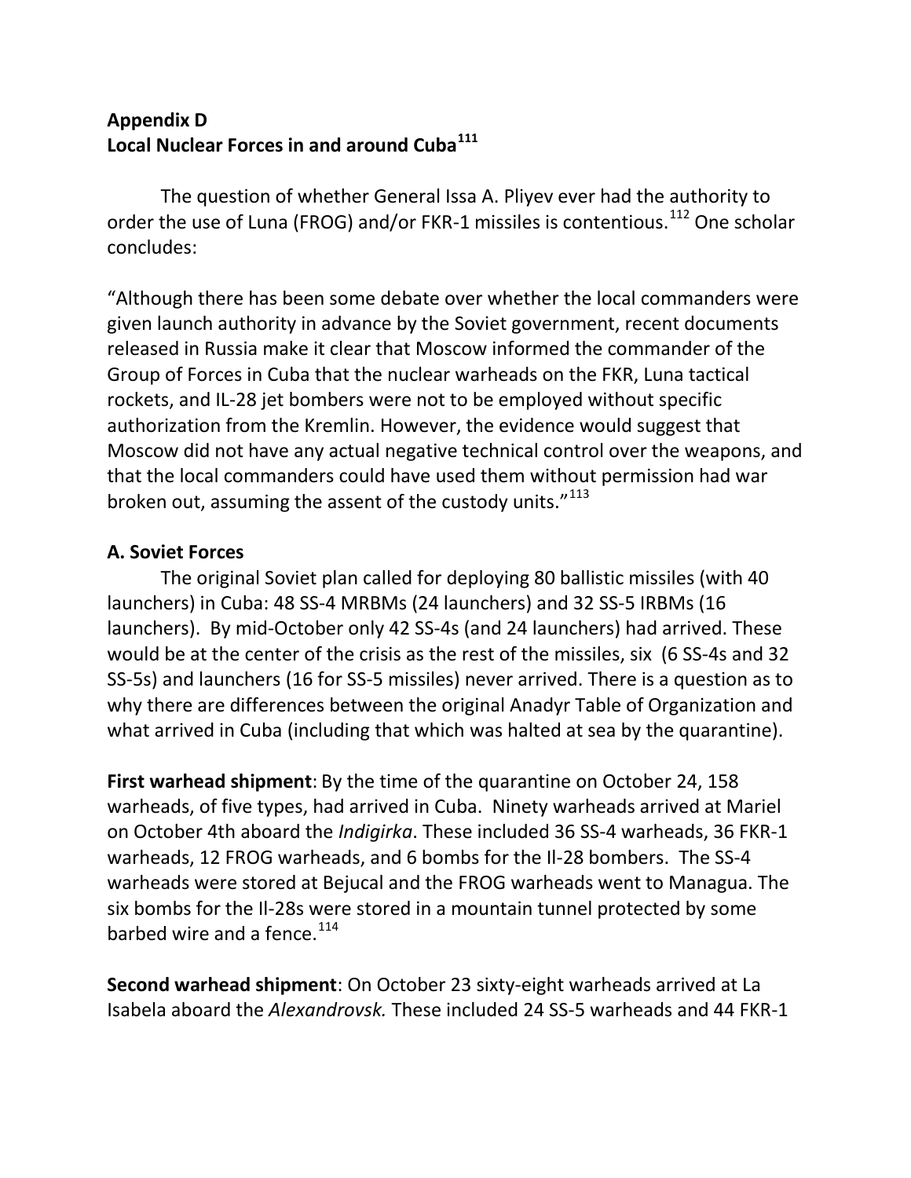## Appendix D
## Local Nuclear Forces in and around Cuba[111]

The question of whether General Issa A. Pliyev ever had the authority to order the use of Luna (FROG) and/or FKR-1 missiles is contentious.[112] One scholar concludes:

"Although there has been some debate over whether the local commanders were given launch authority in advance by the Soviet government, recent documents released in Russia make it clear that Moscow informed the commander of the Group of Forces in Cuba that the nuclear warheads on the FKR, Luna tactical rockets, and IL-28 jet bombers were not to be employed without specific authorization from the Kremlin. However, the evidence would suggest that Moscow did not have any actual negative technical control over the weapons, and that the local commanders could have used them without permission had war broken out, assuming the assent of the custody units."[113]

### A. Soviet Forces

The original Soviet plan called for deploying 80 ballistic missiles (with 40 launchers) in Cuba: 48 SS-4 MRBMs (24 launchers) and 32 SS-5 IRBMs (16 launchers). By mid-October only 42 SS-4s (and 24 launchers) had arrived. These would be at the center of the crisis as the rest of the missiles, six (6 SS-4s and 32 SS-5s) and launchers (16 for SS-5 missiles) never arrived. There is a question as to why there are differences between the original Anadyr Table of Organization and what arrived in Cuba (including that which was halted at sea by the quarantine).

**First warhead shipment**: By the time of the quarantine on October 24, 158 warheads, of five types, had arrived in Cuba. Ninety warheads arrived at Mariel on October 4th aboard the *Indigirka*. These included 36 SS-4 warheads, 36 FKR-1 warheads, 12 FROG warheads, and 6 bombs for the Il-28 bombers. The SS-4 warheads were stored at Bejucal and the FROG warheads went to Managua. The six bombs for the Il-28s were stored in a mountain tunnel protected by some barbed wire and a fence.[114]

**Second warhead shipment**: On October 23 sixty-eight warheads arrived at La Isabela aboard the *Alexandrovsk.* These included 24 SS-5 warheads and 44 FKR-1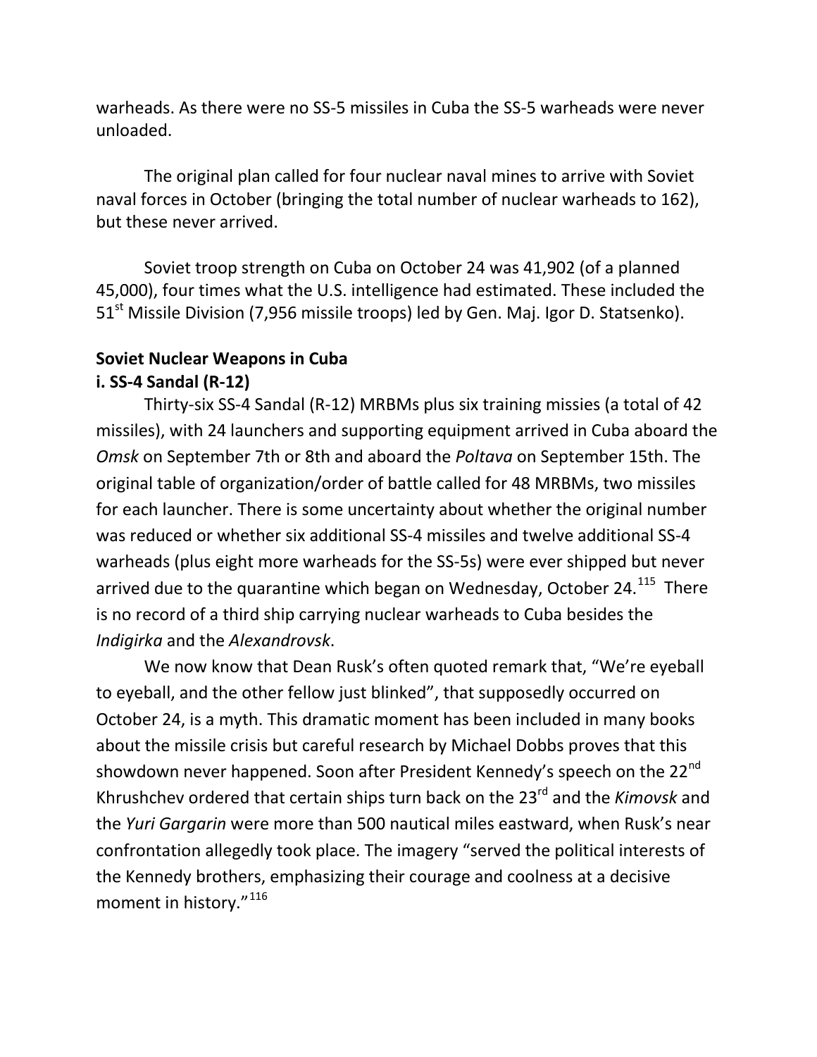warheads. As there were no SS-5 missiles in Cuba the SS-5 warheads were never unloaded.

The original plan called for four nuclear naval mines to arrive with Soviet naval forces in October (bringing the total number of nuclear warheads to 162), but these never arrived.

Soviet troop strength on Cuba on October 24 was 41,902 (of a planned 45,000), four times what the U.S. intelligence had estimated. These included the 51st Missile Division (7,956 missile troops) led by Gen. Maj. Igor D. Statsenko).

**Soviet Nuclear Weapons in Cuba**

**i. SS-4 Sandal (R-12)**

Thirty-six SS-4 Sandal (R-12) MRBMs plus six training missies (a total of 42 missiles), with 24 launchers and supporting equipment arrived in Cuba aboard the *Omsk* on September 7th or 8th and aboard the *Poltava* on September 15th. The original table of organization/order of battle called for 48 MRBMs, two missiles for each launcher. There is some uncertainty about whether the original number was reduced or whether six additional SS-4 missiles and twelve additional SS-4 warheads (plus eight more warheads for the SS-5s) were ever shipped but never arrived due to the quarantine which began on Wednesday, October 24.[115] There is no record of a third ship carrying nuclear warheads to Cuba besides the *Indigirka* and the *Alexandrovsk*.

We now know that Dean Rusk's often quoted remark that, "We're eyeball to eyeball, and the other fellow just blinked", that supposedly occurred on October 24, is a myth. This dramatic moment has been included in many books about the missile crisis but careful research by Michael Dobbs proves that this showdown never happened. Soon after President Kennedy's speech on the 22nd Khrushchev ordered that certain ships turn back on the 23rd and the *Kimovsk* and the *Yuri Gargarin* were more than 500 nautical miles eastward, when Rusk's near confrontation allegedly took place. The imagery "served the political interests of the Kennedy brothers, emphasizing their courage and coolness at a decisive moment in history."[116]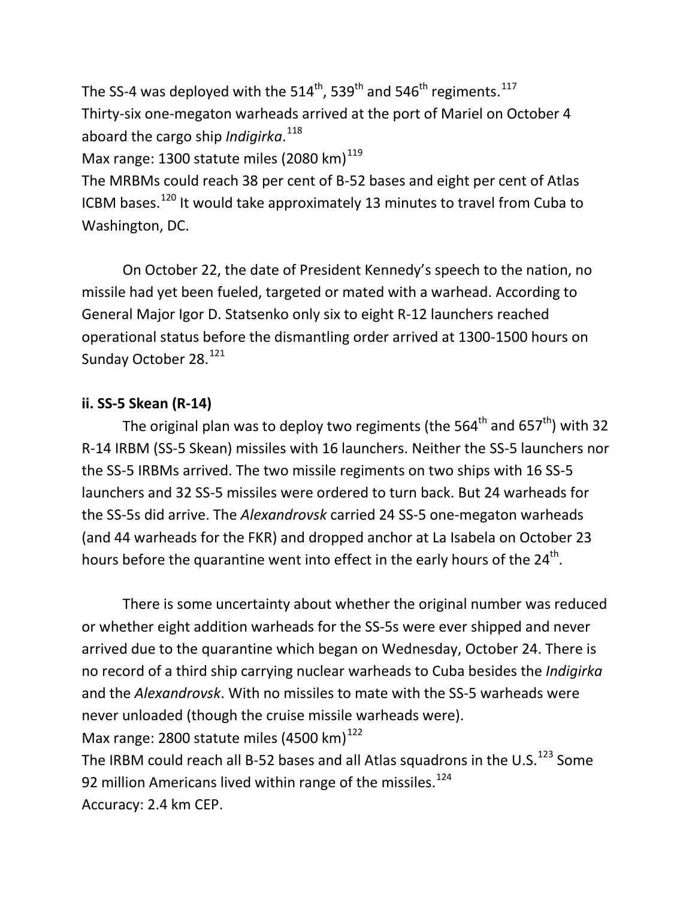The SS-4 was deployed with the 514th, 539th and 546th regiments.[117]
Thirty-six one-megaton warheads arrived at the port of Mariel on October 4 aboard the cargo ship *Indigirka*.[118]
Max range: 1300 statute miles (2080 km)[119]
The MRBMs could reach 38 per cent of B-52 bases and eight per cent of Atlas ICBM bases.[120] It would take approximately 13 minutes to travel from Cuba to Washington, DC.

On October 22, the date of President Kennedy's speech to the nation, no missile had yet been fueled, targeted or mated with a warhead. According to General Major Igor D. Statsenko only six to eight R-12 launchers reached operational status before the dismantling order arrived at 1300-1500 hours on Sunday October 28.[121]

### ii. SS-5 Skean (R-14)

The original plan was to deploy two regiments (the 564th and 657th) with 32 R-14 IRBM (SS-5 Skean) missiles with 16 launchers. Neither the SS-5 launchers nor the SS-5 IRBMs arrived. The two missile regiments on two ships with 16 SS-5 launchers and 32 SS-5 missiles were ordered to turn back. But 24 warheads for the SS-5s did arrive. The *Alexandrovsk* carried 24 SS-5 one-megaton warheads (and 44 warheads for the FKR) and dropped anchor at La Isabela on October 23 hours before the quarantine went into effect in the early hours of the 24th.

There is some uncertainty about whether the original number was reduced or whether eight addition warheads for the SS-5s were ever shipped and never arrived due to the quarantine which began on Wednesday, October 24. There is no record of a third ship carrying nuclear warheads to Cuba besides the *Indigirka* and the *Alexandrovsk*. With no missiles to mate with the SS-5 warheads were never unloaded (though the cruise missile warheads were).
Max range: 2800 statute miles (4500 km)[122]
The IRBM could reach all B-52 bases and all Atlas squadrons in the U.S.[123] Some 92 million Americans lived within range of the missiles.[124]
Accuracy: 2.4 km CEP.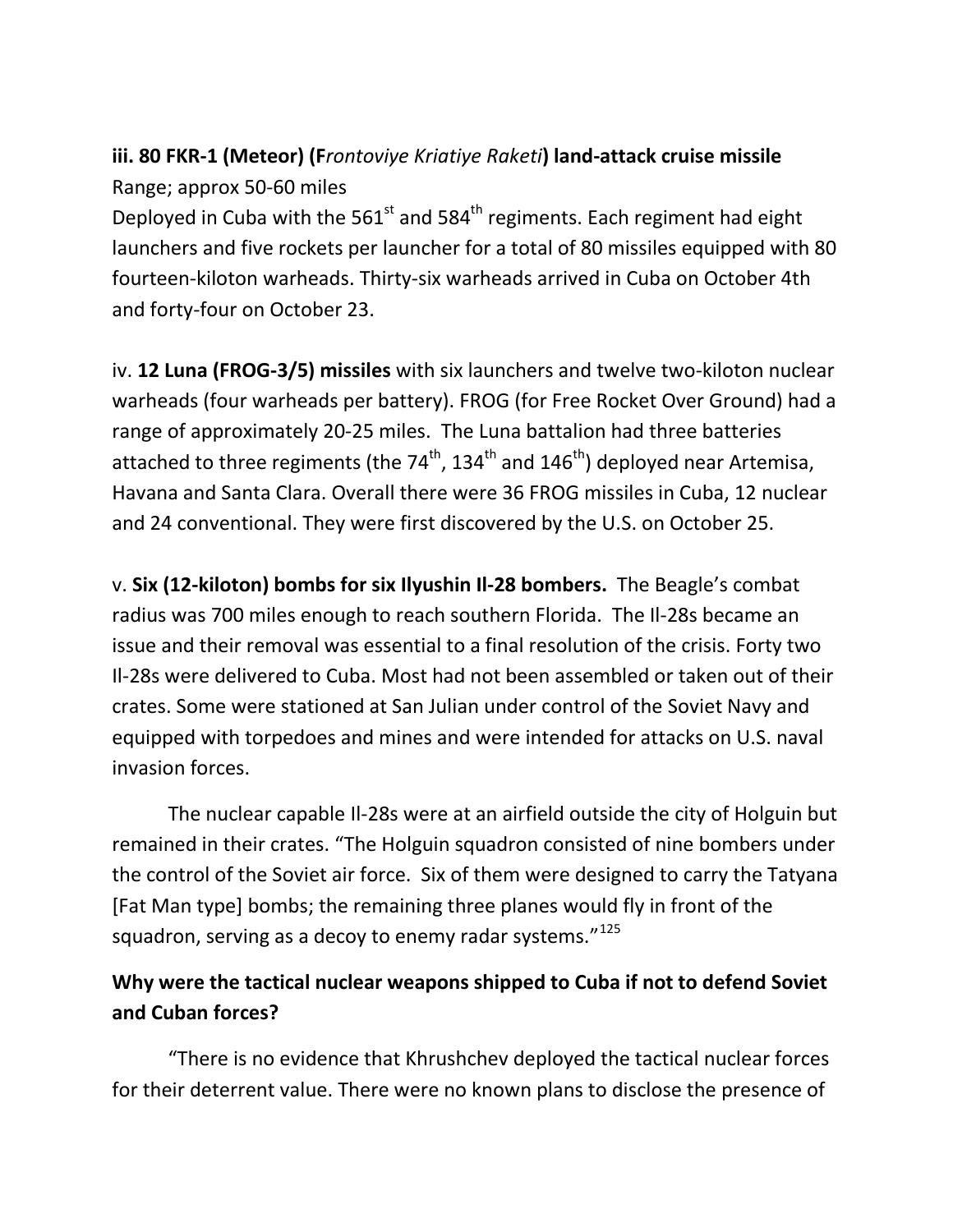**iii. 80 FKR-1 (Meteor) (F*rontoviye Kriatiye Raketi*) land-attack cruise missile**
Range; approx 50-60 miles
Deployed in Cuba with the 561st and 584th regiments. Each regiment had eight launchers and five rockets per launcher for a total of 80 missiles equipped with 80 fourteen-kiloton warheads. Thirty-six warheads arrived in Cuba on October 4th and forty-four on October 23.

iv. **12 Luna (FROG-3/5) missiles** with six launchers and twelve two-kiloton nuclear warheads (four warheads per battery). FROG (for Free Rocket Over Ground) had a range of approximately 20-25 miles. The Luna battalion had three batteries attached to three regiments (the 74th, 134th and 146th) deployed near Artemisa, Havana and Santa Clara. Overall there were 36 FROG missiles in Cuba, 12 nuclear and 24 conventional. They were first discovered by the U.S. on October 25.

v. **Six (12-kiloton) bombs for six Ilyushin Il-28 bombers.** The Beagle's combat radius was 700 miles enough to reach southern Florida. The Il-28s became an issue and their removal was essential to a final resolution of the crisis. Forty two Il-28s were delivered to Cuba. Most had not been assembled or taken out of their crates. Some were stationed at San Julian under control of the Soviet Navy and equipped with torpedoes and mines and were intended for attacks on U.S. naval invasion forces.

The nuclear capable Il-28s were at an airfield outside the city of Holguin but remained in their crates. "The Holguin squadron consisted of nine bombers under the control of the Soviet air force. Six of them were designed to carry the Tatyana [Fat Man type] bombs; the remaining three planes would fly in front of the squadron, serving as a decoy to enemy radar systems."[125]

**Why were the tactical nuclear weapons shipped to Cuba if not to defend Soviet and Cuban forces?**

"There is no evidence that Khrushchev deployed the tactical nuclear forces for their deterrent value. There were no known plans to disclose the presence of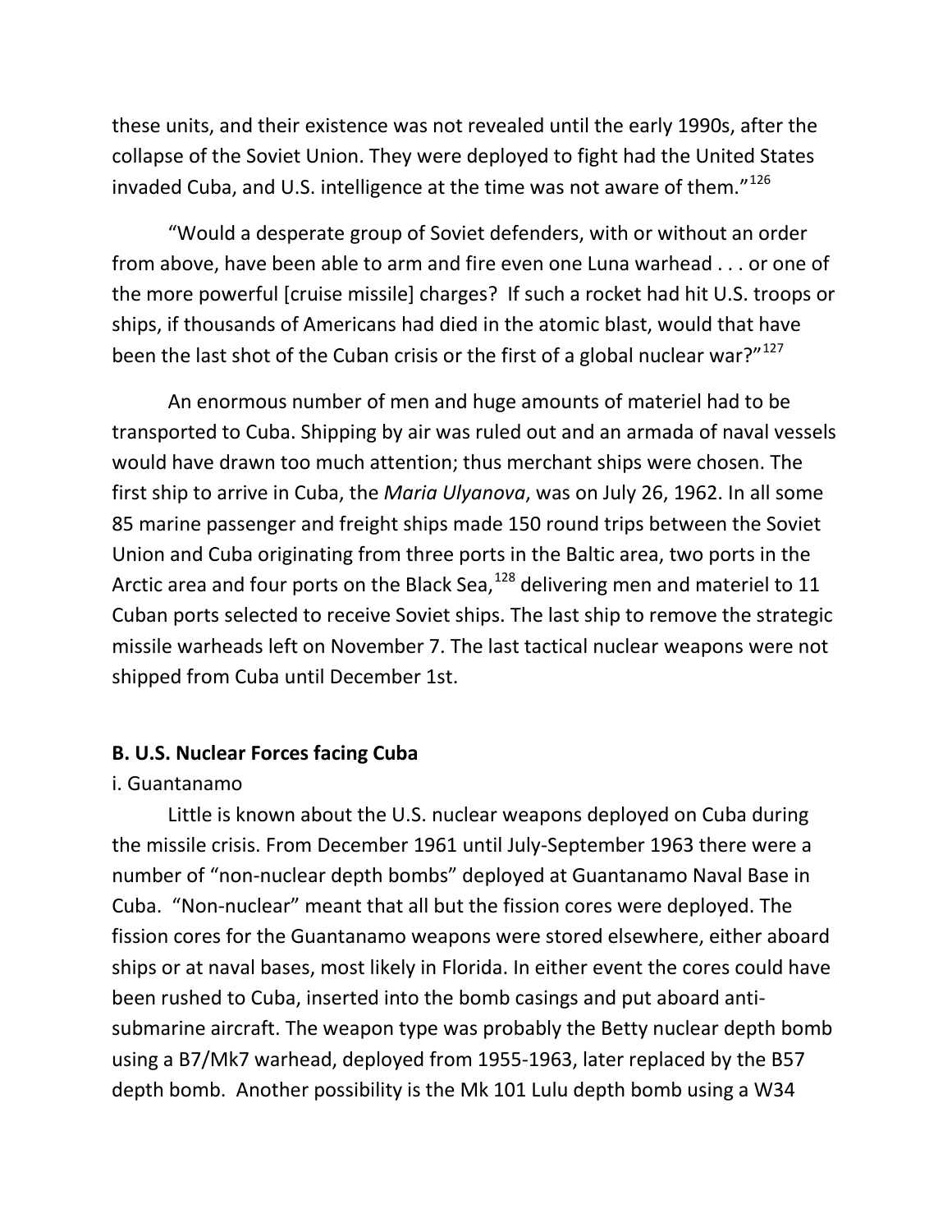these units, and their existence was not revealed until the early 1990s, after the collapse of the Soviet Union. They were deployed to fight had the United States invaded Cuba, and U.S. intelligence at the time was not aware of them."[126]

"Would a desperate group of Soviet defenders, with or without an order from above, have been able to arm and fire even one Luna warhead . . . or one of the more powerful [cruise missile] charges? If such a rocket had hit U.S. troops or ships, if thousands of Americans had died in the atomic blast, would that have been the last shot of the Cuban crisis or the first of a global nuclear war?"[127]

An enormous number of men and huge amounts of materiel had to be transported to Cuba. Shipping by air was ruled out and an armada of naval vessels would have drawn too much attention; thus merchant ships were chosen. The first ship to arrive in Cuba, the *Maria Ulyanova*, was on July 26, 1962. In all some 85 marine passenger and freight ships made 150 round trips between the Soviet Union and Cuba originating from three ports in the Baltic area, two ports in the Arctic area and four ports on the Black Sea,[128] delivering men and materiel to 11 Cuban ports selected to receive Soviet ships. The last ship to remove the strategic missile warheads left on November 7. The last tactical nuclear weapons were not shipped from Cuba until December 1st.

**B. U.S. Nuclear Forces facing Cuba**

i. Guantanamo

Little is known about the U.S. nuclear weapons deployed on Cuba during the missile crisis. From December 1961 until July-September 1963 there were a number of "non-nuclear depth bombs" deployed at Guantanamo Naval Base in Cuba. "Non-nuclear" meant that all but the fission cores were deployed. The fission cores for the Guantanamo weapons were stored elsewhere, either aboard ships or at naval bases, most likely in Florida. In either event the cores could have been rushed to Cuba, inserted into the bomb casings and put aboard anti-submarine aircraft. The weapon type was probably the Betty nuclear depth bomb using a B7/Mk7 warhead, deployed from 1955-1963, later replaced by the B57 depth bomb. Another possibility is the Mk 101 Lulu depth bomb using a W34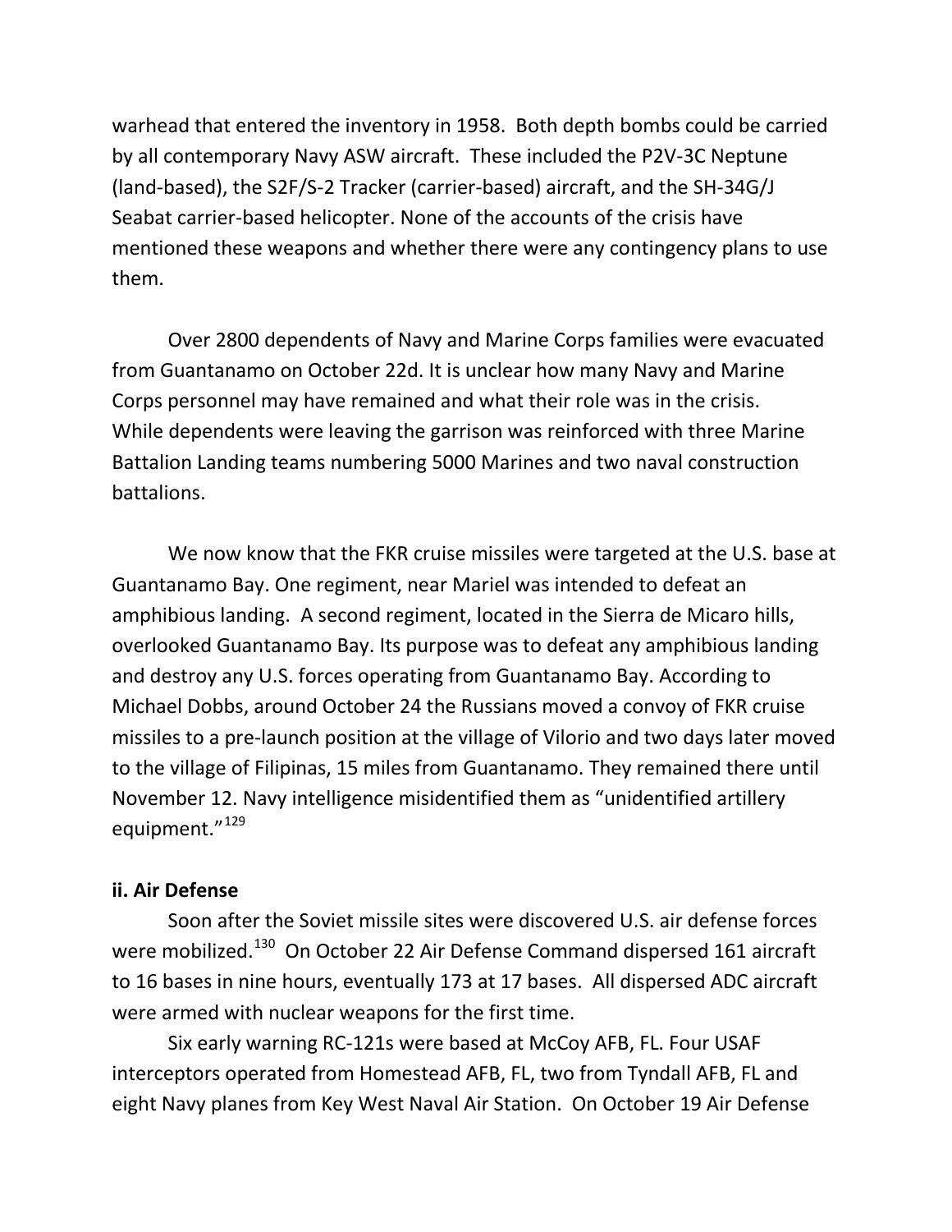warhead that entered the inventory in 1958. Both depth bombs could be carried by all contemporary Navy ASW aircraft. These included the P2V-3C Neptune (land-based), the S2F/S-2 Tracker (carrier-based) aircraft, and the SH-34G/J Seabat carrier-based helicopter. None of the accounts of the crisis have mentioned these weapons and whether there were any contingency plans to use them.

Over 2800 dependents of Navy and Marine Corps families were evacuated from Guantanamo on October 22d. It is unclear how many Navy and Marine Corps personnel may have remained and what their role was in the crisis. While dependents were leaving the garrison was reinforced with three Marine Battalion Landing teams numbering 5000 Marines and two naval construction battalions.

We now know that the FKR cruise missiles were targeted at the U.S. base at Guantanamo Bay. One regiment, near Mariel was intended to defeat an amphibious landing. A second regiment, located in the Sierra de Micaro hills, overlooked Guantanamo Bay. Its purpose was to defeat any amphibious landing and destroy any U.S. forces operating from Guantanamo Bay. According to Michael Dobbs, around October 24 the Russians moved a convoy of FKR cruise missiles to a pre-launch position at the village of Vilorio and two days later moved to the village of Filipinas, 15 miles from Guantanamo. They remained there until November 12. Navy intelligence misidentified them as "unidentified artillery equipment."[129]

### ii. Air Defense

Soon after the Soviet missile sites were discovered U.S. air defense forces were mobilized.[130] On October 22 Air Defense Command dispersed 161 aircraft to 16 bases in nine hours, eventually 173 at 17 bases. All dispersed ADC aircraft were armed with nuclear weapons for the first time.

Six early warning RC-121s were based at McCoy AFB, FL. Four USAF interceptors operated from Homestead AFB, FL, two from Tyndall AFB, FL and eight Navy planes from Key West Naval Air Station. On October 19 Air Defense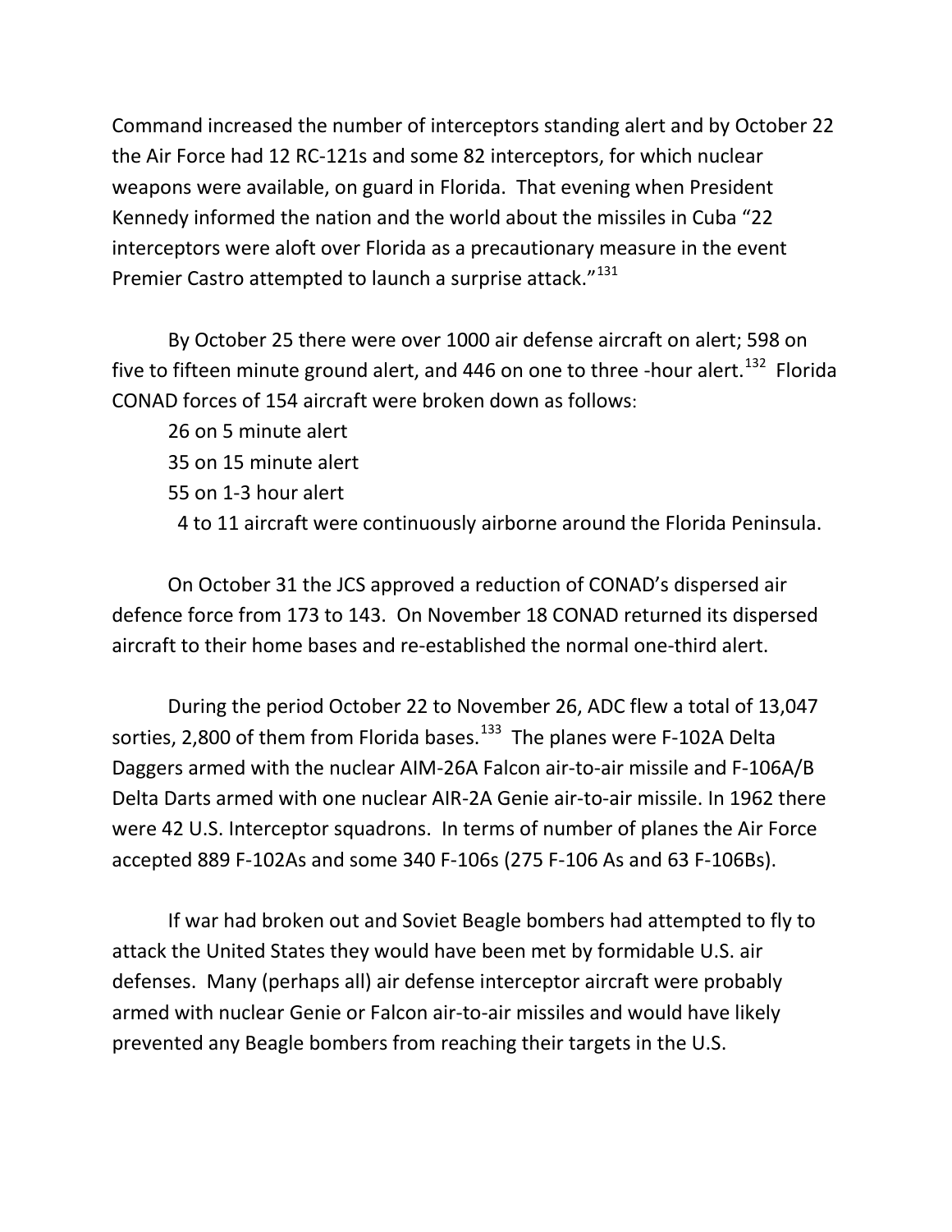Command increased the number of interceptors standing alert and by October 22 the Air Force had 12 RC-121s and some 82 interceptors, for which nuclear weapons were available, on guard in Florida. That evening when President Kennedy informed the nation and the world about the missiles in Cuba "22 interceptors were aloft over Florida as a precautionary measure in the event Premier Castro attempted to launch a surprise attack."[131]

By October 25 there were over 1000 air defense aircraft on alert; 598 on five to fifteen minute ground alert, and 446 on one to three -hour alert.[132] Florida CONAD forces of 154 aircraft were broken down as follows:

26 on 5 minute alert
35 on 15 minute alert
55 on 1-3 hour alert
4 to 11 aircraft were continuously airborne around the Florida Peninsula.

On October 31 the JCS approved a reduction of CONAD's dispersed air defence force from 173 to 143. On November 18 CONAD returned its dispersed aircraft to their home bases and re-established the normal one-third alert.

During the period October 22 to November 26, ADC flew a total of 13,047 sorties, 2,800 of them from Florida bases.[133] The planes were F-102A Delta Daggers armed with the nuclear AIM-26A Falcon air-to-air missile and F-106A/B Delta Darts armed with one nuclear AIR-2A Genie air-to-air missile. In 1962 there were 42 U.S. Interceptor squadrons. In terms of number of planes the Air Force accepted 889 F-102As and some 340 F-106s (275 F-106 As and 63 F-106Bs).

If war had broken out and Soviet Beagle bombers had attempted to fly to attack the United States they would have been met by formidable U.S. air defenses. Many (perhaps all) air defense interceptor aircraft were probably armed with nuclear Genie or Falcon air-to-air missiles and would have likely prevented any Beagle bombers from reaching their targets in the U.S.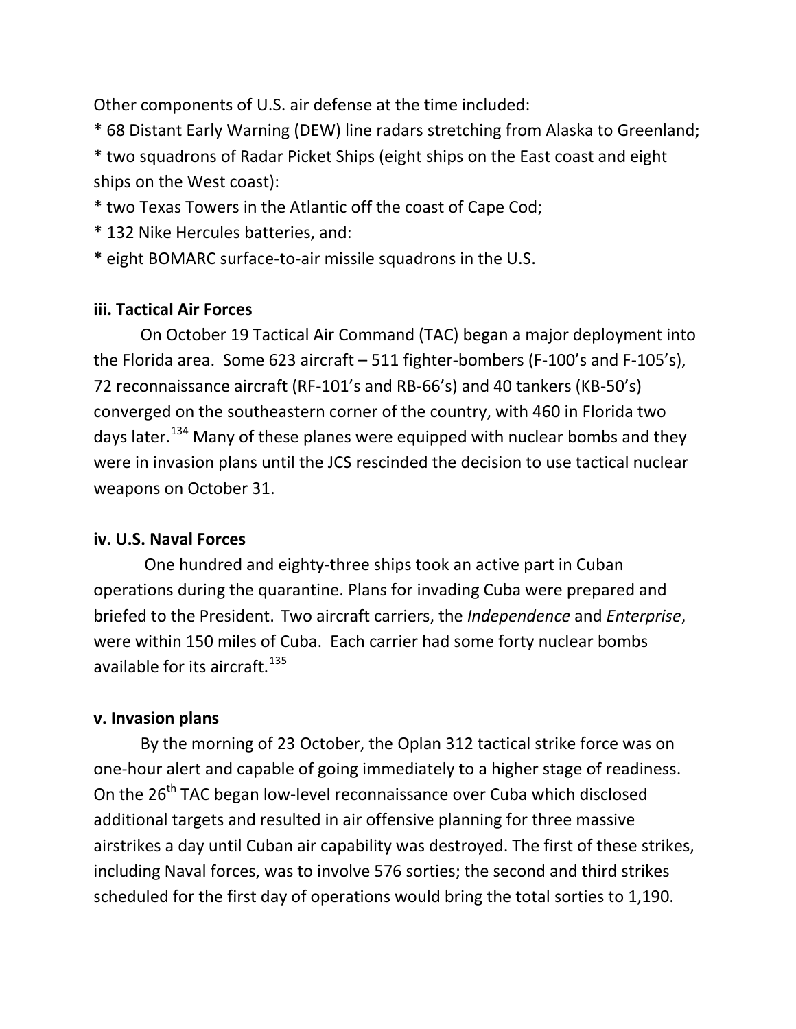Other components of U.S. air defense at the time included:

* 68 Distant Early Warning (DEW) line radars stretching from Alaska to Greenland;
* two squadrons of Radar Picket Ships (eight ships on the East coast and eight ships on the West coast):
* two Texas Towers in the Atlantic off the coast of Cape Cod;
* 132 Nike Hercules batteries, and:
* eight BOMARC surface-to-air missile squadrons in the U.S.

**iii. Tactical Air Forces**

On October 19 Tactical Air Command (TAC) began a major deployment into the Florida area. Some 623 aircraft – 511 fighter-bombers (F-100's and F-105's), 72 reconnaissance aircraft (RF-101's and RB-66's) and 40 tankers (KB-50's) converged on the southeastern corner of the country, with 460 in Florida two days later.[134] Many of these planes were equipped with nuclear bombs and they were in invasion plans until the JCS rescinded the decision to use tactical nuclear weapons on October 31.

**iv. U.S. Naval Forces**

One hundred and eighty-three ships took an active part in Cuban operations during the quarantine. Plans for invading Cuba were prepared and briefed to the President. Two aircraft carriers, the *Independence* and *Enterprise*, were within 150 miles of Cuba. Each carrier had some forty nuclear bombs available for its aircraft.[135]

**v. Invasion plans**

By the morning of 23 October, the Oplan 312 tactical strike force was on one-hour alert and capable of going immediately to a higher stage of readiness. On the 26th TAC began low-level reconnaissance over Cuba which disclosed additional targets and resulted in air offensive planning for three massive airstrikes a day until Cuban air capability was destroyed. The first of these strikes, including Naval forces, was to involve 576 sorties; the second and third strikes scheduled for the first day of operations would bring the total sorties to 1,190.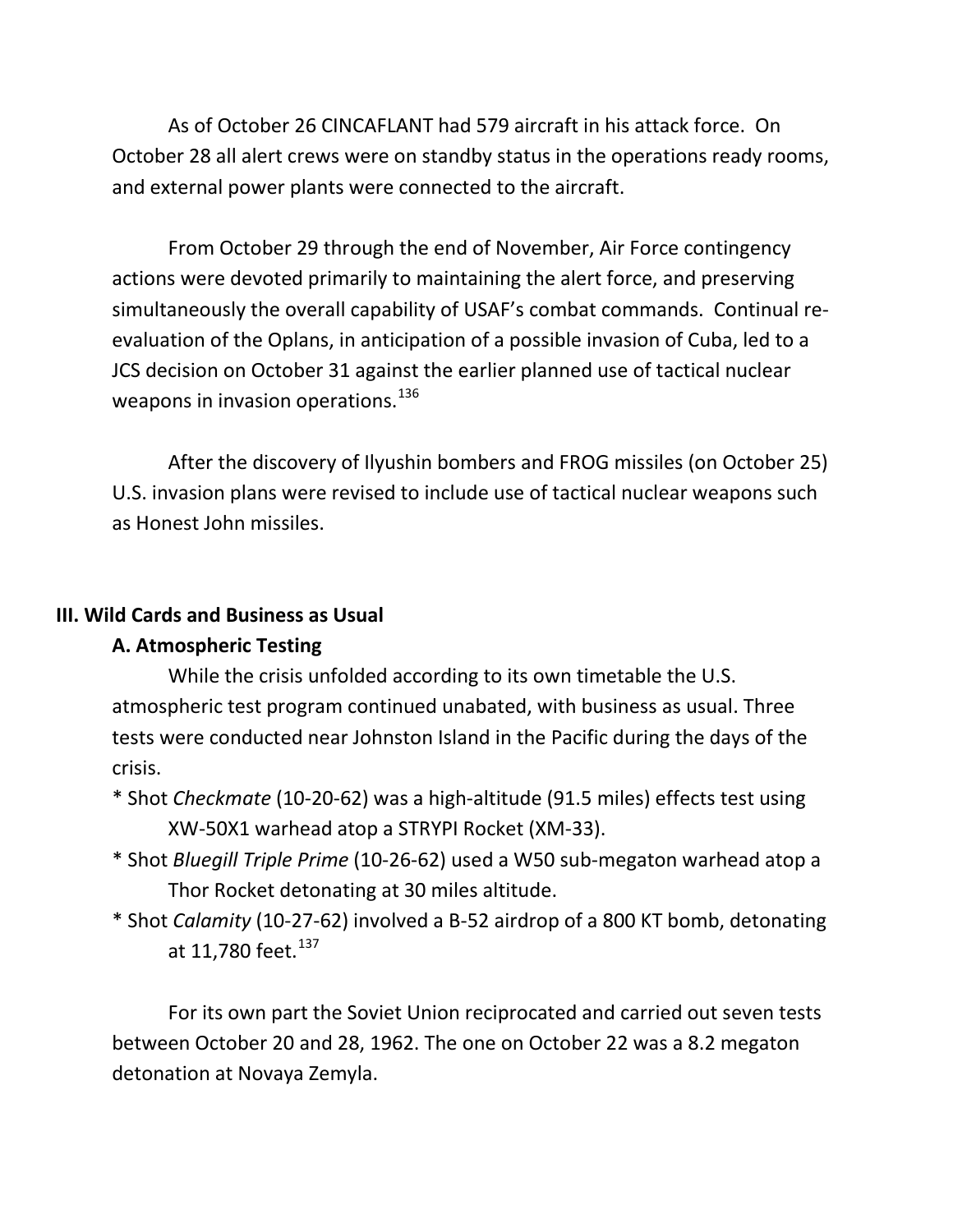As of October 26 CINCAFLANT had 579 aircraft in his attack force. On October 28 all alert crews were on standby status in the operations ready rooms, and external power plants were connected to the aircraft.

From October 29 through the end of November, Air Force contingency actions were devoted primarily to maintaining the alert force, and preserving simultaneously the overall capability of USAF's combat commands. Continual re-evaluation of the Oplans, in anticipation of a possible invasion of Cuba, led to a JCS decision on October 31 against the earlier planned use of tactical nuclear weapons in invasion operations.[136]

After the discovery of Ilyushin bombers and FROG missiles (on October 25) U.S. invasion plans were revised to include use of tactical nuclear weapons such as Honest John missiles.

## III. Wild Cards and Business as Usual

### A. Atmospheric Testing

While the crisis unfolded according to its own timetable the U.S. atmospheric test program continued unabated, with business as usual. Three tests were conducted near Johnston Island in the Pacific during the days of the crisis.

* Shot *Checkmate* (10-20-62) was a high-altitude (91.5 miles) effects test using XW-50X1 warhead atop a STRYPI Rocket (XM-33).
* Shot *Bluegill Triple Prime* (10-26-62) used a W50 sub-megaton warhead atop a Thor Rocket detonating at 30 miles altitude.
* Shot *Calamity* (10-27-62) involved a B-52 airdrop of a 800 KT bomb, detonating at 11,780 feet.[137]

For its own part the Soviet Union reciprocated and carried out seven tests between October 20 and 28, 1962. The one on October 22 was a 8.2 megaton detonation at Novaya Zemyla.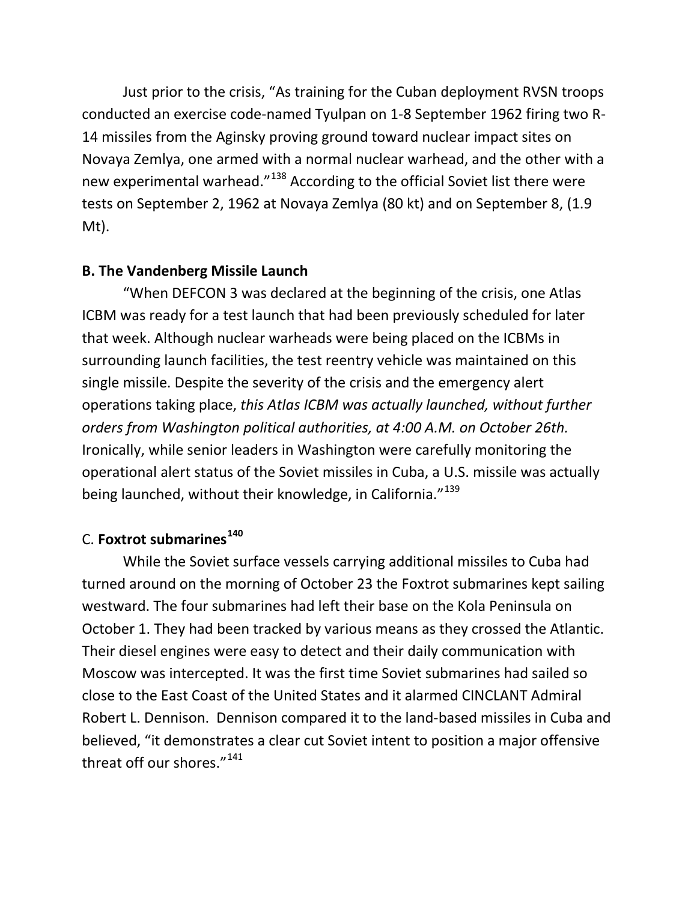Just prior to the crisis, "As training for the Cuban deployment RVSN troops conducted an exercise code-named Tyulpan on 1-8 September 1962 firing two R-14 missiles from the Aginsky proving ground toward nuclear impact sites on Novaya Zemlya, one armed with a normal nuclear warhead, and the other with a new experimental warhead."[138] According to the official Soviet list there were tests on September 2, 1962 at Novaya Zemlya (80 kt) and on September 8, (1.9 Mt).

**B. The Vandenberg Missile Launch**

"When DEFCON 3 was declared at the beginning of the crisis, one Atlas ICBM was ready for a test launch that had been previously scheduled for later that week. Although nuclear warheads were being placed on the ICBMs in surrounding launch facilities, the test reentry vehicle was maintained on this single missile. Despite the severity of the crisis and the emergency alert operations taking place, *this Atlas ICBM was actually launched, without further orders from Washington political authorities, at 4:00 A.M. on October 26th.* Ironically, while senior leaders in Washington were carefully monitoring the operational alert status of the Soviet missiles in Cuba, a U.S. missile was actually being launched, without their knowledge, in California."[139]

C. **Foxtrot submarines**[140]

While the Soviet surface vessels carrying additional missiles to Cuba had turned around on the morning of October 23 the Foxtrot submarines kept sailing westward. The four submarines had left their base on the Kola Peninsula on October 1. They had been tracked by various means as they crossed the Atlantic. Their diesel engines were easy to detect and their daily communication with Moscow was intercepted. It was the first time Soviet submarines had sailed so close to the East Coast of the United States and it alarmed CINCLANT Admiral Robert L. Dennison. Dennison compared it to the land-based missiles in Cuba and believed, "it demonstrates a clear cut Soviet intent to position a major offensive threat off our shores."[141]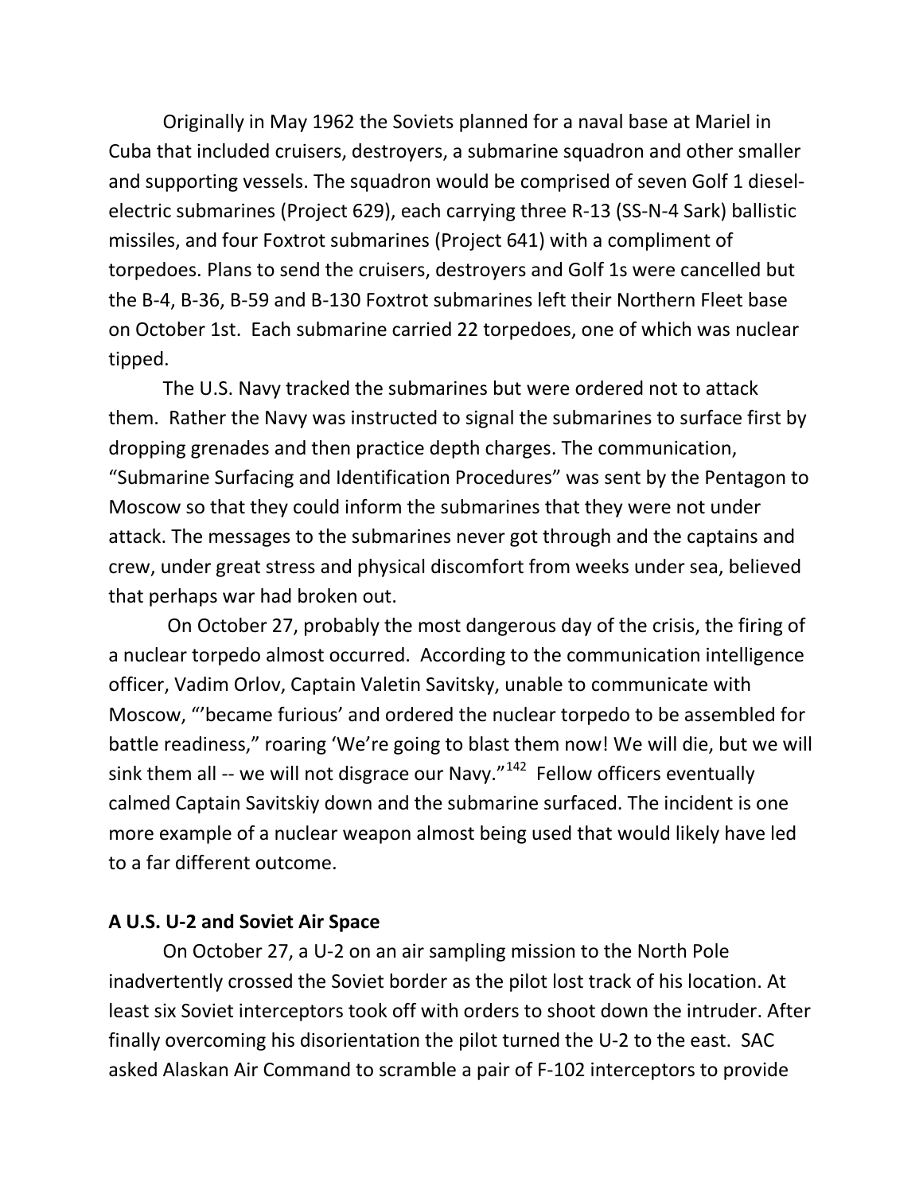Originally in May 1962 the Soviets planned for a naval base at Mariel in Cuba that included cruisers, destroyers, a submarine squadron and other smaller and supporting vessels. The squadron would be comprised of seven Golf 1 diesel-electric submarines (Project 629), each carrying three R-13 (SS-N-4 Sark) ballistic missiles, and four Foxtrot submarines (Project 641) with a compliment of torpedoes. Plans to send the cruisers, destroyers and Golf 1s were cancelled but the B-4, B-36, B-59 and B-130 Foxtrot submarines left their Northern Fleet base on October 1st. Each submarine carried 22 torpedoes, one of which was nuclear tipped.

The U.S. Navy tracked the submarines but were ordered not to attack them. Rather the Navy was instructed to signal the submarines to surface first by dropping grenades and then practice depth charges. The communication, "Submarine Surfacing and Identification Procedures" was sent by the Pentagon to Moscow so that they could inform the submarines that they were not under attack. The messages to the submarines never got through and the captains and crew, under great stress and physical discomfort from weeks under sea, believed that perhaps war had broken out.

On October 27, probably the most dangerous day of the crisis, the firing of a nuclear torpedo almost occurred. According to the communication intelligence officer, Vadim Orlov, Captain Valetin Savitsky, unable to communicate with Moscow, "'became furious' and ordered the nuclear torpedo to be assembled for battle readiness," roaring 'We're going to blast them now! We will die, but we will sink them all -- we will not disgrace our Navy."[142] Fellow officers eventually calmed Captain Savitskiy down and the submarine surfaced. The incident is one more example of a nuclear weapon almost being used that would likely have led to a far different outcome.

**A U.S. U-2 and Soviet Air Space**

On October 27, a U-2 on an air sampling mission to the North Pole inadvertently crossed the Soviet border as the pilot lost track of his location. At least six Soviet interceptors took off with orders to shoot down the intruder. After finally overcoming his disorientation the pilot turned the U-2 to the east. SAC asked Alaskan Air Command to scramble a pair of F-102 interceptors to provide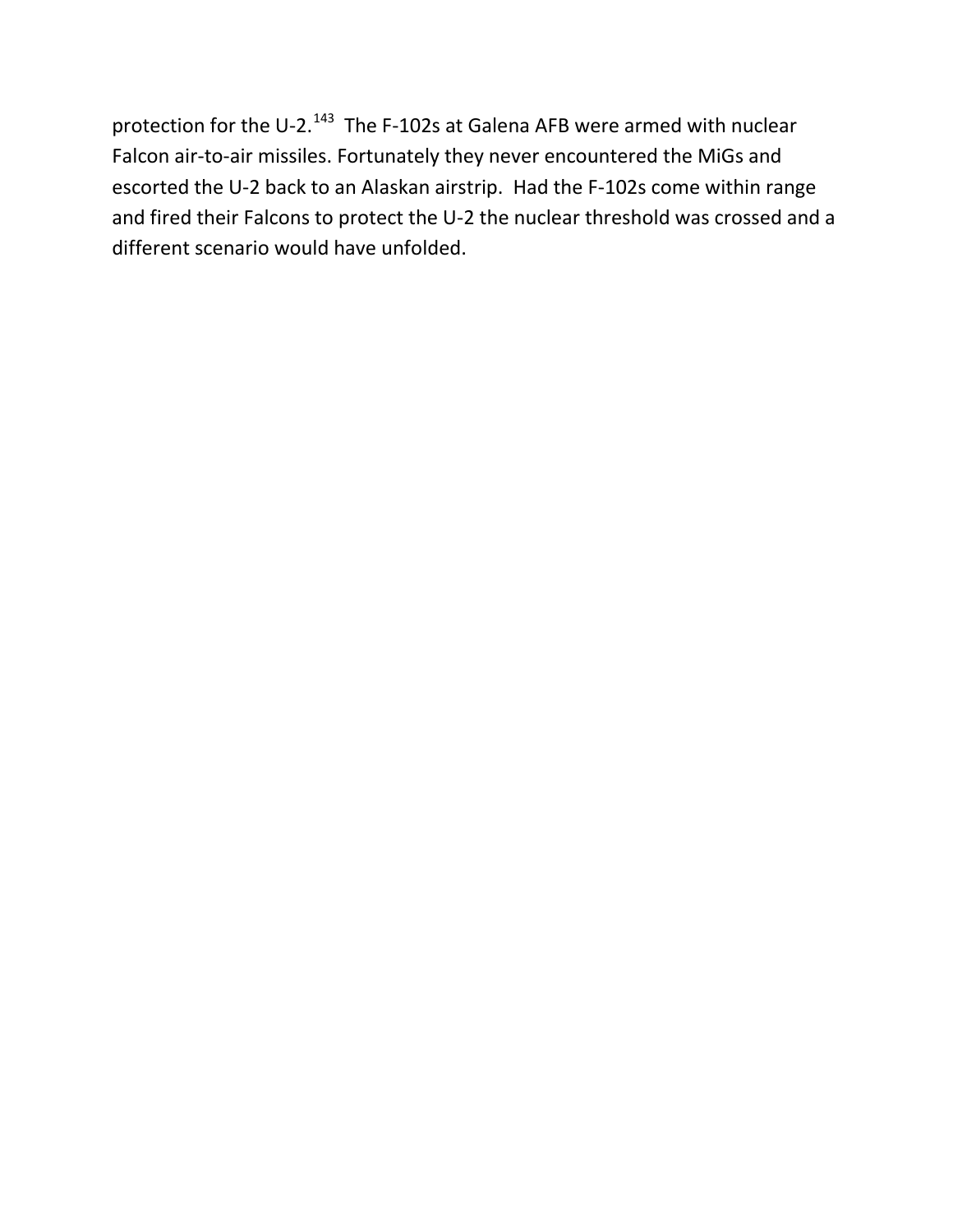protection for the U-2.[143] The F-102s at Galena AFB were armed with nuclear Falcon air-to-air missiles. Fortunately they never encountered the MiGs and escorted the U-2 back to an Alaskan airstrip. Had the F-102s come within range and fired their Falcons to protect the U-2 the nuclear threshold was crossed and a different scenario would have unfolded.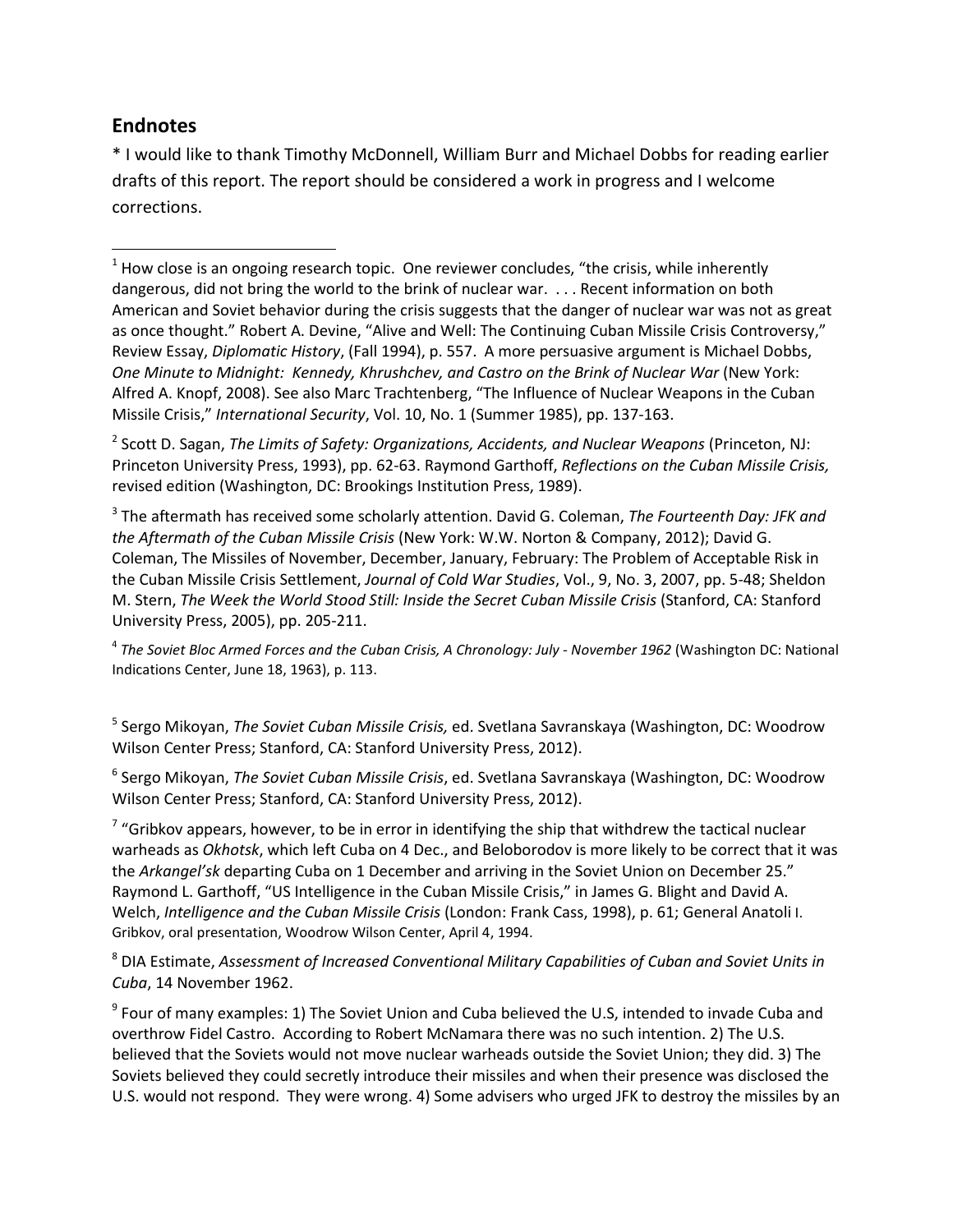## Endnotes

* I would like to thank Timothy McDonnell, William Burr and Michael Dobbs for reading earlier drafts of this report. The report should be considered a work in progress and I welcome corrections.

---

[1] How close is an ongoing research topic. One reviewer concludes, "the crisis, while inherently dangerous, did not bring the world to the brink of nuclear war. . . . Recent information on both American and Soviet behavior during the crisis suggests that the danger of nuclear war was not as great as once thought." Robert A. Devine, "Alive and Well: The Continuing Cuban Missile Crisis Controversy," Review Essay, *Diplomatic History*, (Fall 1994), p. 557. A more persuasive argument is Michael Dobbs, *One Minute to Midnight: Kennedy, Khrushchev, and Castro on the Brink of Nuclear War* (New York: Alfred A. Knopf, 2008). See also Marc Trachtenberg, "The Influence of Nuclear Weapons in the Cuban Missile Crisis," *International Security*, Vol. 10, No. 1 (Summer 1985), pp. 137-163.

[2] Scott D. Sagan, *The Limits of Safety: Organizations, Accidents, and Nuclear Weapons* (Princeton, NJ: Princeton University Press, 1993), pp. 62-63. Raymond Garthoff, *Reflections on the Cuban Missile Crisis,* revised edition (Washington, DC: Brookings Institution Press, 1989).

[3] The aftermath has received some scholarly attention. David G. Coleman, *The Fourteenth Day: JFK and the Aftermath of the Cuban Missile Crisis* (New York: W.W. Norton & Company, 2012); David G. Coleman, The Missiles of November, December, January, February: The Problem of Acceptable Risk in the Cuban Missile Crisis Settlement, *Journal of Cold War Studies*, Vol., 9, No. 3, 2007, pp. 5-48; Sheldon M. Stern, *The Week the World Stood Still: Inside the Secret Cuban Missile Crisis* (Stanford, CA: Stanford University Press, 2005), pp. 205-211.

[4] *The Soviet Bloc Armed Forces and the Cuban Crisis, A Chronology: July - November 1962* (Washington DC: National Indications Center, June 18, 1963), p. 113.

[5] Sergo Mikoyan, *The Soviet Cuban Missile Crisis,* ed. Svetlana Savranskaya (Washington, DC: Woodrow Wilson Center Press; Stanford, CA: Stanford University Press, 2012).

[6] Sergo Mikoyan, *The Soviet Cuban Missile Crisis*, ed. Svetlana Savranskaya (Washington, DC: Woodrow Wilson Center Press; Stanford, CA: Stanford University Press, 2012).

[7] "Gribkov appears, however, to be in error in identifying the ship that withdrew the tactical nuclear warheads as *Okhotsk*, which left Cuba on 4 Dec., and Beloborodov is more likely to be correct that it was the *Arkangel'sk* departing Cuba on 1 December and arriving in the Soviet Union on December 25." Raymond L. Garthoff, "US Intelligence in the Cuban Missile Crisis," in James G. Blight and David A. Welch, *Intelligence and the Cuban Missile Crisis* (London: Frank Cass, 1998), p. 61; General Anatoli I. Gribkov, oral presentation, Woodrow Wilson Center, April 4, 1994.

[8] DIA Estimate, *Assessment of Increased Conventional Military Capabilities of Cuban and Soviet Units in Cuba*, 14 November 1962.

[9] Four of many examples: 1) The Soviet Union and Cuba believed the U.S, intended to invade Cuba and overthrow Fidel Castro. According to Robert McNamara there was no such intention. 2) The U.S. believed that the Soviets would not move nuclear warheads outside the Soviet Union; they did. 3) The Soviets believed they could secretly introduce their missiles and when their presence was disclosed the U.S. would not respond. They were wrong. 4) Some advisers who urged JFK to destroy the missiles by an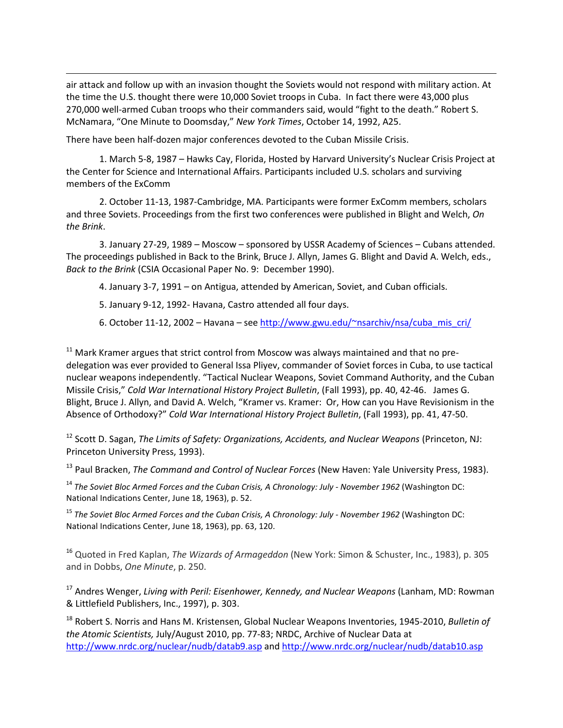air attack and follow up with an invasion thought the Soviets would not respond with military action. At the time the U.S. thought there were 10,000 Soviet troops in Cuba. In fact there were 43,000 plus 270,000 well-armed Cuban troops who their commanders said, would "fight to the death." Robert S. McNamara, "One Minute to Doomsday," *New York Times*, October 14, 1992, A25.

There have been half-dozen major conferences devoted to the Cuban Missile Crisis.

1. March 5-8, 1987 – Hawks Cay, Florida, Hosted by Harvard University's Nuclear Crisis Project at the Center for Science and International Affairs. Participants included U.S. scholars and surviving members of the ExComm

2. October 11-13, 1987-Cambridge, MA. Participants were former ExComm members, scholars and three Soviets. Proceedings from the first two conferences were published in Blight and Welch, *On the Brink*.

3. January 27-29, 1989 – Moscow – sponsored by USSR Academy of Sciences – Cubans attended. The proceedings published in Back to the Brink, Bruce J. Allyn, James G. Blight and David A. Welch, eds., *Back to the Brink* (CSIA Occasional Paper No. 9: December 1990).

4. January 3-7, 1991 – on Antigua, attended by American, Soviet, and Cuban officials.

5. January 9-12, 1992- Havana, Castro attended all four days.

6. October 11-12, 2002 – Havana – see http://www.gwu.edu/~nsarchiv/nsa/cuba_mis_cri/

[11] Mark Kramer argues that strict control from Moscow was always maintained and that no pre-delegation was ever provided to General Issa Pliyev, commander of Soviet forces in Cuba, to use tactical nuclear weapons independently. "Tactical Nuclear Weapons, Soviet Command Authority, and the Cuban Missile Crisis," *Cold War International History Project Bulletin*, (Fall 1993), pp. 40, 42-46. James G. Blight, Bruce J. Allyn, and David A. Welch, "Kramer vs. Kramer: Or, How can you Have Revisionism in the Absence of Orthodoxy?" *Cold War International History Project Bulletin*, (Fall 1993), pp. 41, 47-50.

[12] Scott D. Sagan, *The Limits of Safety: Organizations, Accidents, and Nuclear Weapons* (Princeton, NJ: Princeton University Press, 1993).

[13] Paul Bracken, *The Command and Control of Nuclear Forces* (New Haven: Yale University Press, 1983).

[14] *The Soviet Bloc Armed Forces and the Cuban Crisis, A Chronology: July - November 1962* (Washington DC: National Indications Center, June 18, 1963), p. 52.

[15] *The Soviet Bloc Armed Forces and the Cuban Crisis, A Chronology: July - November 1962* (Washington DC: National Indications Center, June 18, 1963), pp. 63, 120.

[16] Quoted in Fred Kaplan, *The Wizards of Armageddon* (New York: Simon & Schuster, Inc., 1983), p. 305 and in Dobbs, *One Minute*, p. 250.

[17] Andres Wenger, *Living with Peril: Eisenhower, Kennedy, and Nuclear Weapons* (Lanham, MD: Rowman & Littlefield Publishers, Inc., 1997), p. 303.

[18] Robert S. Norris and Hans M. Kristensen, Global Nuclear Weapons Inventories, 1945-2010, *Bulletin of the Atomic Scientists,* July/August 2010, pp. 77-83; NRDC, Archive of Nuclear Data at http://www.nrdc.org/nuclear/nudb/datab9.asp and http://www.nrdc.org/nuclear/nudb/datab10.asp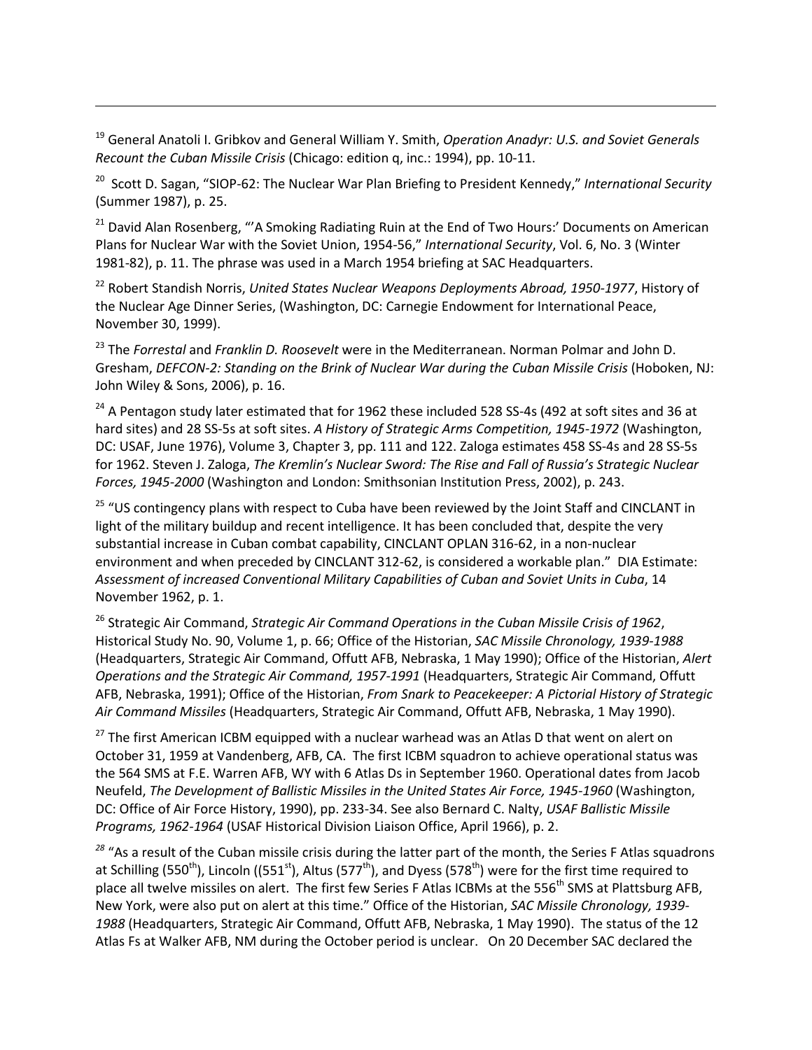[19] General Anatoli I. Gribkov and General William Y. Smith, *Operation Anadyr: U.S. and Soviet Generals Recount the Cuban Missile Crisis* (Chicago: edition q, inc.: 1994), pp. 10-11.

[20] Scott D. Sagan, "SIOP-62: The Nuclear War Plan Briefing to President Kennedy," *International Security* (Summer 1987), p. 25.

[21] David Alan Rosenberg, "'A Smoking Radiating Ruin at the End of Two Hours:' Documents on American Plans for Nuclear War with the Soviet Union, 1954-56," *International Security*, Vol. 6, No. 3 (Winter 1981-82), p. 11. The phrase was used in a March 1954 briefing at SAC Headquarters.

[22] Robert Standish Norris, *United States Nuclear Weapons Deployments Abroad, 1950-1977*, History of the Nuclear Age Dinner Series, (Washington, DC: Carnegie Endowment for International Peace, November 30, 1999).

[23] The *Forrestal* and *Franklin D. Roosevelt* were in the Mediterranean. Norman Polmar and John D. Gresham, *DEFCON-2: Standing on the Brink of Nuclear War during the Cuban Missile Crisis* (Hoboken, NJ: John Wiley & Sons, 2006), p. 16.

[24] A Pentagon study later estimated that for 1962 these included 528 SS-4s (492 at soft sites and 36 at hard sites) and 28 SS-5s at soft sites. *A History of Strategic Arms Competition, 1945-1972* (Washington, DC: USAF, June 1976), Volume 3, Chapter 3, pp. 111 and 122. Zaloga estimates 458 SS-4s and 28 SS-5s for 1962. Steven J. Zaloga, *The Kremlin's Nuclear Sword: The Rise and Fall of Russia's Strategic Nuclear Forces, 1945-2000* (Washington and London: Smithsonian Institution Press, 2002), p. 243.

[25] "US contingency plans with respect to Cuba have been reviewed by the Joint Staff and CINCLANT in light of the military buildup and recent intelligence. It has been concluded that, despite the very substantial increase in Cuban combat capability, CINCLANT OPLAN 316-62, in a non-nuclear environment and when preceded by CINCLANT 312-62, is considered a workable plan." DIA Estimate: *Assessment of increased Conventional Military Capabilities of Cuban and Soviet Units in Cuba*, 14 November 1962, p. 1.

[26] Strategic Air Command, *Strategic Air Command Operations in the Cuban Missile Crisis of 1962*, Historical Study No. 90, Volume 1, p. 66; Office of the Historian, *SAC Missile Chronology, 1939-1988* (Headquarters, Strategic Air Command, Offutt AFB, Nebraska, 1 May 1990); Office of the Historian, *Alert Operations and the Strategic Air Command, 1957-1991* (Headquarters, Strategic Air Command, Offutt AFB, Nebraska, 1991); Office of the Historian, *From Snark to Peacekeeper: A Pictorial History of Strategic Air Command Missiles* (Headquarters, Strategic Air Command, Offutt AFB, Nebraska, 1 May 1990).

[27] The first American ICBM equipped with a nuclear warhead was an Atlas D that went on alert on October 31, 1959 at Vandenberg, AFB, CA. The first ICBM squadron to achieve operational status was the 564 SMS at F.E. Warren AFB, WY with 6 Atlas Ds in September 1960. Operational dates from Jacob Neufeld, *The Development of Ballistic Missiles in the United States Air Force, 1945-1960* (Washington, DC: Office of Air Force History, 1990), pp. 233-34. See also Bernard C. Nalty, *USAF Ballistic Missile Programs, 1962-1964* (USAF Historical Division Liaison Office, April 1966), p. 2.

[28] "As a result of the Cuban missile crisis during the latter part of the month, the Series F Atlas squadrons at Schilling (550th), Lincoln ((551st), Altus (577th), and Dyess (578th) were for the first time required to place all twelve missiles on alert. The first few Series F Atlas ICBMs at the 556th SMS at Plattsburg AFB, New York, were also put on alert at this time." Office of the Historian, *SAC Missile Chronology, 1939-1988* (Headquarters, Strategic Air Command, Offutt AFB, Nebraska, 1 May 1990). The status of the 12 Atlas Fs at Walker AFB, NM during the October period is unclear. On 20 December SAC declared the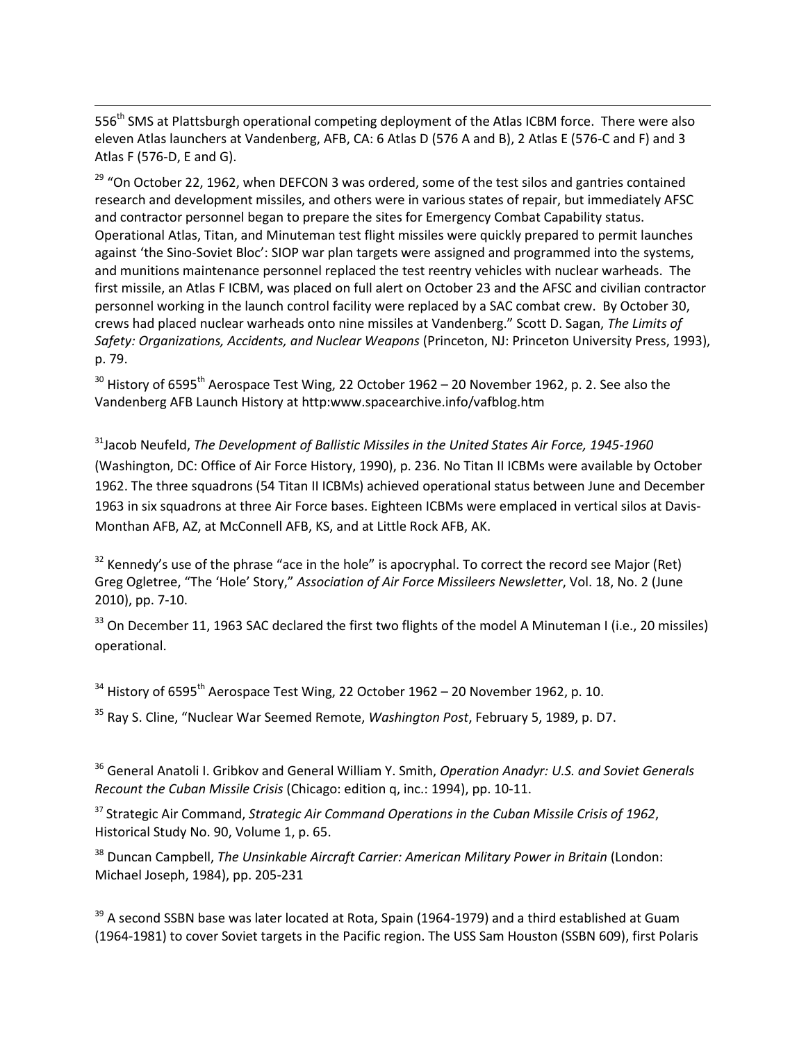556th SMS at Plattsburgh operational competing deployment of the Atlas ICBM force. There were also eleven Atlas launchers at Vandenberg, AFB, CA: 6 Atlas D (576 A and B), 2 Atlas E (576-C and F) and 3 Atlas F (576-D, E and G).

[29] "On October 22, 1962, when DEFCON 3 was ordered, some of the test silos and gantries contained research and development missiles, and others were in various states of repair, but immediately AFSC and contractor personnel began to prepare the sites for Emergency Combat Capability status. Operational Atlas, Titan, and Minuteman test flight missiles were quickly prepared to permit launches against 'the Sino-Soviet Bloc': SIOP war plan targets were assigned and programmed into the systems, and munitions maintenance personnel replaced the test reentry vehicles with nuclear warheads. The first missile, an Atlas F ICBM, was placed on full alert on October 23 and the AFSC and civilian contractor personnel working in the launch control facility were replaced by a SAC combat crew. By October 30, crews had placed nuclear warheads onto nine missiles at Vandenberg." Scott D. Sagan, *The Limits of Safety: Organizations, Accidents, and Nuclear Weapons* (Princeton, NJ: Princeton University Press, 1993), p. 79.

[30] History of 6595th Aerospace Test Wing, 22 October 1962 – 20 November 1962, p. 2. See also the Vandenberg AFB Launch History at http:www.spacearchive.info/vafblog.htm

[31] Jacob Neufeld, *The Development of Ballistic Missiles in the United States Air Force, 1945-1960* (Washington, DC: Office of Air Force History, 1990), p. 236. No Titan II ICBMs were available by October 1962. The three squadrons (54 Titan II ICBMs) achieved operational status between June and December 1963 in six squadrons at three Air Force bases. Eighteen ICBMs were emplaced in vertical silos at Davis-Monthan AFB, AZ, at McConnell AFB, KS, and at Little Rock AFB, AK.

[32] Kennedy's use of the phrase "ace in the hole" is apocryphal. To correct the record see Major (Ret) Greg Ogletree, "The 'Hole' Story," *Association of Air Force Missileers Newsletter*, Vol. 18, No. 2 (June 2010), pp. 7-10.

[33] On December 11, 1963 SAC declared the first two flights of the model A Minuteman I (i.e., 20 missiles) operational.

[34] History of 6595th Aerospace Test Wing, 22 October 1962 – 20 November 1962, p. 10.

[35] Ray S. Cline, "Nuclear War Seemed Remote, *Washington Post*, February 5, 1989, p. D7.

[36] General Anatoli I. Gribkov and General William Y. Smith, *Operation Anadyr: U.S. and Soviet Generals Recount the Cuban Missile Crisis* (Chicago: edition q, inc.: 1994), pp. 10-11.

[37] Strategic Air Command, *Strategic Air Command Operations in the Cuban Missile Crisis of 1962*, Historical Study No. 90, Volume 1, p. 65.

[38] Duncan Campbell, *The Unsinkable Aircraft Carrier: American Military Power in Britain* (London: Michael Joseph, 1984), pp. 205-231

[39] A second SSBN base was later located at Rota, Spain (1964-1979) and a third established at Guam (1964-1981) to cover Soviet targets in the Pacific region. The USS Sam Houston (SSBN 609), first Polaris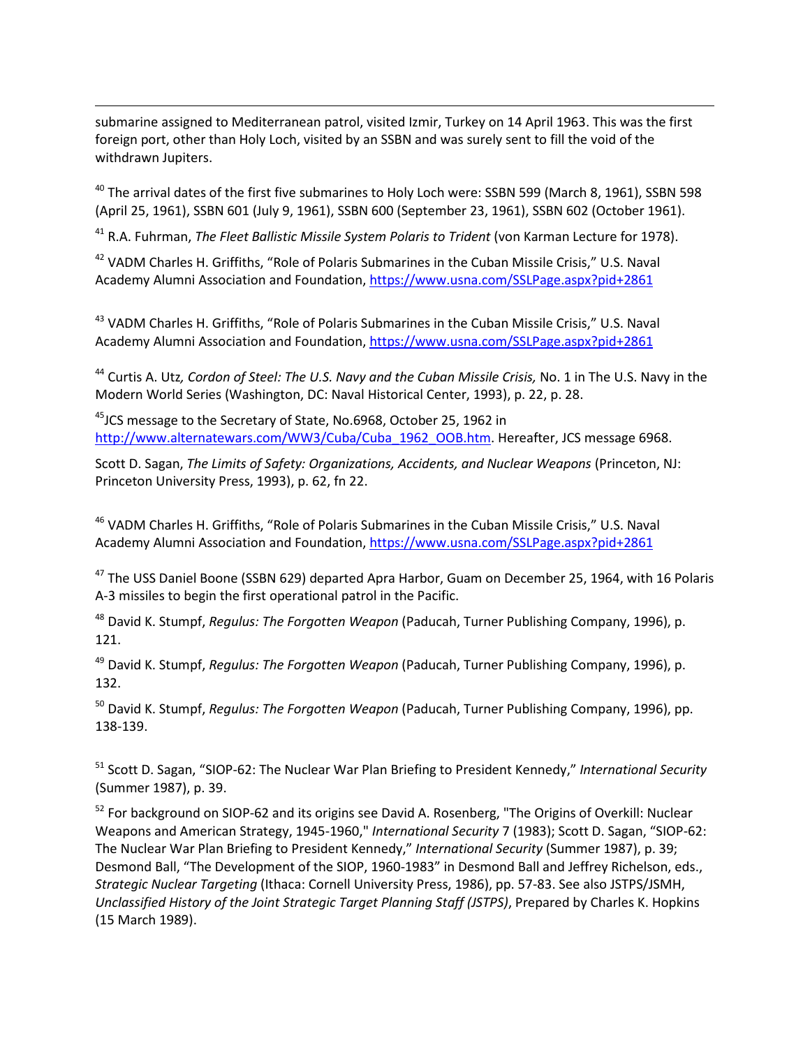submarine assigned to Mediterranean patrol, visited Izmir, Turkey on 14 April 1963. This was the first foreign port, other than Holy Loch, visited by an SSBN and was surely sent to fill the void of the withdrawn Jupiters.

[40] The arrival dates of the first five submarines to Holy Loch were: SSBN 599 (March 8, 1961), SSBN 598 (April 25, 1961), SSBN 601 (July 9, 1961), SSBN 600 (September 23, 1961), SSBN 602 (October 1961).

[41] R.A. Fuhrman, *The Fleet Ballistic Missile System Polaris to Trident* (von Karman Lecture for 1978).

[42] VADM Charles H. Griffiths, "Role of Polaris Submarines in the Cuban Missile Crisis," U.S. Naval Academy Alumni Association and Foundation, https://www.usna.com/SSLPage.aspx?pid+2861

[43] VADM Charles H. Griffiths, "Role of Polaris Submarines in the Cuban Missile Crisis," U.S. Naval Academy Alumni Association and Foundation, https://www.usna.com/SSLPage.aspx?pid+2861

[44] Curtis A. Utz*, Cordon of Steel: The U.S. Navy and the Cuban Missile Crisis,* No. 1 in The U.S. Navy in the Modern World Series (Washington, DC: Naval Historical Center, 1993), p. 22, p. 28.

[45] JCS message to the Secretary of State, No.6968, October 25, 1962 in http://www.alternatewars.com/WW3/Cuba/Cuba_1962_OOB.htm. Hereafter, JCS message 6968.

Scott D. Sagan, *The Limits of Safety: Organizations, Accidents, and Nuclear Weapons* (Princeton, NJ: Princeton University Press, 1993), p. 62, fn 22.

[46] VADM Charles H. Griffiths, "Role of Polaris Submarines in the Cuban Missile Crisis," U.S. Naval Academy Alumni Association and Foundation, https://www.usna.com/SSLPage.aspx?pid+2861

[47] The USS Daniel Boone (SSBN 629) departed Apra Harbor, Guam on December 25, 1964, with 16 Polaris A-3 missiles to begin the first operational patrol in the Pacific.

[48] David K. Stumpf, *Regulus: The Forgotten Weapon* (Paducah, Turner Publishing Company, 1996), p. 121.

[49] David K. Stumpf, *Regulus: The Forgotten Weapon* (Paducah, Turner Publishing Company, 1996), p. 132.

[50] David K. Stumpf, *Regulus: The Forgotten Weapon* (Paducah, Turner Publishing Company, 1996), pp. 138-139.

[51] Scott D. Sagan, "SIOP-62: The Nuclear War Plan Briefing to President Kennedy," *International Security* (Summer 1987), p. 39.

[52] For background on SIOP-62 and its origins see David A. Rosenberg, "The Origins of Overkill: Nuclear Weapons and American Strategy, 1945-1960," *International Security* 7 (1983); Scott D. Sagan, "SIOP-62: The Nuclear War Plan Briefing to President Kennedy," *International Security* (Summer 1987), p. 39; Desmond Ball, "The Development of the SIOP, 1960-1983" in Desmond Ball and Jeffrey Richelson, eds., *Strategic Nuclear Targeting* (Ithaca: Cornell University Press, 1986), pp. 57-83. See also JSTPS/JSMH, *Unclassified History of the Joint Strategic Target Planning Staff (JSTPS)*, Prepared by Charles K. Hopkins (15 March 1989).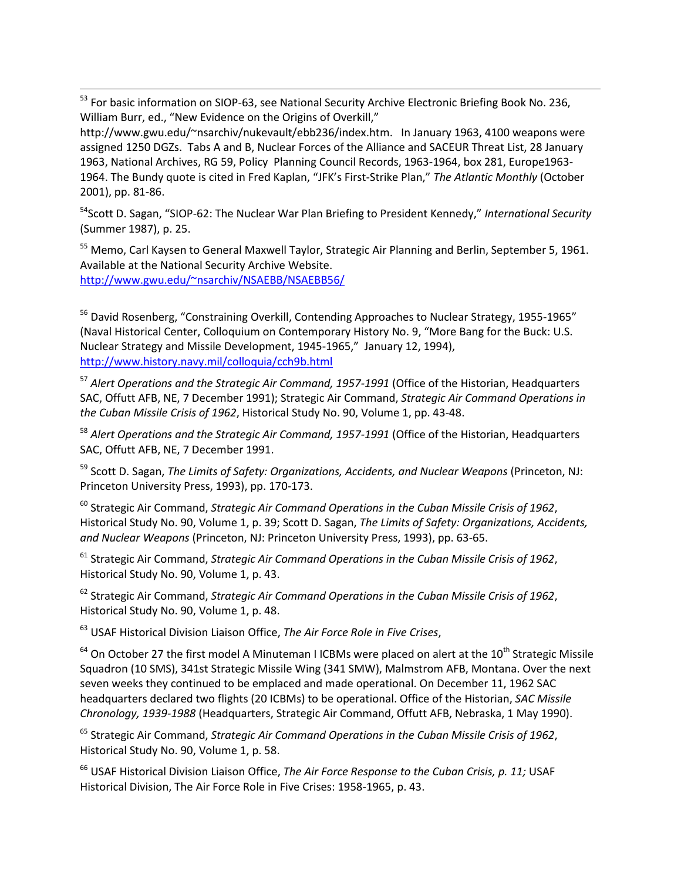[53] For basic information on SIOP-63, see National Security Archive Electronic Briefing Book No. 236, William Burr, ed., "New Evidence on the Origins of Overkill," http://www.gwu.edu/~nsarchiv/nukevault/ebb236/index.htm. In January 1963, 4100 weapons were assigned 1250 DGZs. Tabs A and B, Nuclear Forces of the Alliance and SACEUR Threat List, 28 January 1963, National Archives, RG 59, Policy Planning Council Records, 1963-1964, box 281, Europe1963-1964. The Bundy quote is cited in Fred Kaplan, "JFK's First-Strike Plan," *The Atlantic Monthly* (October 2001), pp. 81-86.

[54] Scott D. Sagan, "SIOP-62: The Nuclear War Plan Briefing to President Kennedy," *International Security* (Summer 1987), p. 25.

[55] Memo, Carl Kaysen to General Maxwell Taylor, Strategic Air Planning and Berlin, September 5, 1961. Available at the National Security Archive Website. http://www.gwu.edu/~nsarchiv/NSAEBB/NSAEBB56/

[56] David Rosenberg, "Constraining Overkill, Contending Approaches to Nuclear Strategy, 1955-1965" (Naval Historical Center, Colloquium on Contemporary History No. 9, "More Bang for the Buck: U.S. Nuclear Strategy and Missile Development, 1945-1965," January 12, 1994), http://www.history.navy.mil/colloquia/cch9b.html

[57] *Alert Operations and the Strategic Air Command, 1957-1991* (Office of the Historian, Headquarters SAC, Offutt AFB, NE, 7 December 1991); Strategic Air Command, *Strategic Air Command Operations in the Cuban Missile Crisis of 1962*, Historical Study No. 90, Volume 1, pp. 43-48.

[58] *Alert Operations and the Strategic Air Command, 1957-1991* (Office of the Historian, Headquarters SAC, Offutt AFB, NE, 7 December 1991.

[59] Scott D. Sagan, *The Limits of Safety: Organizations, Accidents, and Nuclear Weapons* (Princeton, NJ: Princeton University Press, 1993), pp. 170-173.

[60] Strategic Air Command, *Strategic Air Command Operations in the Cuban Missile Crisis of 1962*, Historical Study No. 90, Volume 1, p. 39; Scott D. Sagan, *The Limits of Safety: Organizations, Accidents, and Nuclear Weapons* (Princeton, NJ: Princeton University Press, 1993), pp. 63-65.

[61] Strategic Air Command, *Strategic Air Command Operations in the Cuban Missile Crisis of 1962*, Historical Study No. 90, Volume 1, p. 43.

[62] Strategic Air Command, *Strategic Air Command Operations in the Cuban Missile Crisis of 1962*, Historical Study No. 90, Volume 1, p. 48.

[63] USAF Historical Division Liaison Office, *The Air Force Role in Five Crises*,

[64] On October 27 the first model A Minuteman I ICBMs were placed on alert at the 10th Strategic Missile Squadron (10 SMS), 341st Strategic Missile Wing (341 SMW), Malmstrom AFB, Montana. Over the next seven weeks they continued to be emplaced and made operational. On December 11, 1962 SAC headquarters declared two flights (20 ICBMs) to be operational. Office of the Historian, *SAC Missile Chronology, 1939-1988* (Headquarters, Strategic Air Command, Offutt AFB, Nebraska, 1 May 1990).

[65] Strategic Air Command, *Strategic Air Command Operations in the Cuban Missile Crisis of 1962*, Historical Study No. 90, Volume 1, p. 58.

[66] USAF Historical Division Liaison Office, *The Air Force Response to the Cuban Crisis, p. 11;* USAF Historical Division, The Air Force Role in Five Crises: 1958-1965, p. 43.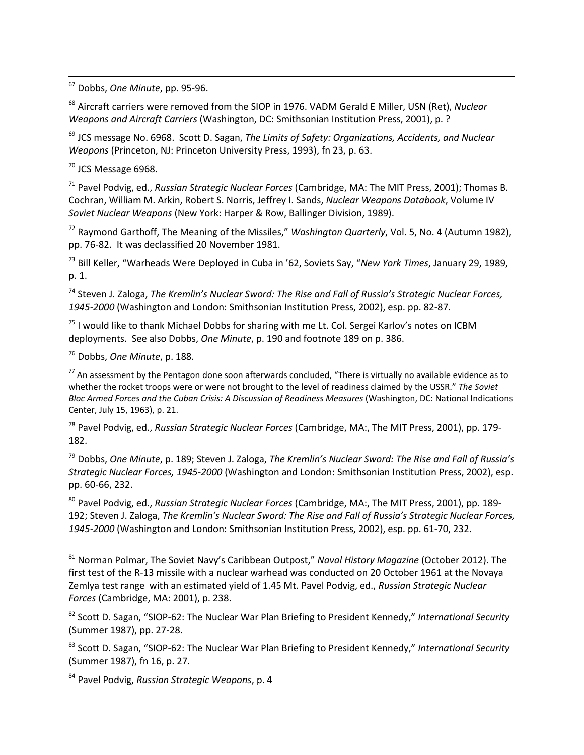[67] Dobbs, *One Minute*, pp. 95-96.

[68] Aircraft carriers were removed from the SIOP in 1976. VADM Gerald E Miller, USN (Ret), *Nuclear Weapons and Aircraft Carriers* (Washington, DC: Smithsonian Institution Press, 2001), p. ?

[69] JCS message No. 6968. Scott D. Sagan, *The Limits of Safety: Organizations, Accidents, and Nuclear Weapons* (Princeton, NJ: Princeton University Press, 1993), fn 23, p. 63.

[70] JCS Message 6968.

[71] Pavel Podvig, ed., *Russian Strategic Nuclear Forces* (Cambridge, MA: The MIT Press, 2001); Thomas B. Cochran, William M. Arkin, Robert S. Norris, Jeffrey I. Sands, *Nuclear Weapons Databook*, Volume IV *Soviet Nuclear Weapons* (New York: Harper & Row, Ballinger Division, 1989).

[72] Raymond Garthoff, The Meaning of the Missiles," *Washington Quarterly*, Vol. 5, No. 4 (Autumn 1982), pp. 76-82. It was declassified 20 November 1981.

[73] Bill Keller, "Warheads Were Deployed in Cuba in '62, Soviets Say, "*New York Times*, January 29, 1989, p. 1.

[74] Steven J. Zaloga, *The Kremlin's Nuclear Sword: The Rise and Fall of Russia's Strategic Nuclear Forces, 1945-2000* (Washington and London: Smithsonian Institution Press, 2002), esp. pp. 82-87.

[75] I would like to thank Michael Dobbs for sharing with me Lt. Col. Sergei Karlov's notes on ICBM deployments. See also Dobbs, *One Minute*, p. 190 and footnote 189 on p. 386.

[76] Dobbs, *One Minute*, p. 188.

[77] An assessment by the Pentagon done soon afterwards concluded, "There is virtually no available evidence as to whether the rocket troops were or were not brought to the level of readiness claimed by the USSR." *The Soviet Bloc Armed Forces and the Cuban Crisis: A Discussion of Readiness Measures* (Washington, DC: National Indications Center, July 15, 1963), p. 21.

[78] Pavel Podvig, ed., *Russian Strategic Nuclear Forces* (Cambridge, MA:, The MIT Press, 2001), pp. 179-182.

[79] Dobbs, *One Minute*, p. 189; Steven J. Zaloga, *The Kremlin's Nuclear Sword: The Rise and Fall of Russia's Strategic Nuclear Forces, 1945-2000* (Washington and London: Smithsonian Institution Press, 2002), esp. pp. 60-66, 232.

[80] Pavel Podvig, ed., *Russian Strategic Nuclear Forces* (Cambridge, MA:, The MIT Press, 2001), pp. 189-192; Steven J. Zaloga, *The Kremlin's Nuclear Sword: The Rise and Fall of Russia's Strategic Nuclear Forces, 1945-2000* (Washington and London: Smithsonian Institution Press, 2002), esp. pp. 61-70, 232.

[81] Norman Polmar, The Soviet Navy's Caribbean Outpost," *Naval History Magazine* (October 2012). The first test of the R-13 missile with a nuclear warhead was conducted on 20 October 1961 at the Novaya Zemlya test range with an estimated yield of 1.45 Mt. Pavel Podvig, ed., *Russian Strategic Nuclear Forces* (Cambridge, MA: 2001), p. 238.

[82] Scott D. Sagan, "SIOP-62: The Nuclear War Plan Briefing to President Kennedy," *International Security* (Summer 1987), pp. 27-28.

[83] Scott D. Sagan, "SIOP-62: The Nuclear War Plan Briefing to President Kennedy," *International Security* (Summer 1987), fn 16, p. 27.

[84] Pavel Podvig, *Russian Strategic Weapons*, p. 4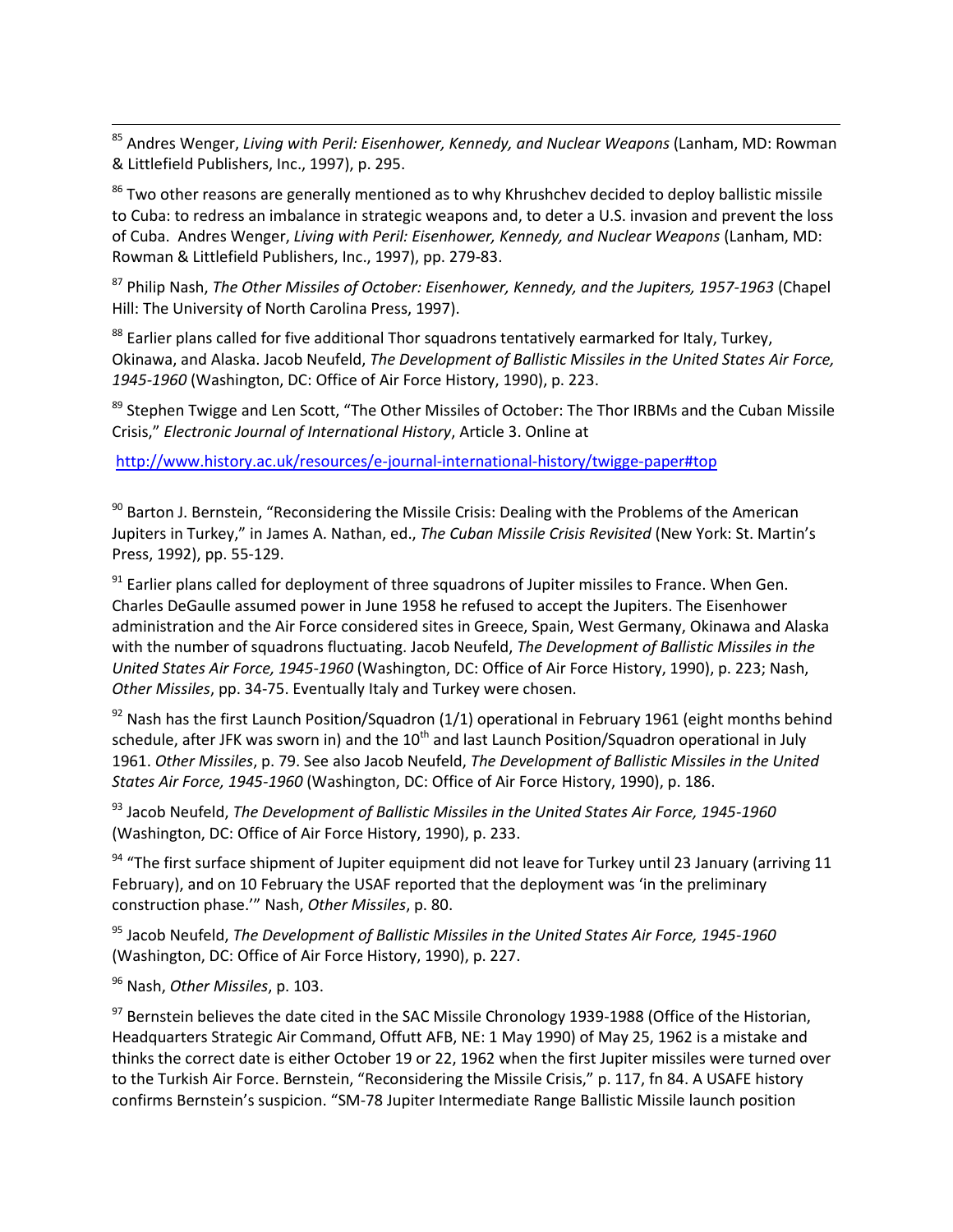[85] Andres Wenger, *Living with Peril: Eisenhower, Kennedy, and Nuclear Weapons* (Lanham, MD: Rowman & Littlefield Publishers, Inc., 1997), p. 295.

[86] Two other reasons are generally mentioned as to why Khrushchev decided to deploy ballistic missile to Cuba: to redress an imbalance in strategic weapons and, to deter a U.S. invasion and prevent the loss of Cuba. Andres Wenger, *Living with Peril: Eisenhower, Kennedy, and Nuclear Weapons* (Lanham, MD: Rowman & Littlefield Publishers, Inc., 1997), pp. 279-83.

[87] Philip Nash, *The Other Missiles of October: Eisenhower, Kennedy, and the Jupiters, 1957-1963* (Chapel Hill: The University of North Carolina Press, 1997).

[88] Earlier plans called for five additional Thor squadrons tentatively earmarked for Italy, Turkey, Okinawa, and Alaska. Jacob Neufeld, *The Development of Ballistic Missiles in the United States Air Force, 1945-1960* (Washington, DC: Office of Air Force History, 1990), p. 223.

[89] Stephen Twigge and Len Scott, "The Other Missiles of October: The Thor IRBMs and the Cuban Missile Crisis," *Electronic Journal of International History*, Article 3. Online at

http://www.history.ac.uk/resources/e-journal-international-history/twigge-paper#top

[90] Barton J. Bernstein, "Reconsidering the Missile Crisis: Dealing with the Problems of the American Jupiters in Turkey," in James A. Nathan, ed., *The Cuban Missile Crisis Revisited* (New York: St. Martin's Press, 1992), pp. 55-129.

[91] Earlier plans called for deployment of three squadrons of Jupiter missiles to France. When Gen. Charles DeGaulle assumed power in June 1958 he refused to accept the Jupiters. The Eisenhower administration and the Air Force considered sites in Greece, Spain, West Germany, Okinawa and Alaska with the number of squadrons fluctuating. Jacob Neufeld, *The Development of Ballistic Missiles in the United States Air Force, 1945-1960* (Washington, DC: Office of Air Force History, 1990), p. 223; Nash, *Other Missiles*, pp. 34-75. Eventually Italy and Turkey were chosen.

[92] Nash has the first Launch Position/Squadron (1/1) operational in February 1961 (eight months behind schedule, after JFK was sworn in) and the 10th and last Launch Position/Squadron operational in July 1961. *Other Missiles*, p. 79. See also Jacob Neufeld, *The Development of Ballistic Missiles in the United States Air Force, 1945-1960* (Washington, DC: Office of Air Force History, 1990), p. 186.

[93] Jacob Neufeld, *The Development of Ballistic Missiles in the United States Air Force, 1945-1960* (Washington, DC: Office of Air Force History, 1990), p. 233.

[94] "The first surface shipment of Jupiter equipment did not leave for Turkey until 23 January (arriving 11 February), and on 10 February the USAF reported that the deployment was 'in the preliminary construction phase.'" Nash, *Other Missiles*, p. 80.

[95] Jacob Neufeld, *The Development of Ballistic Missiles in the United States Air Force, 1945-1960* (Washington, DC: Office of Air Force History, 1990), p. 227.

[96] Nash, *Other Missiles*, p. 103.

[97] Bernstein believes the date cited in the SAC Missile Chronology 1939-1988 (Office of the Historian, Headquarters Strategic Air Command, Offutt AFB, NE: 1 May 1990) of May 25, 1962 is a mistake and thinks the correct date is either October 19 or 22, 1962 when the first Jupiter missiles were turned over to the Turkish Air Force. Bernstein, "Reconsidering the Missile Crisis," p. 117, fn 84. A USAFE history confirms Bernstein's suspicion. "SM-78 Jupiter Intermediate Range Ballistic Missile launch position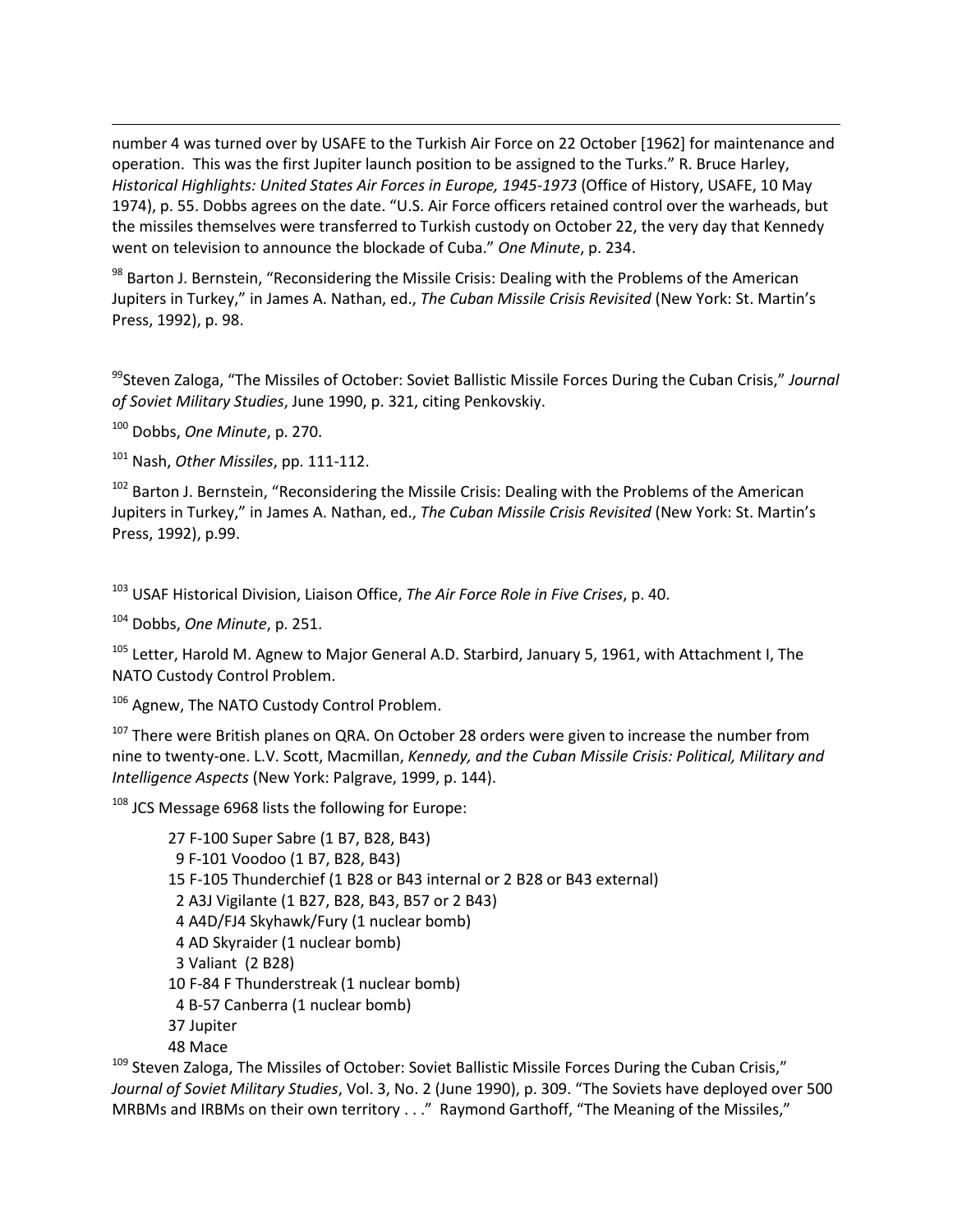number 4 was turned over by USAFE to the Turkish Air Force on 22 October [1962] for maintenance and operation. This was the first Jupiter launch position to be assigned to the Turks." R. Bruce Harley, *Historical Highlights: United States Air Forces in Europe, 1945-1973* (Office of History, USAFE, 10 May 1974), p. 55. Dobbs agrees on the date. "U.S. Air Force officers retained control over the warheads, but the missiles themselves were transferred to Turkish custody on October 22, the very day that Kennedy went on television to announce the blockade of Cuba." *One Minute*, p. 234.

[98] Barton J. Bernstein, "Reconsidering the Missile Crisis: Dealing with the Problems of the American Jupiters in Turkey," in James A. Nathan, ed., *The Cuban Missile Crisis Revisited* (New York: St. Martin's Press, 1992), p. 98.

[99] Steven Zaloga, "The Missiles of October: Soviet Ballistic Missile Forces During the Cuban Crisis," *Journal of Soviet Military Studies*, June 1990, p. 321, citing Penkovskiy.

[100] Dobbs, *One Minute*, p. 270.

[101] Nash, *Other Missiles*, pp. 111-112.

[102] Barton J. Bernstein, "Reconsidering the Missile Crisis: Dealing with the Problems of the American Jupiters in Turkey," in James A. Nathan, ed., *The Cuban Missile Crisis Revisited* (New York: St. Martin's Press, 1992), p.99.

[103] USAF Historical Division, Liaison Office, *The Air Force Role in Five Crises*, p. 40.

[104] Dobbs, *One Minute*, p. 251.

[105] Letter, Harold M. Agnew to Major General A.D. Starbird, January 5, 1961, with Attachment I, The NATO Custody Control Problem.

[106] Agnew, The NATO Custody Control Problem.

[107] There were British planes on QRA. On October 28 orders were given to increase the number from nine to twenty-one. L.V. Scott, Macmillan, *Kennedy, and the Cuban Missile Crisis: Political, Military and Intelligence Aspects* (New York: Palgrave, 1999, p. 144).

[108] JCS Message 6968 lists the following for Europe:

27 F-100 Super Sabre (1 B7, B28, B43)
9 F-101 Voodoo (1 B7, B28, B43)
15 F-105 Thunderchief (1 B28 or B43 internal or 2 B28 or B43 external)
2 A3J Vigilante (1 B27, B28, B43, B57 or 2 B43)
4 A4D/FJ4 Skyhawk/Fury (1 nuclear bomb)
4 AD Skyraider (1 nuclear bomb)
3 Valiant (2 B28)
10 F-84 F Thunderstreak (1 nuclear bomb)
4 B-57 Canberra (1 nuclear bomb)
37 Jupiter
48 Mace

[109] Steven Zaloga, The Missiles of October: Soviet Ballistic Missile Forces During the Cuban Crisis," *Journal of Soviet Military Studies*, Vol. 3, No. 2 (June 1990), p. 309. "The Soviets have deployed over 500 MRBMs and IRBMs on their own territory . . ." Raymond Garthoff, "The Meaning of the Missiles,"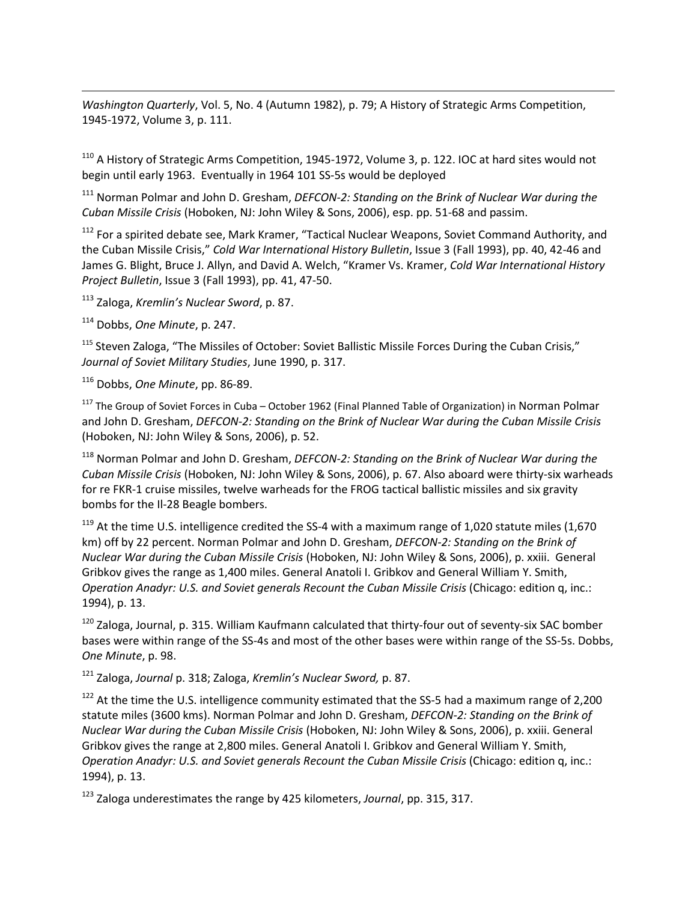*Washington Quarterly*, Vol. 5, No. 4 (Autumn 1982), p. 79; A History of Strategic Arms Competition, 1945-1972, Volume 3, p. 111.

[110] A History of Strategic Arms Competition, 1945-1972, Volume 3, p. 122. IOC at hard sites would not begin until early 1963. Eventually in 1964 101 SS-5s would be deployed

[111] Norman Polmar and John D. Gresham, *DEFCON-2: Standing on the Brink of Nuclear War during the Cuban Missile Crisis* (Hoboken, NJ: John Wiley & Sons, 2006), esp. pp. 51-68 and passim.

[112] For a spirited debate see, Mark Kramer, "Tactical Nuclear Weapons, Soviet Command Authority, and the Cuban Missile Crisis," *Cold War International History Bulletin*, Issue 3 (Fall 1993), pp. 40, 42-46 and James G. Blight, Bruce J. Allyn, and David A. Welch, "Kramer Vs. Kramer, *Cold War International History Project Bulletin*, Issue 3 (Fall 1993), pp. 41, 47-50.

[113] Zaloga, *Kremlin's Nuclear Sword*, p. 87.

[114] Dobbs, *One Minute*, p. 247.

[115] Steven Zaloga, "The Missiles of October: Soviet Ballistic Missile Forces During the Cuban Crisis," *Journal of Soviet Military Studies*, June 1990, p. 317.

[116] Dobbs, *One Minute*, pp. 86-89.

[117] The Group of Soviet Forces in Cuba – October 1962 (Final Planned Table of Organization) in Norman Polmar and John D. Gresham, *DEFCON-2: Standing on the Brink of Nuclear War during the Cuban Missile Crisis* (Hoboken, NJ: John Wiley & Sons, 2006), p. 52.

[118] Norman Polmar and John D. Gresham, *DEFCON-2: Standing on the Brink of Nuclear War during the Cuban Missile Crisis* (Hoboken, NJ: John Wiley & Sons, 2006), p. 67. Also aboard were thirty-six warheads for re FKR-1 cruise missiles, twelve warheads for the FROG tactical ballistic missiles and six gravity bombs for the Il-28 Beagle bombers.

[119] At the time U.S. intelligence credited the SS-4 with a maximum range of 1,020 statute miles (1,670 km) off by 22 percent. Norman Polmar and John D. Gresham, *DEFCON-2: Standing on the Brink of Nuclear War during the Cuban Missile Crisis* (Hoboken, NJ: John Wiley & Sons, 2006), p. xxiii. General Gribkov gives the range as 1,400 miles. General Anatoli I. Gribkov and General William Y. Smith, *Operation Anadyr: U.S. and Soviet generals Recount the Cuban Missile Crisis* (Chicago: edition q, inc.: 1994), p. 13.

[120] Zaloga, Journal, p. 315. William Kaufmann calculated that thirty-four out of seventy-six SAC bomber bases were within range of the SS-4s and most of the other bases were within range of the SS-5s. Dobbs, *One Minute*, p. 98.

[121] Zaloga, *Journal* p. 318; Zaloga, *Kremlin's Nuclear Sword,* p. 87.

[122] At the time the U.S. intelligence community estimated that the SS-5 had a maximum range of 2,200 statute miles (3600 kms). Norman Polmar and John D. Gresham, *DEFCON-2: Standing on the Brink of Nuclear War during the Cuban Missile Crisis* (Hoboken, NJ: John Wiley & Sons, 2006), p. xxiii. General Gribkov gives the range at 2,800 miles. General Anatoli I. Gribkov and General William Y. Smith, *Operation Anadyr: U.S. and Soviet generals Recount the Cuban Missile Crisis* (Chicago: edition q, inc.: 1994), p. 13.

[123] Zaloga underestimates the range by 425 kilometers, *Journal*, pp. 315, 317.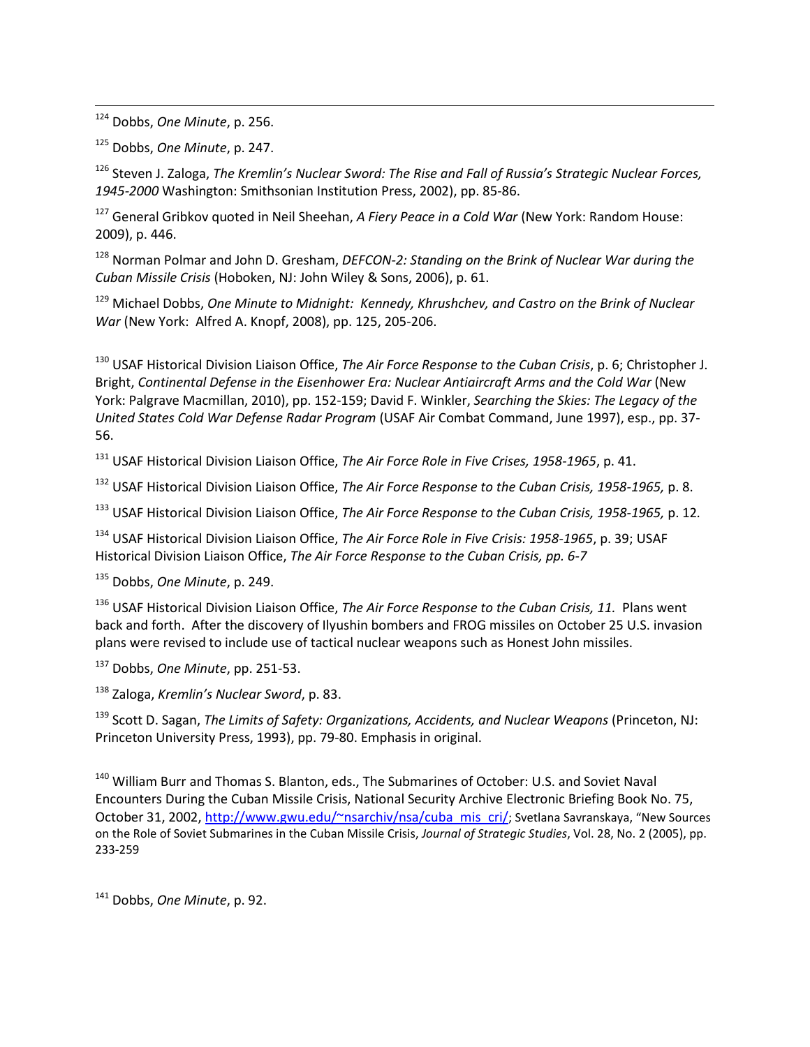[124] Dobbs, *One Minute*, p. 256.

[125] Dobbs, *One Minute*, p. 247.

[126] Steven J. Zaloga, *The Kremlin's Nuclear Sword: The Rise and Fall of Russia's Strategic Nuclear Forces, 1945-2000* Washington: Smithsonian Institution Press, 2002), pp. 85-86.

[127] General Gribkov quoted in Neil Sheehan, *A Fiery Peace in a Cold War* (New York: Random House: 2009), p. 446.

[128] Norman Polmar and John D. Gresham, *DEFCON-2: Standing on the Brink of Nuclear War during the Cuban Missile Crisis* (Hoboken, NJ: John Wiley & Sons, 2006), p. 61.

[129] Michael Dobbs, *One Minute to Midnight: Kennedy, Khrushchev, and Castro on the Brink of Nuclear War* (New York: Alfred A. Knopf, 2008), pp. 125, 205-206.

[130] USAF Historical Division Liaison Office, *The Air Force Response to the Cuban Crisis*, p. 6; Christopher J. Bright, *Continental Defense in the Eisenhower Era: Nuclear Antiaircraft Arms and the Cold War* (New York: Palgrave Macmillan, 2010), pp. 152-159; David F. Winkler, *Searching the Skies: The Legacy of the United States Cold War Defense Radar Program* (USAF Air Combat Command, June 1997), esp., pp. 37-56.

[131] USAF Historical Division Liaison Office, *The Air Force Role in Five Crises, 1958-1965*, p. 41.

[132] USAF Historical Division Liaison Office, *The Air Force Response to the Cuban Crisis, 1958-1965,* p. 8.

[133] USAF Historical Division Liaison Office, *The Air Force Response to the Cuban Crisis, 1958-1965,* p. 12.

[134] USAF Historical Division Liaison Office, *The Air Force Role in Five Crisis: 1958-1965*, p. 39; USAF Historical Division Liaison Office, *The Air Force Response to the Cuban Crisis, pp. 6-7*

[135] Dobbs, *One Minute*, p. 249.

[136] USAF Historical Division Liaison Office, *The Air Force Response to the Cuban Crisis, 11.* Plans went back and forth. After the discovery of Ilyushin bombers and FROG missiles on October 25 U.S. invasion plans were revised to include use of tactical nuclear weapons such as Honest John missiles.

[137] Dobbs, *One Minute*, pp. 251-53.

[138] Zaloga, *Kremlin's Nuclear Sword*, p. 83.

[139] Scott D. Sagan, *The Limits of Safety: Organizations, Accidents, and Nuclear Weapons* (Princeton, NJ: Princeton University Press, 1993), pp. 79-80. Emphasis in original.

[140] William Burr and Thomas S. Blanton, eds., The Submarines of October: U.S. and Soviet Naval Encounters During the Cuban Missile Crisis, National Security Archive Electronic Briefing Book No. 75, October 31, 2002, http://www.gwu.edu/~nsarchiv/nsa/cuba_mis_cri/; Svetlana Savranskaya, "New Sources on the Role of Soviet Submarines in the Cuban Missile Crisis, *Journal of Strategic Studies*, Vol. 28, No. 2 (2005), pp. 233-259

[141] Dobbs, *One Minute*, p. 92.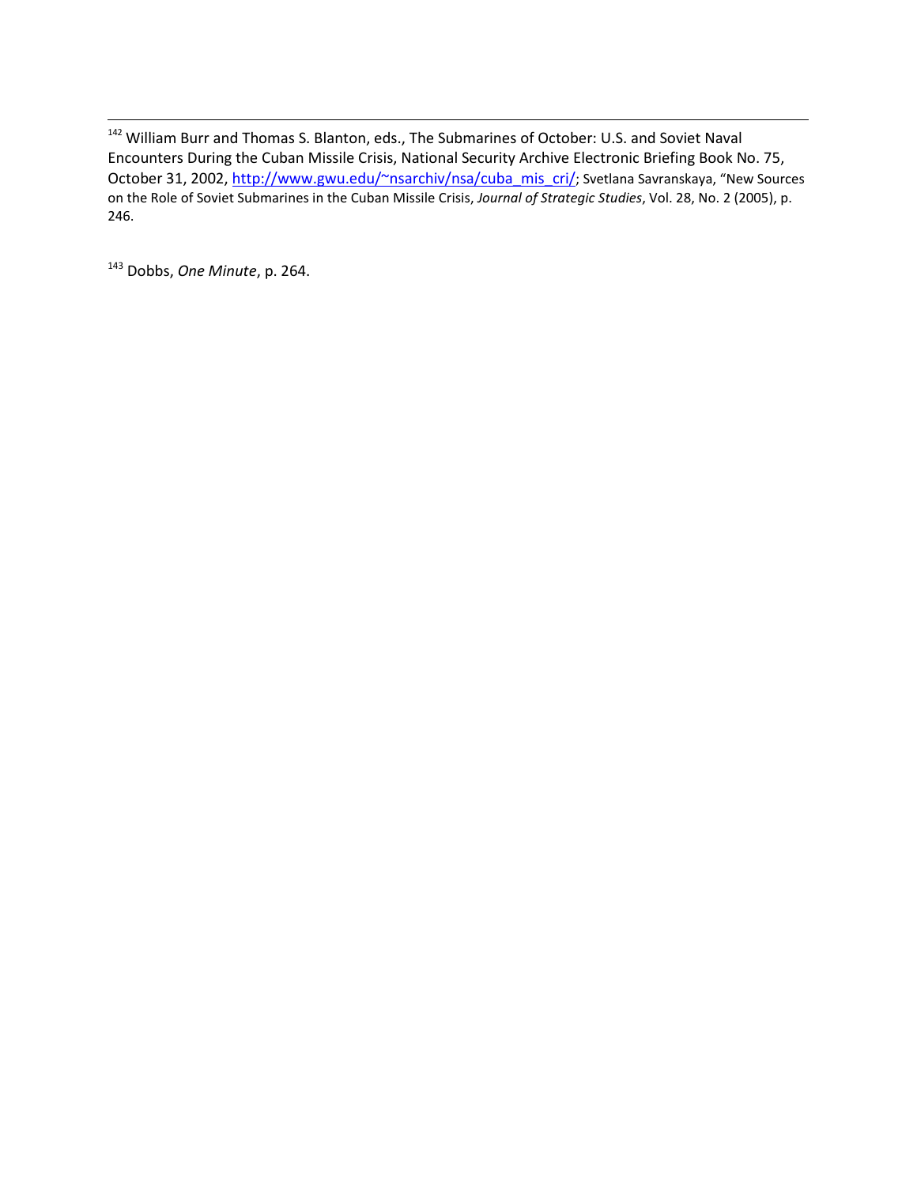---

[142] William Burr and Thomas S. Blanton, eds., The Submarines of October: U.S. and Soviet Naval Encounters During the Cuban Missile Crisis, National Security Archive Electronic Briefing Book No. 75, October 31, 2002, http://www.gwu.edu/~nsarchiv/nsa/cuba_mis_cri/; Svetlana Savranskaya, "New Sources on the Role of Soviet Submarines in the Cuban Missile Crisis, *Journal of Strategic Studies*, Vol. 28, No. 2 (2005), p. 246.

[143] Dobbs, *One Minute*, p. 264.